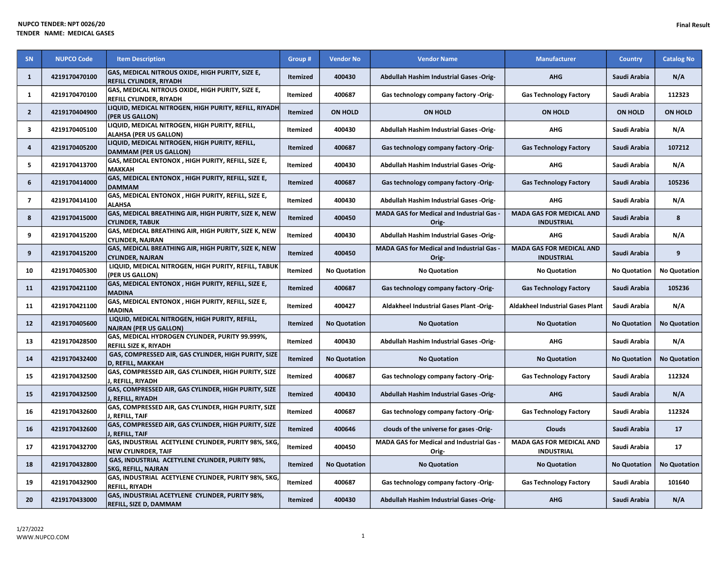**NUPCO TENDER: NPT 0026/20**

**TENDER NAME: MEDICAL GASES**

**Final Result**

| SN | NUPCO Code | Item Description | Group # | Vendor No | Vendor Name | Manufacturer | Country | Catalog No |
|---|---|---|---|---|---|---|---|---|
| 1 | 4219170470100 | GAS, MEDICAL NITROUS OXIDE, HIGH PURITY, SIZE E, REFILL CYLINDER, RIYADH | Itemized | 400430 | Abdullah Hashim Industrial Gases -Orig- | AHG | Saudi Arabia | N/A |
| 1 | 4219170470100 | GAS, MEDICAL NITROUS OXIDE, HIGH PURITY, SIZE E, REFILL CYLINDER, RIYADH | Itemized | 400687 | Gas technology company factory -Orig- | Gas Technology Factory | Saudi Arabia | 112323 |
| 2 | 4219170404900 | LIQUID, MEDICAL NITROGEN, HIGH PURITY, REFILL, RIYADH (PER US GALLON) | Itemized | ON HOLD | ON HOLD | ON HOLD | ON HOLD | ON HOLD |
| 3 | 4219170405100 | LIQUID, MEDICAL NITROGEN, HIGH PURITY, REFILL, ALAHSA (PER US GALLON) | Itemized | 400430 | Abdullah Hashim Industrial Gases -Orig- | AHG | Saudi Arabia | N/A |
| 4 | 4219170405200 | LIQUID, MEDICAL NITROGEN, HIGH PURITY, REFILL, DAMMAM (PER US GALLON) | Itemized | 400687 | Gas technology company factory -Orig- | Gas Technology Factory | Saudi Arabia | 107212 |
| 5 | 4219170413700 | GAS, MEDICAL ENTONOX , HIGH PURITY, REFILL, SIZE E, MAKKAH | Itemized | 400430 | Abdullah Hashim Industrial Gases -Orig- | AHG | Saudi Arabia | N/A |
| 6 | 4219170414000 | GAS, MEDICAL ENTONOX , HIGH PURITY, REFILL, SIZE E, DAMMAM | Itemized | 400687 | Gas technology company factory -Orig- | Gas Technology Factory | Saudi Arabia | 105236 |
| 7 | 4219170414100 | GAS, MEDICAL ENTONOX , HIGH PURITY, REFILL, SIZE E, ALAHSA | Itemized | 400430 | Abdullah Hashim Industrial Gases -Orig- | AHG | Saudi Arabia | N/A |
| 8 | 4219170415000 | GAS, MEDICAL BREATHING AIR, HIGH PURITY, SIZE K, NEW CYLINDER, TABUK | Itemized | 400450 | MADA GAS for Medical and Industrial Gas -Orig- | MADA GAS FOR MEDICAL AND INDUSTRIAL | Saudi Arabia | 8 |
| 9 | 4219170415200 | GAS, MEDICAL BREATHING AIR, HIGH PURITY, SIZE K, NEW CYLINDER, NAJRAN | Itemized | 400430 | Abdullah Hashim Industrial Gases -Orig- | AHG | Saudi Arabia | N/A |
| 9 | 4219170415200 | GAS, MEDICAL BREATHING AIR, HIGH PURITY, SIZE K, NEW CYLINDER, NAJRAN | Itemized | 400450 | MADA GAS for Medical and Industrial Gas -Orig- | MADA GAS FOR MEDICAL AND INDUSTRIAL | Saudi Arabia | 9 |
| 10 | 4219170405300 | LIQUID, MEDICAL NITROGEN, HIGH PURITY, REFILL, TABUK (PER US GALLON) | Itemized | No Quotation | No Quotation | No Quotation | No Quotation | No Quotation |
| 11 | 4219170421100 | GAS, MEDICAL ENTONOX , HIGH PURITY, REFILL, SIZE E, MADINA | Itemized | 400687 | Gas technology company factory -Orig- | Gas Technology Factory | Saudi Arabia | 105236 |
| 11 | 4219170421100 | GAS, MEDICAL ENTONOX , HIGH PURITY, REFILL, SIZE E, MADINA | Itemized | 400427 | Aldakheel Industrial Gases Plant -Orig- | Aldakheel Industrial Gases Plant | Saudi Arabia | N/A |
| 12 | 4219170405600 | LIQUID, MEDICAL NITROGEN, HIGH PURITY, REFILL, NAJRAN (PER US GALLON) | Itemized | No Quotation | No Quotation | No Quotation | No Quotation | No Quotation |
| 13 | 4219170428500 | GAS, MEDICAL HYDROGEN CYLINDER, PURITY 99.999%, REFILL SIZE K, RIYADH | Itemized | 400430 | Abdullah Hashim Industrial Gases -Orig- | AHG | Saudi Arabia | N/A |
| 14 | 4219170432400 | GAS, COMPRESSED AIR, GAS CYLINDER, HIGH PURITY, SIZE D, REFILL, MAKKAH | Itemized | No Quotation | No Quotation | No Quotation | No Quotation | No Quotation |
| 15 | 4219170432500 | GAS, COMPRESSED AIR, GAS CYLINDER, HIGH PURITY, SIZE J, REFILL, RIYADH | Itemized | 400687 | Gas technology company factory -Orig- | Gas Technology Factory | Saudi Arabia | 112324 |
| 15 | 4219170432500 | GAS, COMPRESSED AIR, GAS CYLINDER, HIGH PURITY, SIZE J, REFILL, RIYADH | Itemized | 400430 | Abdullah Hashim Industrial Gases -Orig- | AHG | Saudi Arabia | N/A |
| 16 | 4219170432600 | GAS, COMPRESSED AIR, GAS CYLINDER, HIGH PURITY, SIZE J, REFILL, TAIF | Itemized | 400687 | Gas technology company factory -Orig- | Gas Technology Factory | Saudi Arabia | 112324 |
| 16 | 4219170432600 | GAS, COMPRESSED AIR, GAS CYLINDER, HIGH PURITY, SIZE J, REFILL, TAIF | Itemized | 400646 | clouds of the universe for gases -Orig- | Clouds | Saudi Arabia | 17 |
| 17 | 4219170432700 | GAS, INDUSTRIAL ACETYLENE CYLINDER, PURITY 98%, 5KG, NEW CYLINRDER, TAIF | Itemized | 400450 | MADA GAS for Medical and Industrial Gas -Orig- | MADA GAS FOR MEDICAL AND INDUSTRIAL | Saudi Arabia | 17 |
| 18 | 4219170432800 | GAS, INDUSTRIAL ACETYLENE CYLINDER, PURITY 98%, 5KG, REFILL, NAJRAN | Itemized | No Quotation | No Quotation | No Quotation | No Quotation | No Quotation |
| 19 | 4219170432900 | GAS, INDUSTRIAL ACETYLENE CYLINDER, PURITY 98%, 5KG, REFILL, RIYADH | Itemized | 400687 | Gas technology company factory -Orig- | Gas Technology Factory | Saudi Arabia | 101640 |
| 20 | 4219170433000 | GAS, INDUSTRIAL ACETYLENE CYLINDER, PURITY 98%, REFILL, SIZE D, DAMMAM | Itemized | 400430 | Abdullah Hashim Industrial Gases -Orig- | AHG | Saudi Arabia | N/A |

1/27/2022
WWW.NUPCO.COM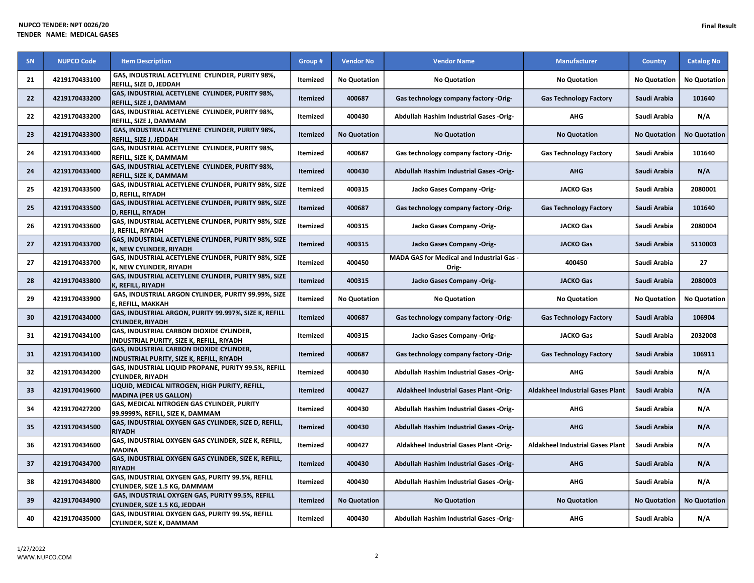NUPCO TENDER: NPT 0026/20
TENDER NAME: MEDICAL GASES

Final Result

| SN | NUPCO Code | Item Description | Group # | Vendor No | Vendor Name | Manufacturer | Country | Catalog No |
|---|---|---|---|---|---|---|---|---|
| 21 | 4219170433100 | GAS, INDUSTRIAL ACETYLENE CYLINDER, PURITY 98%, REFILL, SIZE D, JEDDAH | Itemized | No Quotation | No Quotation | No Quotation | No Quotation | No Quotation |
| 22 | 4219170433200 | GAS, INDUSTRIAL ACETYLENE CYLINDER, PURITY 98%, REFILL, SIZE J, DAMMAM | Itemized | 400687 | Gas technology company factory -Orig- | Gas Technology Factory | Saudi Arabia | 101640 |
| 22 | 4219170433200 | GAS, INDUSTRIAL ACETYLENE CYLINDER, PURITY 98%, REFILL, SIZE J, DAMMAM | Itemized | 400430 | Abdullah Hashim Industrial Gases -Orig- | AHG | Saudi Arabia | N/A |
| 23 | 4219170433300 | GAS, INDUSTRIAL ACETYLENE CYLINDER, PURITY 98%, REFILL, SIZE J, JEDDAH | Itemized | No Quotation | No Quotation | No Quotation | No Quotation | No Quotation |
| 24 | 4219170433400 | GAS, INDUSTRIAL ACETYLENE CYLINDER, PURITY 98%, REFILL, SIZE K, DAMMAM | Itemized | 400687 | Gas technology company factory -Orig- | Gas Technology Factory | Saudi Arabia | 101640 |
| 24 | 4219170433400 | GAS, INDUSTRIAL ACETYLENE CYLINDER, PURITY 98%, REFILL, SIZE K, DAMMAM | Itemized | 400430 | Abdullah Hashim Industrial Gases -Orig- | AHG | Saudi Arabia | N/A |
| 25 | 4219170433500 | GAS, INDUSTRIAL ACETYLENE CYLINDER, PURITY 98%, SIZE D, REFILL, RIYADH | Itemized | 400315 | Jacko Gases Company -Orig- | JACKO Gas | Saudi Arabia | 2080001 |
| 25 | 4219170433500 | GAS, INDUSTRIAL ACETYLENE CYLINDER, PURITY 98%, SIZE D, REFILL, RIYADH | Itemized | 400687 | Gas technology company factory -Orig- | Gas Technology Factory | Saudi Arabia | 101640 |
| 26 | 4219170433600 | GAS, INDUSTRIAL ACETYLENE CYLINDER, PURITY 98%, SIZE J, REFILL, RIYADH | Itemized | 400315 | Jacko Gases Company -Orig- | JACKO Gas | Saudi Arabia | 2080004 |
| 27 | 4219170433700 | GAS, INDUSTRIAL ACETYLENE CYLINDER, PURITY 98%, SIZE K, NEW CYLINDER, RIYADH | Itemized | 400315 | Jacko Gases Company -Orig- | JACKO Gas | Saudi Arabia | 5110003 |
| 27 | 4219170433700 | GAS, INDUSTRIAL ACETYLENE CYLINDER, PURITY 98%, SIZE K, NEW CYLINDER, RIYADH | Itemized | 400450 | MADA GAS for Medical and Industrial Gas -Orig- | 400450 | Saudi Arabia | 27 |
| 28 | 4219170433800 | GAS, INDUSTRIAL ACETYLENE CYLINDER, PURITY 98%, SIZE K, REFILL, RIYADH | Itemized | 400315 | Jacko Gases Company -Orig- | JACKO Gas | Saudi Arabia | 2080003 |
| 29 | 4219170433900 | GAS, INDUSTRIAL ARGON CYLINDER, PURITY 99.99%, SIZE E, REFILL, MAKKAH | Itemized | No Quotation | No Quotation | No Quotation | No Quotation | No Quotation |
| 30 | 4219170434000 | GAS, INDUSTRIAL ARGON, PURITY 99.997%, SIZE K, REFILL CYLINDER, RIYADH | Itemized | 400687 | Gas technology company factory -Orig- | Gas Technology Factory | Saudi Arabia | 106904 |
| 31 | 4219170434100 | GAS, INDUSTRIAL CARBON DIOXIDE CYLINDER, INDUSTRIAL PURITY, SIZE K, REFILL, RIYADH | Itemized | 400315 | Jacko Gases Company -Orig- | JACKO Gas | Saudi Arabia | 2032008 |
| 31 | 4219170434100 | GAS, INDUSTRIAL CARBON DIOXIDE CYLINDER, INDUSTRIAL PURITY, SIZE K, REFILL, RIYADH | Itemized | 400687 | Gas technology company factory -Orig- | Gas Technology Factory | Saudi Arabia | 106911 |
| 32 | 4219170434200 | GAS, INDUSTRIAL LIQUID PROPANE, PURITY 99.5%, REFILL CYLINDER, RIYADH | Itemized | 400430 | Abdullah Hashim Industrial Gases -Orig- | AHG | Saudi Arabia | N/A |
| 33 | 4219170419600 | LIQUID, MEDICAL NITROGEN, HIGH PURITY, REFILL, MADINA (PER US GALLON) | Itemized | 400427 | Aldakheel Industrial Gases Plant -Orig- | Aldakheel Industrial Gases Plant | Saudi Arabia | N/A |
| 34 | 4219170427200 | GAS, MEDICAL NITROGEN GAS CYLINDER, PURITY 99.9999%, REFILL, SIZE K, DAMMAM | Itemized | 400430 | Abdullah Hashim Industrial Gases -Orig- | AHG | Saudi Arabia | N/A |
| 35 | 4219170434500 | GAS, INDUSTRIAL OXYGEN GAS CYLINDER, SIZE D, REFILL, RIYADH | Itemized | 400430 | Abdullah Hashim Industrial Gases -Orig- | AHG | Saudi Arabia | N/A |
| 36 | 4219170434600 | GAS, INDUSTRIAL OXYGEN GAS CYLINDER, SIZE K, REFILL, MADINA | Itemized | 400427 | Aldakheel Industrial Gases Plant -Orig- | Aldakheel Industrial Gases Plant | Saudi Arabia | N/A |
| 37 | 4219170434700 | GAS, INDUSTRIAL OXYGEN GAS CYLINDER, SIZE K, REFILL, RIYADH | Itemized | 400430 | Abdullah Hashim Industrial Gases -Orig- | AHG | Saudi Arabia | N/A |
| 38 | 4219170434800 | GAS, INDUSTRIAL OXYGEN GAS, PURITY 99.5%, REFILL CYLINDER, SIZE 1.5 KG, DAMMAM | Itemized | 400430 | Abdullah Hashim Industrial Gases -Orig- | AHG | Saudi Arabia | N/A |
| 39 | 4219170434900 | GAS, INDUSTRIAL OXYGEN GAS, PURITY 99.5%, REFILL CYLINDER, SIZE 1.5 KG, JEDDAH | Itemized | No Quotation | No Quotation | No Quotation | No Quotation | No Quotation |
| 40 | 4219170435000 | GAS, INDUSTRIAL OXYGEN GAS, PURITY 99.5%, REFILL CYLINDER, SIZE K, DAMMAM | Itemized | 400430 | Abdullah Hashim Industrial Gases -Orig- | AHG | Saudi Arabia | N/A |

1/27/2022
WWW.NUPCO.COM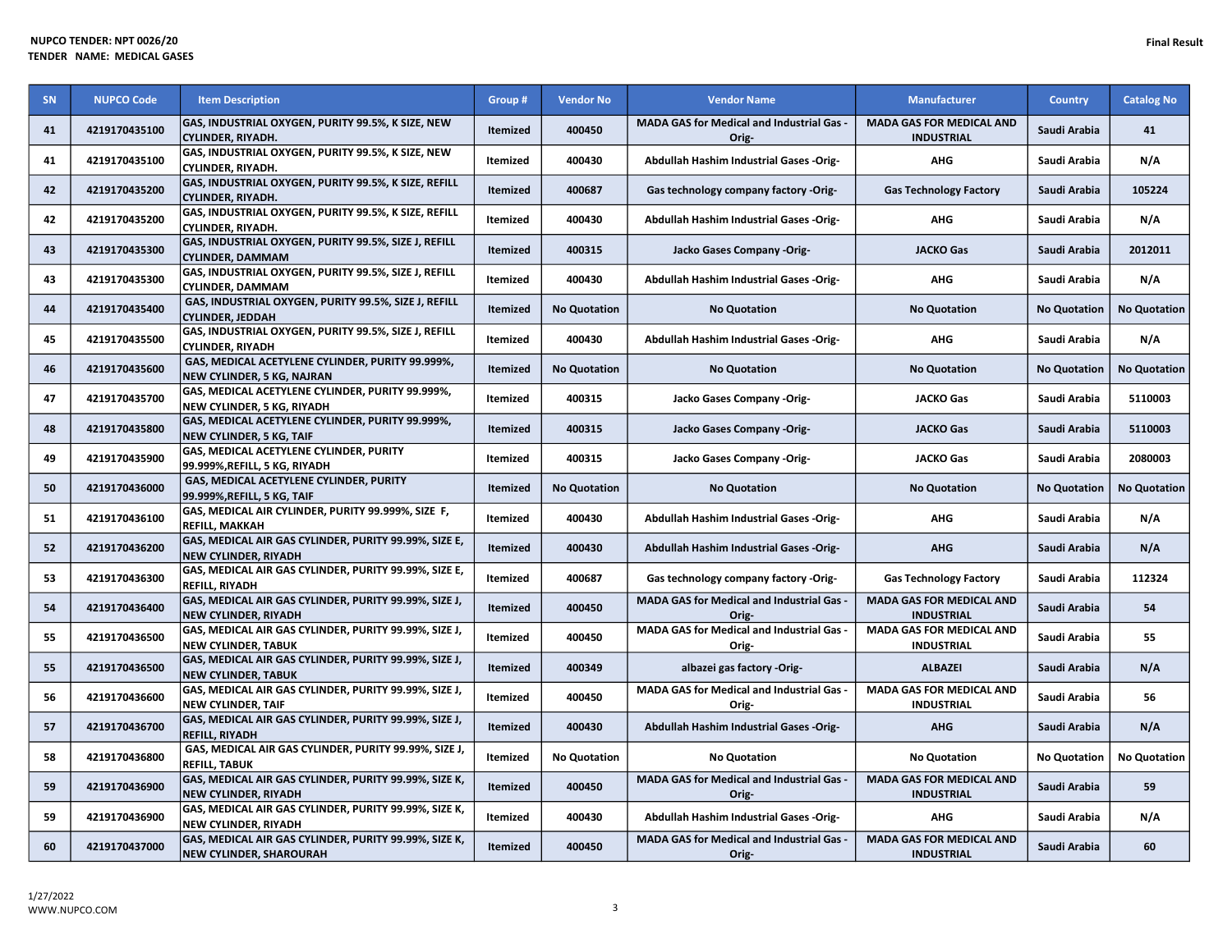**NUPCO TENDER: NPT 0026/20**
**TENDER NAME: MEDICAL GASES**

**Final Result**

| SN | NUPCO Code | Item Description | Group # | Vendor No | Vendor Name | Manufacturer | Country | Catalog No |
|---|---|---|---|---|---|---|---|---|
| 41 | 4219170435100 | GAS, INDUSTRIAL OXYGEN, PURITY 99.5%, K SIZE, NEW CYLINDER, RIYADH. | Itemized | 400450 | MADA GAS for Medical and Industrial Gas -Orig- | MADA GAS FOR MEDICAL AND INDUSTRIAL | Saudi Arabia | 41 |
| 41 | 4219170435100 | GAS, INDUSTRIAL OXYGEN, PURITY 99.5%, K SIZE, NEW CYLINDER, RIYADH. | Itemized | 400430 | Abdullah Hashim Industrial Gases -Orig- | AHG | Saudi Arabia | N/A |
| 42 | 4219170435200 | GAS, INDUSTRIAL OXYGEN, PURITY 99.5%, K SIZE, REFILL CYLINDER, RIYADH. | Itemized | 400687 | Gas technology company factory -Orig- | Gas Technology Factory | Saudi Arabia | 105224 |
| 42 | 4219170435200 | GAS, INDUSTRIAL OXYGEN, PURITY 99.5%, K SIZE, REFILL CYLINDER, RIYADH. | Itemized | 400430 | Abdullah Hashim Industrial Gases -Orig- | AHG | Saudi Arabia | N/A |
| 43 | 4219170435300 | GAS, INDUSTRIAL OXYGEN, PURITY 99.5%, SIZE J, REFILL CYLINDER, DAMMAM | Itemized | 400315 | Jacko Gases Company -Orig- | JACKO Gas | Saudi Arabia | 2012011 |
| 43 | 4219170435300 | GAS, INDUSTRIAL OXYGEN, PURITY 99.5%, SIZE J, REFILL CYLINDER, DAMMAM | Itemized | 400430 | Abdullah Hashim Industrial Gases -Orig- | AHG | Saudi Arabia | N/A |
| 44 | 4219170435400 | GAS, INDUSTRIAL OXYGEN, PURITY 99.5%, SIZE J, REFILL CYLINDER, JEDDAH | Itemized | No Quotation | No Quotation | No Quotation | No Quotation | No Quotation |
| 45 | 4219170435500 | GAS, INDUSTRIAL OXYGEN, PURITY 99.5%, SIZE J, REFILL CYLINDER, RIYADH | Itemized | 400430 | Abdullah Hashim Industrial Gases -Orig- | AHG | Saudi Arabia | N/A |
| 46 | 4219170435600 | GAS, MEDICAL ACETYLENE CYLINDER, PURITY 99.999%, NEW CYLINDER, 5 KG, NAJRAN | Itemized | No Quotation | No Quotation | No Quotation | No Quotation | No Quotation |
| 47 | 4219170435700 | GAS, MEDICAL ACETYLENE CYLINDER, PURITY 99.999%, NEW CYLINDER, 5 KG, RIYADH | Itemized | 400315 | Jacko Gases Company -Orig- | JACKO Gas | Saudi Arabia | 5110003 |
| 48 | 4219170435800 | GAS, MEDICAL ACETYLENE CYLINDER, PURITY 99.999%, NEW CYLINDER, 5 KG, TAIF | Itemized | 400315 | Jacko Gases Company -Orig- | JACKO Gas | Saudi Arabia | 5110003 |
| 49 | 4219170435900 | GAS, MEDICAL ACETYLENE CYLINDER, PURITY 99.999%,REFILL, 5 KG, RIYADH | Itemized | 400315 | Jacko Gases Company -Orig- | JACKO Gas | Saudi Arabia | 2080003 |
| 50 | 4219170436000 | GAS, MEDICAL ACETYLENE CYLINDER, PURITY 99.999%,REFILL, 5 KG, TAIF | Itemized | No Quotation | No Quotation | No Quotation | No Quotation | No Quotation |
| 51 | 4219170436100 | GAS, MEDICAL AIR CYLINDER, PURITY 99.999%, SIZE F, REFILL, MAKKAH | Itemized | 400430 | Abdullah Hashim Industrial Gases -Orig- | AHG | Saudi Arabia | N/A |
| 52 | 4219170436200 | GAS, MEDICAL AIR GAS CYLINDER, PURITY 99.99%, SIZE E, NEW CYLINDER, RIYADH | Itemized | 400430 | Abdullah Hashim Industrial Gases -Orig- | AHG | Saudi Arabia | N/A |
| 53 | 4219170436300 | GAS, MEDICAL AIR GAS CYLINDER, PURITY 99.99%, SIZE E, REFILL, RIYADH | Itemized | 400687 | Gas technology company factory -Orig- | Gas Technology Factory | Saudi Arabia | 112324 |
| 54 | 4219170436400 | GAS, MEDICAL AIR GAS CYLINDER, PURITY 99.99%, SIZE J, NEW CYLINDER, RIYADH | Itemized | 400450 | MADA GAS for Medical and Industrial Gas -Orig- | MADA GAS FOR MEDICAL AND INDUSTRIAL | Saudi Arabia | 54 |
| 55 | 4219170436500 | GAS, MEDICAL AIR GAS CYLINDER, PURITY 99.99%, SIZE J, NEW CYLINDER, TABUK | Itemized | 400450 | MADA GAS for Medical and Industrial Gas -Orig- | MADA GAS FOR MEDICAL AND INDUSTRIAL | Saudi Arabia | 55 |
| 55 | 4219170436500 | GAS, MEDICAL AIR GAS CYLINDER, PURITY 99.99%, SIZE J, NEW CYLINDER, TABUK | Itemized | 400349 | albazei gas factory -Orig- | ALBAZEI | Saudi Arabia | N/A |
| 56 | 4219170436600 | GAS, MEDICAL AIR GAS CYLINDER, PURITY 99.99%, SIZE J, NEW CYLINDER, TAIF | Itemized | 400450 | MADA GAS for Medical and Industrial Gas -Orig- | MADA GAS FOR MEDICAL AND INDUSTRIAL | Saudi Arabia | 56 |
| 57 | 4219170436700 | GAS, MEDICAL AIR GAS CYLINDER, PURITY 99.99%, SIZE J, REFILL, RIYADH | Itemized | 400430 | Abdullah Hashim Industrial Gases -Orig- | AHG | Saudi Arabia | N/A |
| 58 | 4219170436800 | GAS, MEDICAL AIR GAS CYLINDER, PURITY 99.99%, SIZE J, REFILL, TABUK | Itemized | No Quotation | No Quotation | No Quotation | No Quotation | No Quotation |
| 59 | 4219170436900 | GAS, MEDICAL AIR GAS CYLINDER, PURITY 99.99%, SIZE K, NEW CYLINDER, RIYADH | Itemized | 400450 | MADA GAS for Medical and Industrial Gas -Orig- | MADA GAS FOR MEDICAL AND INDUSTRIAL | Saudi Arabia | 59 |
| 59 | 4219170436900 | GAS, MEDICAL AIR GAS CYLINDER, PURITY 99.99%, SIZE K, NEW CYLINDER, RIYADH | Itemized | 400430 | Abdullah Hashim Industrial Gases -Orig- | AHG | Saudi Arabia | N/A |
| 60 | 4219170437000 | GAS, MEDICAL AIR GAS CYLINDER, PURITY 99.99%, SIZE K, NEW CYLINDER, SHAROURAH | Itemized | 400450 | MADA GAS for Medical and Industrial Gas -Orig- | MADA GAS FOR MEDICAL AND INDUSTRIAL | Saudi Arabia | 60 |

1/27/2022
WWW.NUPCO.COM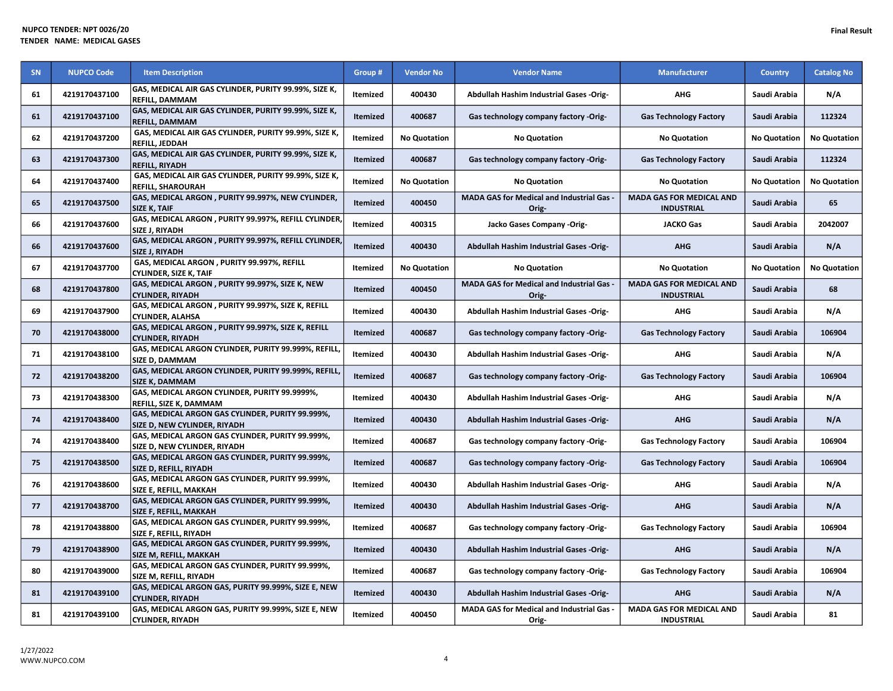NUPCO TENDER: NPT 0026/20
TENDER NAME: MEDICAL GASES

Final Result

| SN | NUPCO Code | Item Description | Group # | Vendor No | Vendor Name | Manufacturer | Country | Catalog No |
|---|---|---|---|---|---|---|---|---|
| 61 | 4219170437100 | GAS, MEDICAL AIR GAS CYLINDER, PURITY 99.99%, SIZE K, REFILL, DAMMAM | Itemized | 400430 | Abdullah Hashim Industrial Gases -Orig- | AHG | Saudi Arabia | N/A |
| 61 | 4219170437100 | GAS, MEDICAL AIR GAS CYLINDER, PURITY 99.99%, SIZE K, REFILL, DAMMAM | Itemized | 400687 | Gas technology company factory -Orig- | Gas Technology Factory | Saudi Arabia | 112324 |
| 62 | 4219170437200 | GAS, MEDICAL AIR GAS CYLINDER, PURITY 99.99%, SIZE K, REFILL, JEDDAH | Itemized | No Quotation | No Quotation | No Quotation | No Quotation | No Quotation |
| 63 | 4219170437300 | GAS, MEDICAL AIR GAS CYLINDER, PURITY 99.99%, SIZE K, REFILL, RIYADH | Itemized | 400687 | Gas technology company factory -Orig- | Gas Technology Factory | Saudi Arabia | 112324 |
| 64 | 4219170437400 | GAS, MEDICAL AIR GAS CYLINDER, PURITY 99.99%, SIZE K, REFILL, SHAROURAH | Itemized | No Quotation | No Quotation | No Quotation | No Quotation | No Quotation |
| 65 | 4219170437500 | GAS, MEDICAL ARGON , PURITY 99.997%, NEW CYLINDER, SIZE K, TAIF | Itemized | 400450 | MADA GAS for Medical and Industrial Gas -Orig- | MADA GAS FOR MEDICAL AND INDUSTRIAL | Saudi Arabia | 65 |
| 66 | 4219170437600 | GAS, MEDICAL ARGON , PURITY 99.997%, REFILL CYLINDER, SIZE J, RIYADH | Itemized | 400315 | Jacko Gases Company -Orig- | JACKO Gas | Saudi Arabia | 2042007 |
| 66 | 4219170437600 | GAS, MEDICAL ARGON , PURITY 99.997%, REFILL CYLINDER, SIZE J, RIYADH | Itemized | 400430 | Abdullah Hashim Industrial Gases -Orig- | AHG | Saudi Arabia | N/A |
| 67 | 4219170437700 | GAS, MEDICAL ARGON , PURITY 99.997%, REFILL CYLINDER, SIZE K, TAIF | Itemized | No Quotation | No Quotation | No Quotation | No Quotation | No Quotation |
| 68 | 4219170437800 | GAS, MEDICAL ARGON , PURITY 99.997%, SIZE K, NEW CYLINDER, RIYADH | Itemized | 400450 | MADA GAS for Medical and Industrial Gas -Orig- | MADA GAS FOR MEDICAL AND INDUSTRIAL | Saudi Arabia | 68 |
| 69 | 4219170437900 | GAS, MEDICAL ARGON , PURITY 99.997%, SIZE K, REFILL CYLINDER, ALAHSA | Itemized | 400430 | Abdullah Hashim Industrial Gases -Orig- | AHG | Saudi Arabia | N/A |
| 70 | 4219170438000 | GAS, MEDICAL ARGON , PURITY 99.997%, SIZE K, REFILL CYLINDER, RIYADH | Itemized | 400687 | Gas technology company factory -Orig- | Gas Technology Factory | Saudi Arabia | 106904 |
| 71 | 4219170438100 | GAS, MEDICAL ARGON CYLINDER, PURITY 99.999%, REFILL, SIZE D, DAMMAM | Itemized | 400430 | Abdullah Hashim Industrial Gases -Orig- | AHG | Saudi Arabia | N/A |
| 72 | 4219170438200 | GAS, MEDICAL ARGON CYLINDER, PURITY 99.999%, REFILL, SIZE K, DAMMAM | Itemized | 400687 | Gas technology company factory -Orig- | Gas Technology Factory | Saudi Arabia | 106904 |
| 73 | 4219170438300 | GAS, MEDICAL ARGON CYLINDER, PURITY 99.9999%, REFILL, SIZE K, DAMMAM | Itemized | 400430 | Abdullah Hashim Industrial Gases -Orig- | AHG | Saudi Arabia | N/A |
| 74 | 4219170438400 | GAS, MEDICAL ARGON GAS CYLINDER, PURITY 99.999%, SIZE D, NEW CYLINDER, RIYADH | Itemized | 400430 | Abdullah Hashim Industrial Gases -Orig- | AHG | Saudi Arabia | N/A |
| 74 | 4219170438400 | GAS, MEDICAL ARGON GAS CYLINDER, PURITY 99.999%, SIZE D, NEW CYLINDER, RIYADH | Itemized | 400687 | Gas technology company factory -Orig- | Gas Technology Factory | Saudi Arabia | 106904 |
| 75 | 4219170438500 | GAS, MEDICAL ARGON GAS CYLINDER, PURITY 99.999%, SIZE D, REFILL, RIYADH | Itemized | 400687 | Gas technology company factory -Orig- | Gas Technology Factory | Saudi Arabia | 106904 |
| 76 | 4219170438600 | GAS, MEDICAL ARGON GAS CYLINDER, PURITY 99.999%, SIZE E, REFILL, MAKKAH | Itemized | 400430 | Abdullah Hashim Industrial Gases -Orig- | AHG | Saudi Arabia | N/A |
| 77 | 4219170438700 | GAS, MEDICAL ARGON GAS CYLINDER, PURITY 99.999%, SIZE F, REFILL, MAKKAH | Itemized | 400430 | Abdullah Hashim Industrial Gases -Orig- | AHG | Saudi Arabia | N/A |
| 78 | 4219170438800 | GAS, MEDICAL ARGON GAS CYLINDER, PURITY 99.999%, SIZE F, REFILL, RIYADH | Itemized | 400687 | Gas technology company factory -Orig- | Gas Technology Factory | Saudi Arabia | 106904 |
| 79 | 4219170438900 | GAS, MEDICAL ARGON GAS CYLINDER, PURITY 99.999%, SIZE M, REFILL, MAKKAH | Itemized | 400430 | Abdullah Hashim Industrial Gases -Orig- | AHG | Saudi Arabia | N/A |
| 80 | 4219170439000 | GAS, MEDICAL ARGON GAS CYLINDER, PURITY 99.999%, SIZE M, REFILL, RIYADH | Itemized | 400687 | Gas technology company factory -Orig- | Gas Technology Factory | Saudi Arabia | 106904 |
| 81 | 4219170439100 | GAS, MEDICAL ARGON GAS, PURITY 99.999%, SIZE E, NEW CYLINDER, RIYADH | Itemized | 400430 | Abdullah Hashim Industrial Gases -Orig- | AHG | Saudi Arabia | N/A |
| 81 | 4219170439100 | GAS, MEDICAL ARGON GAS, PURITY 99.999%, SIZE E, NEW CYLINDER, RIYADH | Itemized | 400450 | MADA GAS for Medical and Industrial Gas -Orig- | MADA GAS FOR MEDICAL AND INDUSTRIAL | Saudi Arabia | 81 |

1/27/2022
WWW.NUPCO.COM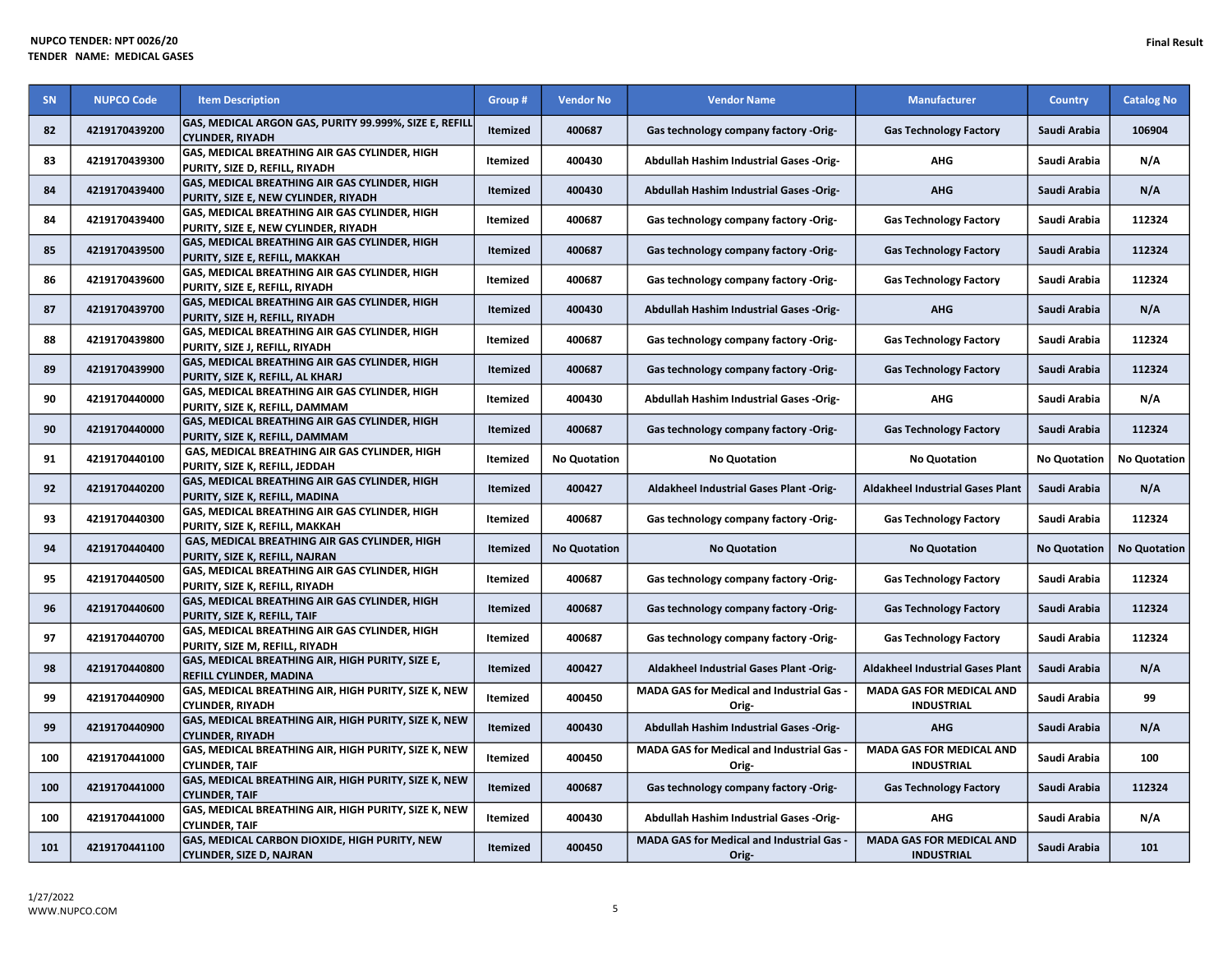| SN | NUPCO Code | Item Description | Group # | Vendor No | Vendor Name | Manufacturer | Country | Catalog No |
|---|---|---|---|---|---|---|---|---|
| 82 | 4219170439200 | GAS, MEDICAL ARGON GAS, PURITY 99.999%, SIZE E, REFILL CYLINDER, RIYADH | Itemized | 400687 | Gas technology company factory -Orig- | Gas Technology Factory | Saudi Arabia | 106904 |
| 83 | 4219170439300 | GAS, MEDICAL BREATHING AIR GAS CYLINDER, HIGH PURITY, SIZE D, REFILL, RIYADH | Itemized | 400430 | Abdullah Hashim Industrial Gases -Orig- | AHG | Saudi Arabia | N/A |
| 84 | 4219170439400 | GAS, MEDICAL BREATHING AIR GAS CYLINDER, HIGH PURITY, SIZE E, NEW CYLINDER, RIYADH | Itemized | 400430 | Abdullah Hashim Industrial Gases -Orig- | AHG | Saudi Arabia | N/A |
| 84 | 4219170439400 | GAS, MEDICAL BREATHING AIR GAS CYLINDER, HIGH PURITY, SIZE E, NEW CYLINDER, RIYADH | Itemized | 400687 | Gas technology company factory -Orig- | Gas Technology Factory | Saudi Arabia | 112324 |
| 85 | 4219170439500 | GAS, MEDICAL BREATHING AIR GAS CYLINDER, HIGH PURITY, SIZE E, REFILL, MAKKAH | Itemized | 400687 | Gas technology company factory -Orig- | Gas Technology Factory | Saudi Arabia | 112324 |
| 86 | 4219170439600 | GAS, MEDICAL BREATHING AIR GAS CYLINDER, HIGH PURITY, SIZE E, REFILL, RIYADH | Itemized | 400687 | Gas technology company factory -Orig- | Gas Technology Factory | Saudi Arabia | 112324 |
| 87 | 4219170439700 | GAS, MEDICAL BREATHING AIR GAS CYLINDER, HIGH PURITY, SIZE H, REFILL, RIYADH | Itemized | 400430 | Abdullah Hashim Industrial Gases -Orig- | AHG | Saudi Arabia | N/A |
| 88 | 4219170439800 | GAS, MEDICAL BREATHING AIR GAS CYLINDER, HIGH PURITY, SIZE J, REFILL, RIYADH | Itemized | 400687 | Gas technology company factory -Orig- | Gas Technology Factory | Saudi Arabia | 112324 |
| 89 | 4219170439900 | GAS, MEDICAL BREATHING AIR GAS CYLINDER, HIGH PURITY, SIZE K, REFILL, AL KHARJ | Itemized | 400687 | Gas technology company factory -Orig- | Gas Technology Factory | Saudi Arabia | 112324 |
| 90 | 4219170440000 | GAS, MEDICAL BREATHING AIR GAS CYLINDER, HIGH PURITY, SIZE K, REFILL, DAMMAM | Itemized | 400430 | Abdullah Hashim Industrial Gases -Orig- | AHG | Saudi Arabia | N/A |
| 90 | 4219170440000 | GAS, MEDICAL BREATHING AIR GAS CYLINDER, HIGH PURITY, SIZE K, REFILL, DAMMAM | Itemized | 400687 | Gas technology company factory -Orig- | Gas Technology Factory | Saudi Arabia | 112324 |
| 91 | 4219170440100 | GAS, MEDICAL BREATHING AIR GAS CYLINDER, HIGH PURITY, SIZE K, REFILL, JEDDAH | Itemized | No Quotation | No Quotation | No Quotation | No Quotation | No Quotation |
| 92 | 4219170440200 | GAS, MEDICAL BREATHING AIR GAS CYLINDER, HIGH PURITY, SIZE K, REFILL, MADINA | Itemized | 400427 | Aldakheel Industrial Gases Plant -Orig- | Aldakheel Industrial Gases Plant | Saudi Arabia | N/A |
| 93 | 4219170440300 | GAS, MEDICAL BREATHING AIR GAS CYLINDER, HIGH PURITY, SIZE K, REFILL, MAKKAH | Itemized | 400687 | Gas technology company factory -Orig- | Gas Technology Factory | Saudi Arabia | 112324 |
| 94 | 4219170440400 | GAS, MEDICAL BREATHING AIR GAS CYLINDER, HIGH PURITY, SIZE K, REFILL, NAJRAN | Itemized | No Quotation | No Quotation | No Quotation | No Quotation | No Quotation |
| 95 | 4219170440500 | GAS, MEDICAL BREATHING AIR GAS CYLINDER, HIGH PURITY, SIZE K, REFILL, RIYADH | Itemized | 400687 | Gas technology company factory -Orig- | Gas Technology Factory | Saudi Arabia | 112324 |
| 96 | 4219170440600 | GAS, MEDICAL BREATHING AIR GAS CYLINDER, HIGH PURITY, SIZE K, REFILL, TAIF | Itemized | 400687 | Gas technology company factory -Orig- | Gas Technology Factory | Saudi Arabia | 112324 |
| 97 | 4219170440700 | GAS, MEDICAL BREATHING AIR GAS CYLINDER, HIGH PURITY, SIZE M, REFILL, RIYADH | Itemized | 400687 | Gas technology company factory -Orig- | Gas Technology Factory | Saudi Arabia | 112324 |
| 98 | 4219170440800 | GAS, MEDICAL BREATHING AIR, HIGH PURITY, SIZE E, REFILL CYLINDER, MADINA | Itemized | 400427 | Aldakheel Industrial Gases Plant -Orig- | Aldakheel Industrial Gases Plant | Saudi Arabia | N/A |
| 99 | 4219170440900 | GAS, MEDICAL BREATHING AIR, HIGH PURITY, SIZE K, NEW CYLINDER, RIYADH | Itemized | 400450 | MADA GAS for Medical and Industrial Gas -Orig- | MADA GAS FOR MEDICAL AND INDUSTRIAL | Saudi Arabia | 99 |
| 99 | 4219170440900 | GAS, MEDICAL BREATHING AIR, HIGH PURITY, SIZE K, NEW CYLINDER, RIYADH | Itemized | 400430 | Abdullah Hashim Industrial Gases -Orig- | AHG | Saudi Arabia | N/A |
| 100 | 4219170441000 | GAS, MEDICAL BREATHING AIR, HIGH PURITY, SIZE K, NEW CYLINDER, TAIF | Itemized | 400450 | MADA GAS for Medical and Industrial Gas -Orig- | MADA GAS FOR MEDICAL AND INDUSTRIAL | Saudi Arabia | 100 |
| 100 | 4219170441000 | GAS, MEDICAL BREATHING AIR, HIGH PURITY, SIZE K, NEW CYLINDER, TAIF | Itemized | 400687 | Gas technology company factory -Orig- | Gas Technology Factory | Saudi Arabia | 112324 |
| 100 | 4219170441000 | GAS, MEDICAL BREATHING AIR, HIGH PURITY, SIZE K, NEW CYLINDER, TAIF | Itemized | 400430 | Abdullah Hashim Industrial Gases -Orig- | AHG | Saudi Arabia | N/A |
| 101 | 4219170441100 | GAS, MEDICAL CARBON DIOXIDE, HIGH PURITY, NEW CYLINDER, SIZE D, NAJRAN | Itemized | 400450 | MADA GAS for Medical and Industrial Gas -Orig- | MADA GAS FOR MEDICAL AND INDUSTRIAL | Saudi Arabia | 101 |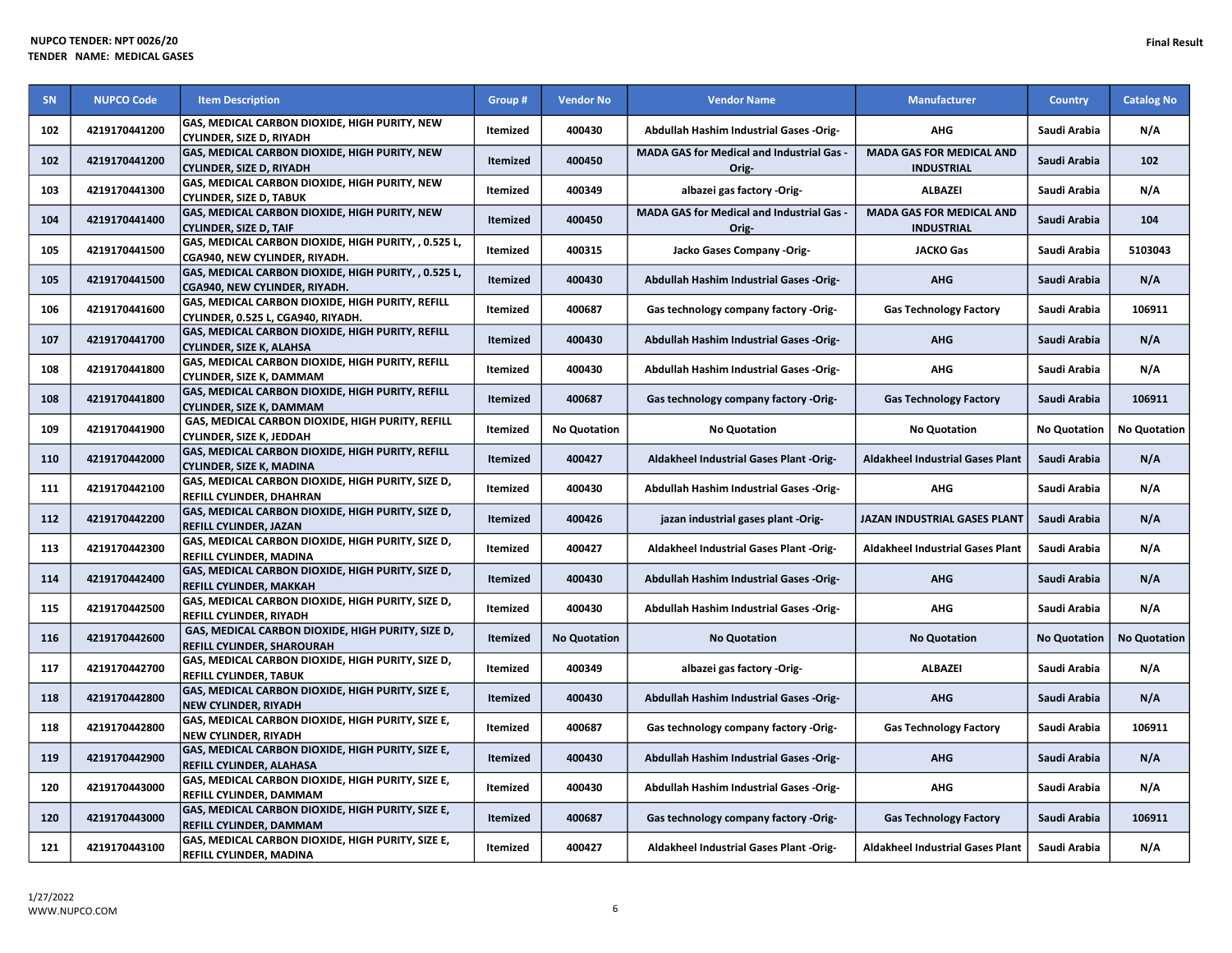NUPCO TENDER: NPT 0026/20
TENDER NAME: MEDICAL GASES

Final Result

| SN | NUPCO Code | Item Description | Group # | Vendor No | Vendor Name | Manufacturer | Country | Catalog No |
|---|---|---|---|---|---|---|---|---|
| 102 | 4219170441200 | GAS, MEDICAL CARBON DIOXIDE, HIGH PURITY, NEW CYLINDER, SIZE D, RIYADH | Itemized | 400430 | Abdullah Hashim Industrial Gases -Orig- | AHG | Saudi Arabia | N/A |
| 102 | 4219170441200 | GAS, MEDICAL CARBON DIOXIDE, HIGH PURITY, NEW CYLINDER, SIZE D, RIYADH | Itemized | 400450 | MADA GAS for Medical and Industrial Gas -Orig- | MADA GAS FOR MEDICAL AND INDUSTRIAL | Saudi Arabia | 102 |
| 103 | 4219170441300 | GAS, MEDICAL CARBON DIOXIDE, HIGH PURITY, NEW CYLINDER, SIZE D, TABUK | Itemized | 400349 | albazei gas factory -Orig- | ALBAZEI | Saudi Arabia | N/A |
| 104 | 4219170441400 | GAS, MEDICAL CARBON DIOXIDE, HIGH PURITY, NEW CYLINDER, SIZE D, TAIF | Itemized | 400450 | MADA GAS for Medical and Industrial Gas -Orig- | MADA GAS FOR MEDICAL AND INDUSTRIAL | Saudi Arabia | 104 |
| 105 | 4219170441500 | GAS, MEDICAL CARBON DIOXIDE, HIGH PURITY, , 0.525 L, CGA940, NEW CYLINDER, RIYADH. | Itemized | 400315 | Jacko Gases Company -Orig- | JACKO Gas | Saudi Arabia | 5103043 |
| 105 | 4219170441500 | GAS, MEDICAL CARBON DIOXIDE, HIGH PURITY, , 0.525 L, CGA940, NEW CYLINDER, RIYADH. | Itemized | 400430 | Abdullah Hashim Industrial Gases -Orig- | AHG | Saudi Arabia | N/A |
| 106 | 4219170441600 | GAS, MEDICAL CARBON DIOXIDE, HIGH PURITY, REFILL CYLINDER, 0.525 L, CGA940, RIYADH. | Itemized | 400687 | Gas technology company factory -Orig- | Gas Technology Factory | Saudi Arabia | 106911 |
| 107 | 4219170441700 | GAS, MEDICAL CARBON DIOXIDE, HIGH PURITY, REFILL CYLINDER, SIZE K, ALAHSA | Itemized | 400430 | Abdullah Hashim Industrial Gases -Orig- | AHG | Saudi Arabia | N/A |
| 108 | 4219170441800 | GAS, MEDICAL CARBON DIOXIDE, HIGH PURITY, REFILL CYLINDER, SIZE K, DAMMAM | Itemized | 400430 | Abdullah Hashim Industrial Gases -Orig- | AHG | Saudi Arabia | N/A |
| 108 | 4219170441800 | GAS, MEDICAL CARBON DIOXIDE, HIGH PURITY, REFILL CYLINDER, SIZE K, DAMMAM | Itemized | 400687 | Gas technology company factory -Orig- | Gas Technology Factory | Saudi Arabia | 106911 |
| 109 | 4219170441900 | GAS, MEDICAL CARBON DIOXIDE, HIGH PURITY, REFILL CYLINDER, SIZE K, JEDDAH | Itemized | No Quotation | No Quotation | No Quotation | No Quotation | No Quotation |
| 110 | 4219170442000 | GAS, MEDICAL CARBON DIOXIDE, HIGH PURITY, REFILL CYLINDER, SIZE K, MADINA | Itemized | 400427 | Aldakheel Industrial Gases Plant -Orig- | Aldakheel Industrial Gases Plant | Saudi Arabia | N/A |
| 111 | 4219170442100 | GAS, MEDICAL CARBON DIOXIDE, HIGH PURITY, SIZE D, REFILL CYLINDER, DHAHRAN | Itemized | 400430 | Abdullah Hashim Industrial Gases -Orig- | AHG | Saudi Arabia | N/A |
| 112 | 4219170442200 | GAS, MEDICAL CARBON DIOXIDE, HIGH PURITY, SIZE D, REFILL CYLINDER, JAZAN | Itemized | 400426 | jazan industrial gases plant -Orig- | JAZAN INDUSTRIAL GASES PLANT | Saudi Arabia | N/A |
| 113 | 4219170442300 | GAS, MEDICAL CARBON DIOXIDE, HIGH PURITY, SIZE D, REFILL CYLINDER, MADINA | Itemized | 400427 | Aldakheel Industrial Gases Plant -Orig- | Aldakheel Industrial Gases Plant | Saudi Arabia | N/A |
| 114 | 4219170442400 | GAS, MEDICAL CARBON DIOXIDE, HIGH PURITY, SIZE D, REFILL CYLINDER, MAKKAH | Itemized | 400430 | Abdullah Hashim Industrial Gases -Orig- | AHG | Saudi Arabia | N/A |
| 115 | 4219170442500 | GAS, MEDICAL CARBON DIOXIDE, HIGH PURITY, SIZE D, REFILL CYLINDER, RIYADH | Itemized | 400430 | Abdullah Hashim Industrial Gases -Orig- | AHG | Saudi Arabia | N/A |
| 116 | 4219170442600 | GAS, MEDICAL CARBON DIOXIDE, HIGH PURITY, SIZE D, REFILL CYLINDER, SHAROURAH | Itemized | No Quotation | No Quotation | No Quotation | No Quotation | No Quotation |
| 117 | 4219170442700 | GAS, MEDICAL CARBON DIOXIDE, HIGH PURITY, SIZE D, REFILL CYLINDER, TABUK | Itemized | 400349 | albazei gas factory -Orig- | ALBAZEI | Saudi Arabia | N/A |
| 118 | 4219170442800 | GAS, MEDICAL CARBON DIOXIDE, HIGH PURITY, SIZE E, NEW CYLINDER, RIYADH | Itemized | 400430 | Abdullah Hashim Industrial Gases -Orig- | AHG | Saudi Arabia | N/A |
| 118 | 4219170442800 | GAS, MEDICAL CARBON DIOXIDE, HIGH PURITY, SIZE E, NEW CYLINDER, RIYADH | Itemized | 400687 | Gas technology company factory -Orig- | Gas Technology Factory | Saudi Arabia | 106911 |
| 119 | 4219170442900 | GAS, MEDICAL CARBON DIOXIDE, HIGH PURITY, SIZE E, REFILL CYLINDER, ALAHASA | Itemized | 400430 | Abdullah Hashim Industrial Gases -Orig- | AHG | Saudi Arabia | N/A |
| 120 | 4219170443000 | GAS, MEDICAL CARBON DIOXIDE, HIGH PURITY, SIZE E, REFILL CYLINDER, DAMMAM | Itemized | 400430 | Abdullah Hashim Industrial Gases -Orig- | AHG | Saudi Arabia | N/A |
| 120 | 4219170443000 | GAS, MEDICAL CARBON DIOXIDE, HIGH PURITY, SIZE E, REFILL CYLINDER, DAMMAM | Itemized | 400687 | Gas technology company factory -Orig- | Gas Technology Factory | Saudi Arabia | 106911 |
| 121 | 4219170443100 | GAS, MEDICAL CARBON DIOXIDE, HIGH PURITY, SIZE E, REFILL CYLINDER, MADINA | Itemized | 400427 | Aldakheel Industrial Gases Plant -Orig- | Aldakheel Industrial Gases Plant | Saudi Arabia | N/A |

1/27/2022
WWW.NUPCO.COM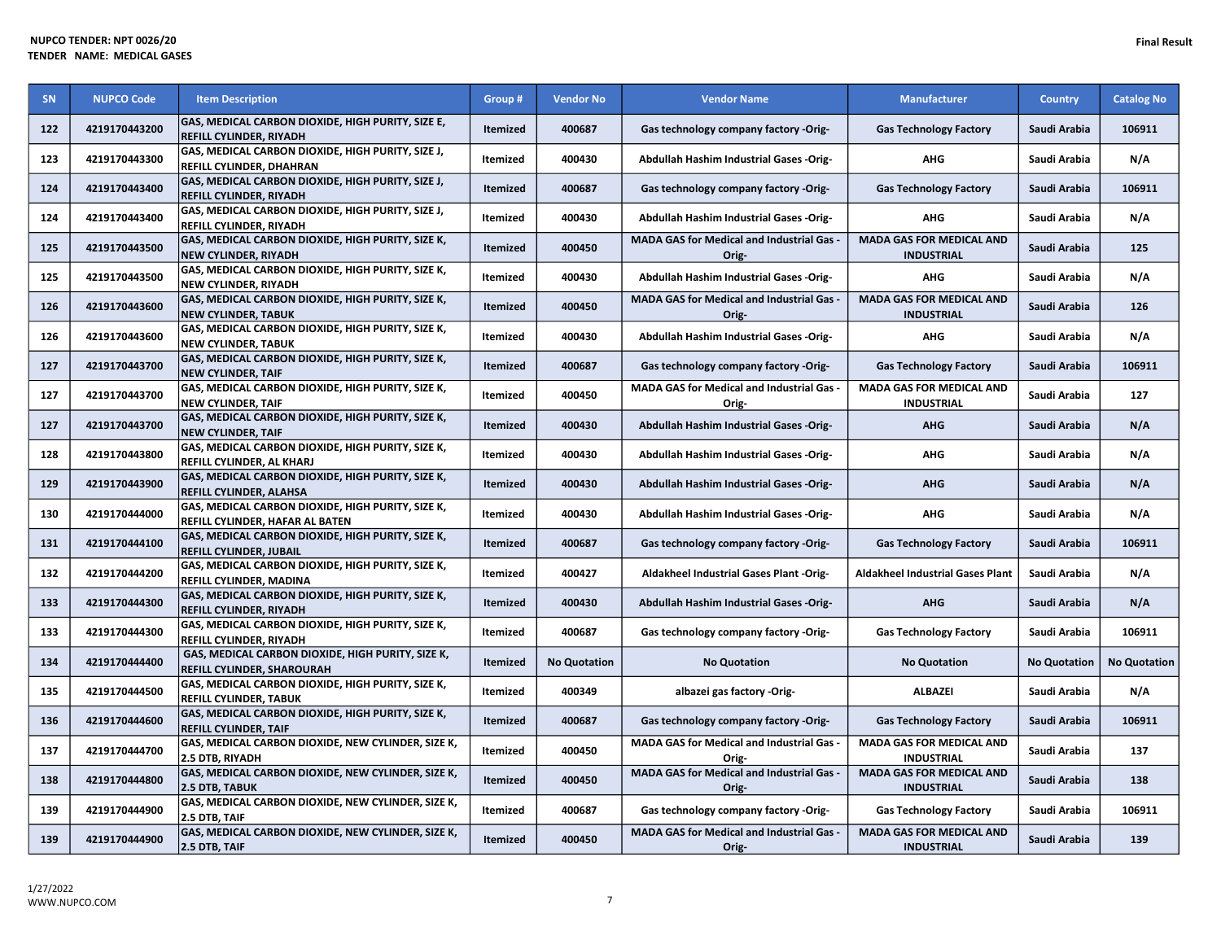**NUPCO TENDER: NPT 0026/20**
**TENDER NAME: MEDICAL GASES**

**Final Result**

| SN | NUPCO Code | Item Description | Group # | Vendor No | Vendor Name | Manufacturer | Country | Catalog No |
|---|---|---|---|---|---|---|---|---|
| 122 | 4219170443200 | GAS, MEDICAL CARBON DIOXIDE, HIGH PURITY, SIZE E, REFILL CYLINDER, RIYADH | Itemized | 400687 | Gas technology company factory -Orig- | Gas Technology Factory | Saudi Arabia | 106911 |
| 123 | 4219170443300 | GAS, MEDICAL CARBON DIOXIDE, HIGH PURITY, SIZE J, REFILL CYLINDER, DHAHRAN | Itemized | 400430 | Abdullah Hashim Industrial Gases -Orig- | AHG | Saudi Arabia | N/A |
| 124 | 4219170443400 | GAS, MEDICAL CARBON DIOXIDE, HIGH PURITY, SIZE J, REFILL CYLINDER, RIYADH | Itemized | 400687 | Gas technology company factory -Orig- | Gas Technology Factory | Saudi Arabia | 106911 |
| 124 | 4219170443400 | GAS, MEDICAL CARBON DIOXIDE, HIGH PURITY, SIZE J, REFILL CYLINDER, RIYADH | Itemized | 400430 | Abdullah Hashim Industrial Gases -Orig- | AHG | Saudi Arabia | N/A |
| 125 | 4219170443500 | GAS, MEDICAL CARBON DIOXIDE, HIGH PURITY, SIZE K, NEW CYLINDER, RIYADH | Itemized | 400450 | MADA GAS for Medical and Industrial Gas -Orig- | MADA GAS FOR MEDICAL AND INDUSTRIAL | Saudi Arabia | 125 |
| 125 | 4219170443500 | GAS, MEDICAL CARBON DIOXIDE, HIGH PURITY, SIZE K, NEW CYLINDER, RIYADH | Itemized | 400430 | Abdullah Hashim Industrial Gases -Orig- | AHG | Saudi Arabia | N/A |
| 126 | 4219170443600 | GAS, MEDICAL CARBON DIOXIDE, HIGH PURITY, SIZE K, NEW CYLINDER, TABUK | Itemized | 400450 | MADA GAS for Medical and Industrial Gas -Orig- | MADA GAS FOR MEDICAL AND INDUSTRIAL | Saudi Arabia | 126 |
| 126 | 4219170443600 | GAS, MEDICAL CARBON DIOXIDE, HIGH PURITY, SIZE K, NEW CYLINDER, TABUK | Itemized | 400430 | Abdullah Hashim Industrial Gases -Orig- | AHG | Saudi Arabia | N/A |
| 127 | 4219170443700 | GAS, MEDICAL CARBON DIOXIDE, HIGH PURITY, SIZE K, NEW CYLINDER, TAIF | Itemized | 400687 | Gas technology company factory -Orig- | Gas Technology Factory | Saudi Arabia | 106911 |
| 127 | 4219170443700 | GAS, MEDICAL CARBON DIOXIDE, HIGH PURITY, SIZE K, NEW CYLINDER, TAIF | Itemized | 400450 | MADA GAS for Medical and Industrial Gas -Orig- | MADA GAS FOR MEDICAL AND INDUSTRIAL | Saudi Arabia | 127 |
| 127 | 4219170443700 | GAS, MEDICAL CARBON DIOXIDE, HIGH PURITY, SIZE K, NEW CYLINDER, TAIF | Itemized | 400430 | Abdullah Hashim Industrial Gases -Orig- | AHG | Saudi Arabia | N/A |
| 128 | 4219170443800 | GAS, MEDICAL CARBON DIOXIDE, HIGH PURITY, SIZE K, REFILL CYLINDER, AL KHARJ | Itemized | 400430 | Abdullah Hashim Industrial Gases -Orig- | AHG | Saudi Arabia | N/A |
| 129 | 4219170443900 | GAS, MEDICAL CARBON DIOXIDE, HIGH PURITY, SIZE K, REFILL CYLINDER, ALAHSA | Itemized | 400430 | Abdullah Hashim Industrial Gases -Orig- | AHG | Saudi Arabia | N/A |
| 130 | 4219170444000 | GAS, MEDICAL CARBON DIOXIDE, HIGH PURITY, SIZE K, REFILL CYLINDER, HAFAR AL BATEN | Itemized | 400430 | Abdullah Hashim Industrial Gases -Orig- | AHG | Saudi Arabia | N/A |
| 131 | 4219170444100 | GAS, MEDICAL CARBON DIOXIDE, HIGH PURITY, SIZE K, REFILL CYLINDER, JUBAIL | Itemized | 400687 | Gas technology company factory -Orig- | Gas Technology Factory | Saudi Arabia | 106911 |
| 132 | 4219170444200 | GAS, MEDICAL CARBON DIOXIDE, HIGH PURITY, SIZE K, REFILL CYLINDER, MADINA | Itemized | 400427 | Aldakheel Industrial Gases Plant -Orig- | Aldakheel Industrial Gases Plant | Saudi Arabia | N/A |
| 133 | 4219170444300 | GAS, MEDICAL CARBON DIOXIDE, HIGH PURITY, SIZE K, REFILL CYLINDER, RIYADH | Itemized | 400430 | Abdullah Hashim Industrial Gases -Orig- | AHG | Saudi Arabia | N/A |
| 133 | 4219170444300 | GAS, MEDICAL CARBON DIOXIDE, HIGH PURITY, SIZE K, REFILL CYLINDER, RIYADH | Itemized | 400687 | Gas technology company factory -Orig- | Gas Technology Factory | Saudi Arabia | 106911 |
| 134 | 4219170444400 | GAS, MEDICAL CARBON DIOXIDE, HIGH PURITY, SIZE K, REFILL CYLINDER, SHAROURAH | Itemized | No Quotation | No Quotation | No Quotation | No Quotation | No Quotation |
| 135 | 4219170444500 | GAS, MEDICAL CARBON DIOXIDE, HIGH PURITY, SIZE K, REFILL CYLINDER, TABUK | Itemized | 400349 | albazei gas factory -Orig- | ALBAZEI | Saudi Arabia | N/A |
| 136 | 4219170444600 | GAS, MEDICAL CARBON DIOXIDE, HIGH PURITY, SIZE K, REFILL CYLINDER, TAIF | Itemized | 400687 | Gas technology company factory -Orig- | Gas Technology Factory | Saudi Arabia | 106911 |
| 137 | 4219170444700 | GAS, MEDICAL CARBON DIOXIDE, NEW CYLINDER, SIZE K, 2.5 DTB, RIYADH | Itemized | 400450 | MADA GAS for Medical and Industrial Gas -Orig- | MADA GAS FOR MEDICAL AND INDUSTRIAL | Saudi Arabia | 137 |
| 138 | 4219170444800 | GAS, MEDICAL CARBON DIOXIDE, NEW CYLINDER, SIZE K, 2.5 DTB, TABUK | Itemized | 400450 | MADA GAS for Medical and Industrial Gas -Orig- | MADA GAS FOR MEDICAL AND INDUSTRIAL | Saudi Arabia | 138 |
| 139 | 4219170444900 | GAS, MEDICAL CARBON DIOXIDE, NEW CYLINDER, SIZE K, 2.5 DTB, TAIF | Itemized | 400687 | Gas technology company factory -Orig- | Gas Technology Factory | Saudi Arabia | 106911 |
| 139 | 4219170444900 | GAS, MEDICAL CARBON DIOXIDE, NEW CYLINDER, SIZE K, 2.5 DTB, TAIF | Itemized | 400450 | MADA GAS for Medical and Industrial Gas -Orig- | MADA GAS FOR MEDICAL AND INDUSTRIAL | Saudi Arabia | 139 |

1/27/2022
WWW.NUPCO.COM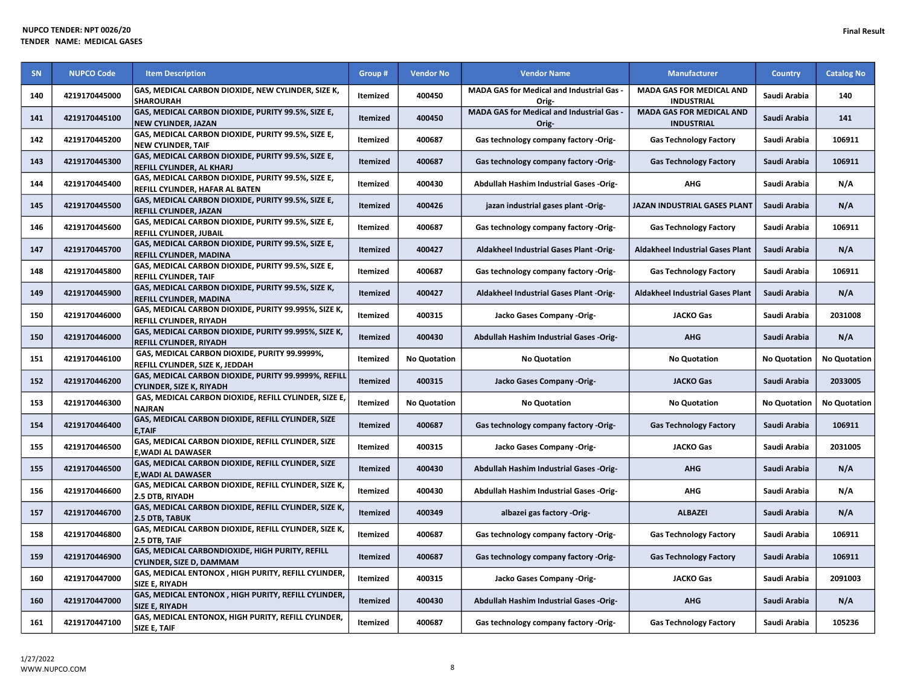NUPCO TENDER: NPT 0026/20
TENDER NAME: MEDICAL GASES

Final Result

| SN | NUPCO Code | Item Description | Group # | Vendor No | Vendor Name | Manufacturer | Country | Catalog No |
|---|---|---|---|---|---|---|---|---|
| 140 | 4219170445000 | GAS, MEDICAL CARBON DIOXIDE, NEW CYLINDER, SIZE K, SHAROURAH | Itemized | 400450 | MADA GAS for Medical and Industrial Gas -Orig- | MADA GAS FOR MEDICAL AND INDUSTRIAL | Saudi Arabia | 140 |
| 141 | 4219170445100 | GAS, MEDICAL CARBON DIOXIDE, PURITY 99.5%, SIZE E, NEW CYLINDER, JAZAN | Itemized | 400450 | MADA GAS for Medical and Industrial Gas -Orig- | MADA GAS FOR MEDICAL AND INDUSTRIAL | Saudi Arabia | 141 |
| 142 | 4219170445200 | GAS, MEDICAL CARBON DIOXIDE, PURITY 99.5%, SIZE E, NEW CYLINDER, TAIF | Itemized | 400687 | Gas technology company factory -Orig- | Gas Technology Factory | Saudi Arabia | 106911 |
| 143 | 4219170445300 | GAS, MEDICAL CARBON DIOXIDE, PURITY 99.5%, SIZE E, REFILL CYLINDER, AL KHARJ | Itemized | 400687 | Gas technology company factory -Orig- | Gas Technology Factory | Saudi Arabia | 106911 |
| 144 | 4219170445400 | GAS, MEDICAL CARBON DIOXIDE, PURITY 99.5%, SIZE E, REFILL CYLINDER, HAFAR AL BATEN | Itemized | 400430 | Abdullah Hashim Industrial Gases -Orig- | AHG | Saudi Arabia | N/A |
| 145 | 4219170445500 | GAS, MEDICAL CARBON DIOXIDE, PURITY 99.5%, SIZE E, REFILL CYLINDER, JAZAN | Itemized | 400426 | jazan industrial gases plant -Orig- | JAZAN INDUSTRIAL GASES PLANT | Saudi Arabia | N/A |
| 146 | 4219170445600 | GAS, MEDICAL CARBON DIOXIDE, PURITY 99.5%, SIZE E, REFILL CYLINDER, JUBAIL | Itemized | 400687 | Gas technology company factory -Orig- | Gas Technology Factory | Saudi Arabia | 106911 |
| 147 | 4219170445700 | GAS, MEDICAL CARBON DIOXIDE, PURITY 99.5%, SIZE E, REFILL CYLINDER, MADINA | Itemized | 400427 | Aldakheel Industrial Gases Plant -Orig- | Aldakheel Industrial Gases Plant | Saudi Arabia | N/A |
| 148 | 4219170445800 | GAS, MEDICAL CARBON DIOXIDE, PURITY 99.5%, SIZE E, REFILL CYLINDER, TAIF | Itemized | 400687 | Gas technology company factory -Orig- | Gas Technology Factory | Saudi Arabia | 106911 |
| 149 | 4219170445900 | GAS, MEDICAL CARBON DIOXIDE, PURITY 99.5%, SIZE K, REFILL CYLINDER, MADINA | Itemized | 400427 | Aldakheel Industrial Gases Plant -Orig- | Aldakheel Industrial Gases Plant | Saudi Arabia | N/A |
| 150 | 4219170446000 | GAS, MEDICAL CARBON DIOXIDE, PURITY 99.995%, SIZE K, REFILL CYLINDER, RIYADH | Itemized | 400315 | Jacko Gases Company -Orig- | JACKO Gas | Saudi Arabia | 2031008 |
| 150 | 4219170446000 | GAS, MEDICAL CARBON DIOXIDE, PURITY 99.995%, SIZE K, REFILL CYLINDER, RIYADH | Itemized | 400430 | Abdullah Hashim Industrial Gases -Orig- | AHG | Saudi Arabia | N/A |
| 151 | 4219170446100 | GAS, MEDICAL CARBON DIOXIDE, PURITY 99.9999%, REFILL CYLINDER, SIZE K, JEDDAH | Itemized | No Quotation | No Quotation | No Quotation | No Quotation | No Quotation |
| 152 | 4219170446200 | GAS, MEDICAL CARBON DIOXIDE, PURITY 99.9999%, REFILL CYLINDER, SIZE K, RIYADH | Itemized | 400315 | Jacko Gases Company -Orig- | JACKO Gas | Saudi Arabia | 2033005 |
| 153 | 4219170446300 | GAS, MEDICAL CARBON DIOXIDE, REFILL CYLINDER, SIZE E, NAJRAN | Itemized | No Quotation | No Quotation | No Quotation | No Quotation | No Quotation |
| 154 | 4219170446400 | GAS, MEDICAL CARBON DIOXIDE, REFILL CYLINDER, SIZE E,TAIF | Itemized | 400687 | Gas technology company factory -Orig- | Gas Technology Factory | Saudi Arabia | 106911 |
| 155 | 4219170446500 | GAS, MEDICAL CARBON DIOXIDE, REFILL CYLINDER, SIZE E,WADI AL DAWASER | Itemized | 400315 | Jacko Gases Company -Orig- | JACKO Gas | Saudi Arabia | 2031005 |
| 155 | 4219170446500 | GAS, MEDICAL CARBON DIOXIDE, REFILL CYLINDER, SIZE E,WADI AL DAWASER | Itemized | 400430 | Abdullah Hashim Industrial Gases -Orig- | AHG | Saudi Arabia | N/A |
| 156 | 4219170446600 | GAS, MEDICAL CARBON DIOXIDE, REFILL CYLINDER, SIZE K, 2.5 DTB, RIYADH | Itemized | 400430 | Abdullah Hashim Industrial Gases -Orig- | AHG | Saudi Arabia | N/A |
| 157 | 4219170446700 | GAS, MEDICAL CARBON DIOXIDE, REFILL CYLINDER, SIZE K, 2.5 DTB, TABUK | Itemized | 400349 | albazei gas factory -Orig- | ALBAZEI | Saudi Arabia | N/A |
| 158 | 4219170446800 | GAS, MEDICAL CARBON DIOXIDE, REFILL CYLINDER, SIZE K, 2.5 DTB, TAIF | Itemized | 400687 | Gas technology company factory -Orig- | Gas Technology Factory | Saudi Arabia | 106911 |
| 159 | 4219170446900 | GAS, MEDICAL CARBONDIOXIDE, HIGH PURITY, REFILL CYLINDER, SIZE D, DAMMAM | Itemized | 400687 | Gas technology company factory -Orig- | Gas Technology Factory | Saudi Arabia | 106911 |
| 160 | 4219170447000 | GAS, MEDICAL ENTONOX , HIGH PURITY, REFILL CYLINDER, SIZE E, RIYADH | Itemized | 400315 | Jacko Gases Company -Orig- | JACKO Gas | Saudi Arabia | 2091003 |
| 160 | 4219170447000 | GAS, MEDICAL ENTONOX , HIGH PURITY, REFILL CYLINDER, SIZE E, RIYADH | Itemized | 400430 | Abdullah Hashim Industrial Gases -Orig- | AHG | Saudi Arabia | N/A |
| 161 | 4219170447100 | GAS, MEDICAL ENTONOX, HIGH PURITY, REFILL CYLINDER, SIZE E, TAIF | Itemized | 400687 | Gas technology company factory -Orig- | Gas Technology Factory | Saudi Arabia | 105236 |

1/27/2022
WWW.NUPCO.COM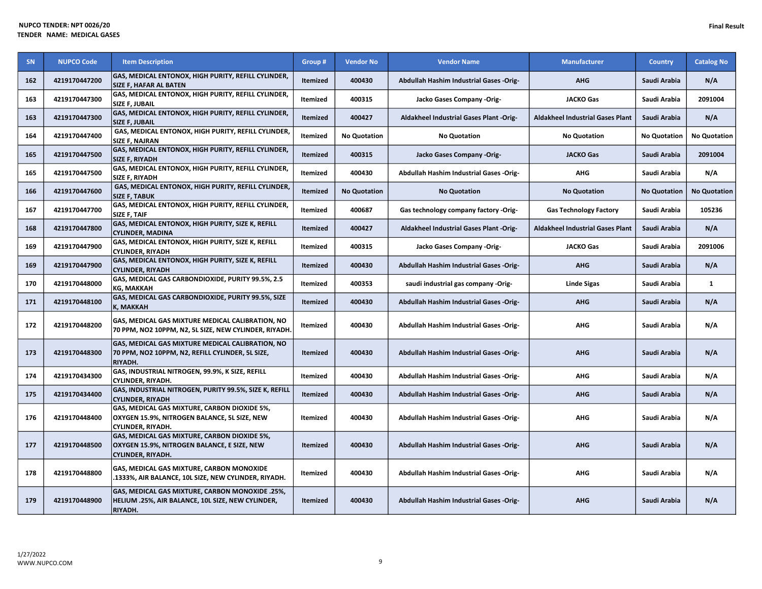**NUPCO TENDER: NPT 0026/20**
**TENDER NAME: MEDICAL GASES**

**Final Result**

| SN | NUPCO Code | Item Description | Group # | Vendor No | Vendor Name | Manufacturer | Country | Catalog No |
|---|---|---|---|---|---|---|---|---|
| 162 | 4219170447200 | GAS, MEDICAL ENTONOX, HIGH PURITY, REFILL CYLINDER, SIZE F, HAFAR AL BATEN | Itemized | 400430 | Abdullah Hashim Industrial Gases -Orig- | AHG | Saudi Arabia | N/A |
| 163 | 4219170447300 | GAS, MEDICAL ENTONOX, HIGH PURITY, REFILL CYLINDER, SIZE F, JUBAIL | Itemized | 400315 | Jacko Gases Company -Orig- | JACKO Gas | Saudi Arabia | 2091004 |
| 163 | 4219170447300 | GAS, MEDICAL ENTONOX, HIGH PURITY, REFILL CYLINDER, SIZE F, JUBAIL | Itemized | 400427 | Aldakheel Industrial Gases Plant -Orig- | Aldakheel Industrial Gases Plant | Saudi Arabia | N/A |
| 164 | 4219170447400 | GAS, MEDICAL ENTONOX, HIGH PURITY, REFILL CYLINDER, SIZE F, NAJRAN | Itemized | No Quotation | No Quotation | No Quotation | No Quotation | No Quotation |
| 165 | 4219170447500 | GAS, MEDICAL ENTONOX, HIGH PURITY, REFILL CYLINDER, SIZE F, RIYADH | Itemized | 400315 | Jacko Gases Company -Orig- | JACKO Gas | Saudi Arabia | 2091004 |
| 165 | 4219170447500 | GAS, MEDICAL ENTONOX, HIGH PURITY, REFILL CYLINDER, SIZE F, RIYADH | Itemized | 400430 | Abdullah Hashim Industrial Gases -Orig- | AHG | Saudi Arabia | N/A |
| 166 | 4219170447600 | GAS, MEDICAL ENTONOX, HIGH PURITY, REFILL CYLINDER, SIZE F, TABUK | Itemized | No Quotation | No Quotation | No Quotation | No Quotation | No Quotation |
| 167 | 4219170447700 | GAS, MEDICAL ENTONOX, HIGH PURITY, REFILL CYLINDER, SIZE F, TAIF | Itemized | 400687 | Gas technology company factory -Orig- | Gas Technology Factory | Saudi Arabia | 105236 |
| 168 | 4219170447800 | GAS, MEDICAL ENTONOX, HIGH PURITY, SIZE K, REFILL CYLINDER, MADINA | Itemized | 400427 | Aldakheel Industrial Gases Plant -Orig- | Aldakheel Industrial Gases Plant | Saudi Arabia | N/A |
| 169 | 4219170447900 | GAS, MEDICAL ENTONOX, HIGH PURITY, SIZE K, REFILL CYLINDER, RIYADH | Itemized | 400315 | Jacko Gases Company -Orig- | JACKO Gas | Saudi Arabia | 2091006 |
| 169 | 4219170447900 | GAS, MEDICAL ENTONOX, HIGH PURITY, SIZE K, REFILL CYLINDER, RIYADH | Itemized | 400430 | Abdullah Hashim Industrial Gases -Orig- | AHG | Saudi Arabia | N/A |
| 170 | 4219170448000 | GAS, MEDICAL GAS CARBONDIOXIDE, PURITY 99.5%, 2.5 KG, MAKKAH | Itemized | 400353 | saudi industrial gas company -Orig- | Linde Sigas | Saudi Arabia | 1 |
| 171 | 4219170448100 | GAS, MEDICAL GAS CARBONDIOXIDE, PURITY 99.5%, SIZE K, MAKKAH | Itemized | 400430 | Abdullah Hashim Industrial Gases -Orig- | AHG | Saudi Arabia | N/A |
| 172 | 4219170448200 | GAS, MEDICAL GAS MIXTURE MEDICAL CALIBRATION, NO 70 PPM, NO2 10PPM, N2, 5L SIZE, NEW CYLINDER, RIYADH. | Itemized | 400430 | Abdullah Hashim Industrial Gases -Orig- | AHG | Saudi Arabia | N/A |
| 173 | 4219170448300 | GAS, MEDICAL GAS MIXTURE MEDICAL CALIBRATION, NO 70 PPM, NO2 10PPM, N2, REFILL CYLINDER, 5L SIZE, RIYADH. | Itemized | 400430 | Abdullah Hashim Industrial Gases -Orig- | AHG | Saudi Arabia | N/A |
| 174 | 4219170434300 | GAS, INDUSTRIAL NITROGEN, 99.9%, K SIZE, REFILL CYLINDER, RIYADH. | Itemized | 400430 | Abdullah Hashim Industrial Gases -Orig- | AHG | Saudi Arabia | N/A |
| 175 | 4219170434400 | GAS, INDUSTRIAL NITROGEN, PURITY 99.5%, SIZE K, REFILL CYLINDER, RIYADH | Itemized | 400430 | Abdullah Hashim Industrial Gases -Orig- | AHG | Saudi Arabia | N/A |
| 176 | 4219170448400 | GAS, MEDICAL GAS MIXTURE, CARBON DIOXIDE 5%, OXYGEN 15.9%, NITROGEN BALANCE, 5L SIZE, NEW CYLINDER, RIYADH. | Itemized | 400430 | Abdullah Hashim Industrial Gases -Orig- | AHG | Saudi Arabia | N/A |
| 177 | 4219170448500 | GAS, MEDICAL GAS MIXTURE, CARBON DIOXIDE 5%, OXYGEN 15.9%, NITROGEN BALANCE, E SIZE, NEW CYLINDER, RIYADH. | Itemized | 400430 | Abdullah Hashim Industrial Gases -Orig- | AHG | Saudi Arabia | N/A |
| 178 | 4219170448800 | GAS, MEDICAL GAS MIXTURE, CARBON MONOXIDE .1333%, AIR BALANCE, 10L SIZE, NEW CYLINDER, RIYADH. | Itemized | 400430 | Abdullah Hashim Industrial Gases -Orig- | AHG | Saudi Arabia | N/A |
| 179 | 4219170448900 | GAS, MEDICAL GAS MIXTURE, CARBON MONOXIDE .25%, HELIUM .25%, AIR BALANCE, 10L SIZE, NEW CYLINDER, RIYADH. | Itemized | 400430 | Abdullah Hashim Industrial Gases -Orig- | AHG | Saudi Arabia | N/A |

1/27/2022
WWW.NUPCO.COM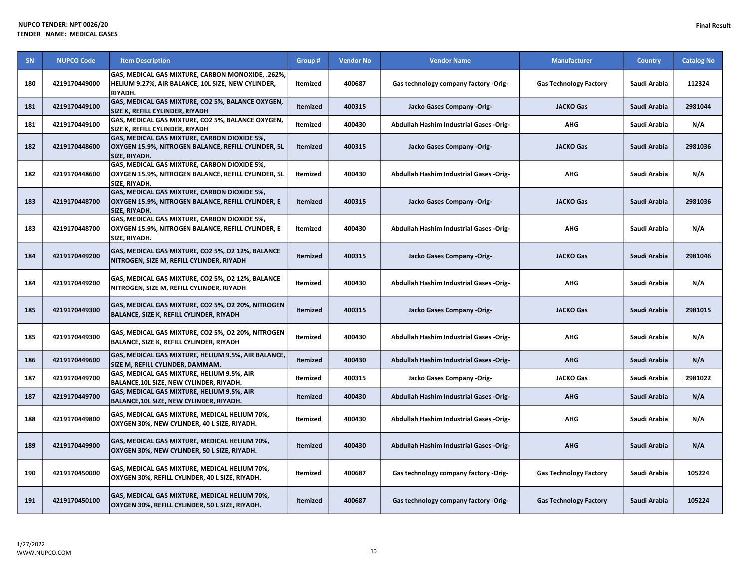**NUPCO TENDER: NPT 0026/20**
**TENDER NAME: MEDICAL GASES**

**Final Result**

| SN | NUPCO Code | Item Description | Group # | Vendor No | Vendor Name | Manufacturer | Country | Catalog No |
|---|---|---|---|---|---|---|---|---|
| 180 | 4219170449000 | GAS, MEDICAL GAS MIXTURE, CARBON MONOXIDE, .262%, HELIUM 9.27%, AIR BALANCE, 10L SIZE, NEW CYLINDER, RIYADH. | Itemized | 400687 | Gas technology company factory -Orig- | Gas Technology Factory | Saudi Arabia | 112324 |
| 181 | 4219170449100 | GAS, MEDICAL GAS MIXTURE, CO2 5%, BALANCE OXYGEN, SIZE K, REFILL CYLINDER, RIYADH | Itemized | 400315 | Jacko Gases Company -Orig- | JACKO Gas | Saudi Arabia | 2981044 |
| 181 | 4219170449100 | GAS, MEDICAL GAS MIXTURE, CO2 5%, BALANCE OXYGEN, SIZE K, REFILL CYLINDER, RIYADH | Itemized | 400430 | Abdullah Hashim Industrial Gases -Orig- | AHG | Saudi Arabia | N/A |
| 182 | 4219170448600 | GAS, MEDICAL GAS MIXTURE, CARBON DIOXIDE 5%, OXYGEN 15.9%, NITROGEN BALANCE, REFILL CYLINDER, 5L SIZE, RIYADH. | Itemized | 400315 | Jacko Gases Company -Orig- | JACKO Gas | Saudi Arabia | 2981036 |
| 182 | 4219170448600 | GAS, MEDICAL GAS MIXTURE, CARBON DIOXIDE 5%, OXYGEN 15.9%, NITROGEN BALANCE, REFILL CYLINDER, 5L SIZE, RIYADH. | Itemized | 400430 | Abdullah Hashim Industrial Gases -Orig- | AHG | Saudi Arabia | N/A |
| 183 | 4219170448700 | GAS, MEDICAL GAS MIXTURE, CARBON DIOXIDE 5%, OXYGEN 15.9%, NITROGEN BALANCE, REFILL CYLINDER, E SIZE, RIYADH. | Itemized | 400315 | Jacko Gases Company -Orig- | JACKO Gas | Saudi Arabia | 2981036 |
| 183 | 4219170448700 | GAS, MEDICAL GAS MIXTURE, CARBON DIOXIDE 5%, OXYGEN 15.9%, NITROGEN BALANCE, REFILL CYLINDER, E SIZE, RIYADH. | Itemized | 400430 | Abdullah Hashim Industrial Gases -Orig- | AHG | Saudi Arabia | N/A |
| 184 | 4219170449200 | GAS, MEDICAL GAS MIXTURE, CO2 5%, O2 12%, BALANCE NITROGEN, SIZE M, REFILL CYLINDER, RIYADH | Itemized | 400315 | Jacko Gases Company -Orig- | JACKO Gas | Saudi Arabia | 2981046 |
| 184 | 4219170449200 | GAS, MEDICAL GAS MIXTURE, CO2 5%, O2 12%, BALANCE NITROGEN, SIZE M, REFILL CYLINDER, RIYADH | Itemized | 400430 | Abdullah Hashim Industrial Gases -Orig- | AHG | Saudi Arabia | N/A |
| 185 | 4219170449300 | GAS, MEDICAL GAS MIXTURE, CO2 5%, O2 20%, NITROGEN BALANCE, SIZE K, REFILL CYLINDER, RIYADH | Itemized | 400315 | Jacko Gases Company -Orig- | JACKO Gas | Saudi Arabia | 2981015 |
| 185 | 4219170449300 | GAS, MEDICAL GAS MIXTURE, CO2 5%, O2 20%, NITROGEN BALANCE, SIZE K, REFILL CYLINDER, RIYADH | Itemized | 400430 | Abdullah Hashim Industrial Gases -Orig- | AHG | Saudi Arabia | N/A |
| 186 | 4219170449600 | GAS, MEDICAL GAS MIXTURE, HELIUM 9.5%, AIR BALANCE, SIZE M, REFILL CYLINDER, DAMMAM. | Itemized | 400430 | Abdullah Hashim Industrial Gases -Orig- | AHG | Saudi Arabia | N/A |
| 187 | 4219170449700 | GAS, MEDICAL GAS MIXTURE, HELIUM 9.5%, AIR BALANCE,10L SIZE, NEW CYLINDER, RIYADH. | Itemized | 400315 | Jacko Gases Company -Orig- | JACKO Gas | Saudi Arabia | 2981022 |
| 187 | 4219170449700 | GAS, MEDICAL GAS MIXTURE, HELIUM 9.5%, AIR BALANCE,10L SIZE, NEW CYLINDER, RIYADH. | Itemized | 400430 | Abdullah Hashim Industrial Gases -Orig- | AHG | Saudi Arabia | N/A |
| 188 | 4219170449800 | GAS, MEDICAL GAS MIXTURE, MEDICAL HELIUM 70%, OXYGEN 30%, NEW CYLINDER, 40 L SIZE, RIYADH. | Itemized | 400430 | Abdullah Hashim Industrial Gases -Orig- | AHG | Saudi Arabia | N/A |
| 189 | 4219170449900 | GAS, MEDICAL GAS MIXTURE, MEDICAL HELIUM 70%, OXYGEN 30%, NEW CYLINDER, 50 L SIZE, RIYADH. | Itemized | 400430 | Abdullah Hashim Industrial Gases -Orig- | AHG | Saudi Arabia | N/A |
| 190 | 4219170450000 | GAS, MEDICAL GAS MIXTURE, MEDICAL HELIUM 70%, OXYGEN 30%, REFILL CYLINDER, 40 L SIZE, RIYADH. | Itemized | 400687 | Gas technology company factory -Orig- | Gas Technology Factory | Saudi Arabia | 105224 |
| 191 | 4219170450100 | GAS, MEDICAL GAS MIXTURE, MEDICAL HELIUM 70%, OXYGEN 30%, REFILL CYLINDER, 50 L SIZE, RIYADH. | Itemized | 400687 | Gas technology company factory -Orig- | Gas Technology Factory | Saudi Arabia | 105224 |

1/27/2022
WWW.NUPCO.COM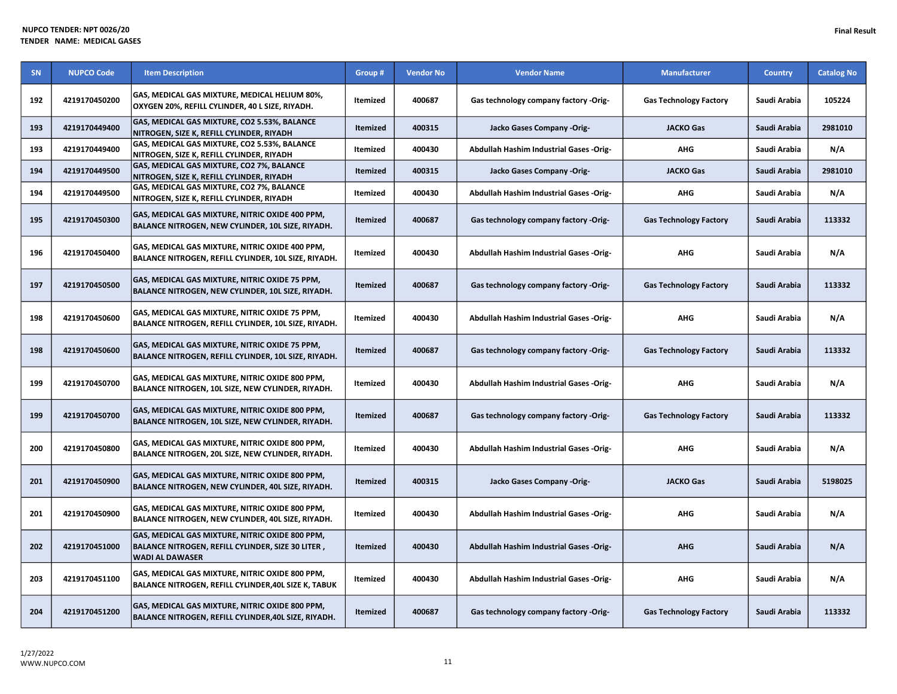**NUPCO TENDER: NPT 0026/20**
**TENDER NAME: MEDICAL GASES**

**Final Result**

| SN | NUPCO Code | Item Description | Group # | Vendor No | Vendor Name | Manufacturer | Country | Catalog No |
|---|---|---|---|---|---|---|---|---|
| 192 | 4219170450200 | GAS, MEDICAL GAS MIXTURE, MEDICAL HELIUM 80%, OXYGEN 20%, REFILL CYLINDER, 40 L SIZE, RIYADH. | Itemized | 400687 | Gas technology company factory -Orig- | Gas Technology Factory | Saudi Arabia | 105224 |
| 193 | 4219170449400 | GAS, MEDICAL GAS MIXTURE, $CO_2$ 5.53%, BALANCE NITROGEN, SIZE K, REFILL CYLINDER, RIYADH | Itemized | 400315 | Jacko Gases Company -Orig- | JACKO Gas | Saudi Arabia | 2981010 |
| 193 | 4219170449400 | GAS, MEDICAL GAS MIXTURE, $CO_2$ 5.53%, BALANCE NITROGEN, SIZE K, REFILL CYLINDER, RIYADH | Itemized | 400430 | Abdullah Hashim Industrial Gases -Orig- | AHG | Saudi Arabia | N/A |
| 194 | 4219170449500 | GAS, MEDICAL GAS MIXTURE, $CO_2$ 7%, BALANCE NITROGEN, SIZE K, REFILL CYLINDER, RIYADH | Itemized | 400315 | Jacko Gases Company -Orig- | JACKO Gas | Saudi Arabia | 2981010 |
| 194 | 4219170449500 | GAS, MEDICAL GAS MIXTURE, $CO_2$ 7%, BALANCE NITROGEN, SIZE K, REFILL CYLINDER, RIYADH | Itemized | 400430 | Abdullah Hashim Industrial Gases -Orig- | AHG | Saudi Arabia | N/A |
| 195 | 4219170450300 | GAS, MEDICAL GAS MIXTURE, NITRIC OXIDE 400 PPM, BALANCE NITROGEN, NEW CYLINDER, 10L SIZE, RIYADH. | Itemized | 400687 | Gas technology company factory -Orig- | Gas Technology Factory | Saudi Arabia | 113332 |
| 196 | 4219170450400 | GAS, MEDICAL GAS MIXTURE, NITRIC OXIDE 400 PPM, BALANCE NITROGEN, REFILL CYLINDER, 10L SIZE, RIYADH. | Itemized | 400430 | Abdullah Hashim Industrial Gases -Orig- | AHG | Saudi Arabia | N/A |
| 197 | 4219170450500 | GAS, MEDICAL GAS MIXTURE, NITRIC OXIDE 75 PPM, BALANCE NITROGEN, NEW CYLINDER, 10L SIZE, RIYADH. | Itemized | 400687 | Gas technology company factory -Orig- | Gas Technology Factory | Saudi Arabia | 113332 |
| 198 | 4219170450600 | GAS, MEDICAL GAS MIXTURE, NITRIC OXIDE 75 PPM, BALANCE NITROGEN, REFILL CYLINDER, 10L SIZE, RIYADH. | Itemized | 400430 | Abdullah Hashim Industrial Gases -Orig- | AHG | Saudi Arabia | N/A |
| 198 | 4219170450600 | GAS, MEDICAL GAS MIXTURE, NITRIC OXIDE 75 PPM, BALANCE NITROGEN, REFILL CYLINDER, 10L SIZE, RIYADH. | Itemized | 400687 | Gas technology company factory -Orig- | Gas Technology Factory | Saudi Arabia | 113332 |
| 199 | 4219170450700 | GAS, MEDICAL GAS MIXTURE, NITRIC OXIDE 800 PPM, BALANCE NITROGEN, 10L SIZE, NEW CYLINDER, RIYADH. | Itemized | 400430 | Abdullah Hashim Industrial Gases -Orig- | AHG | Saudi Arabia | N/A |
| 199 | 4219170450700 | GAS, MEDICAL GAS MIXTURE, NITRIC OXIDE 800 PPM, BALANCE NITROGEN, 10L SIZE, NEW CYLINDER, RIYADH. | Itemized | 400687 | Gas technology company factory -Orig- | Gas Technology Factory | Saudi Arabia | 113332 |
| 200 | 4219170450800 | GAS, MEDICAL GAS MIXTURE, NITRIC OXIDE 800 PPM, BALANCE NITROGEN, 20L SIZE, NEW CYLINDER, RIYADH. | Itemized | 400430 | Abdullah Hashim Industrial Gases -Orig- | AHG | Saudi Arabia | N/A |
| 201 | 4219170450900 | GAS, MEDICAL GAS MIXTURE, NITRIC OXIDE 800 PPM, BALANCE NITROGEN, NEW CYLINDER, 40L SIZE, RIYADH. | Itemized | 400315 | Jacko Gases Company -Orig- | JACKO Gas | Saudi Arabia | 5198025 |
| 201 | 4219170450900 | GAS, MEDICAL GAS MIXTURE, NITRIC OXIDE 800 PPM, BALANCE NITROGEN, NEW CYLINDER, 40L SIZE, RIYADH. | Itemized | 400430 | Abdullah Hashim Industrial Gases -Orig- | AHG | Saudi Arabia | N/A |
| 202 | 4219170451000 | GAS, MEDICAL GAS MIXTURE, NITRIC OXIDE 800 PPM, BALANCE NITROGEN, REFILL CYLINDER, SIZE 30 LITER , WADI AL DAWASER | Itemized | 400430 | Abdullah Hashim Industrial Gases -Orig- | AHG | Saudi Arabia | N/A |
| 203 | 4219170451100 | GAS, MEDICAL GAS MIXTURE, NITRIC OXIDE 800 PPM, BALANCE NITROGEN, REFILL CYLINDER,40L SIZE K, TABUK | Itemized | 400430 | Abdullah Hashim Industrial Gases -Orig- | AHG | Saudi Arabia | N/A |
| 204 | 4219170451200 | GAS, MEDICAL GAS MIXTURE, NITRIC OXIDE 800 PPM, BALANCE NITROGEN, REFILL CYLINDER,40L SIZE, RIYADH. | Itemized | 400687 | Gas technology company factory -Orig- | Gas Technology Factory | Saudi Arabia | 113332 |

1/27/2022
WWW.NUPCO.COM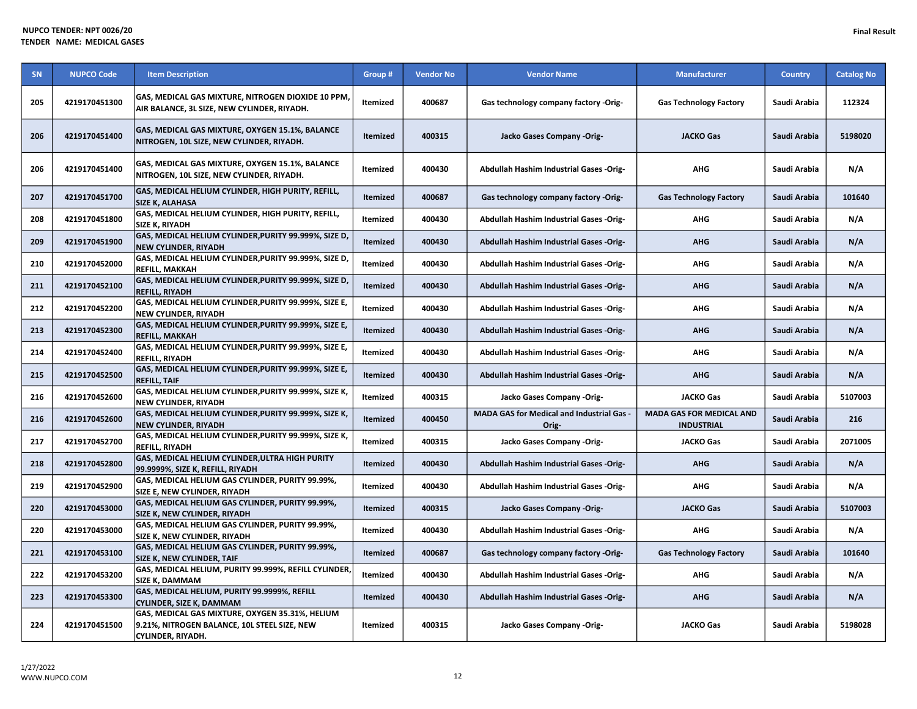| SN | NUPCO Code | Item Description | Group # | Vendor No | Vendor Name | Manufacturer | Country | Catalog No |
|---|---|---|---|---|---|---|---|---|
| 205 | 4219170451300 | GAS, MEDICAL GAS MIXTURE, NITROGEN DIOXIDE 10 PPM, AIR BALANCE, 3L SIZE, NEW CYLINDER, RIYADH. | Itemized | 400687 | Gas technology company factory -Orig- | Gas Technology Factory | Saudi Arabia | 112324 |
| 206 | 4219170451400 | GAS, MEDICAL GAS MIXTURE, OXYGEN 15.1%, BALANCE NITROGEN, 10L SIZE, NEW CYLINDER, RIYADH. | Itemized | 400315 | Jacko Gases Company -Orig- | JACKO Gas | Saudi Arabia | 5198020 |
| 206 | 4219170451400 | GAS, MEDICAL GAS MIXTURE, OXYGEN 15.1%, BALANCE NITROGEN, 10L SIZE, NEW CYLINDER, RIYADH. | Itemized | 400430 | Abdullah Hashim Industrial Gases -Orig- | AHG | Saudi Arabia | N/A |
| 207 | 4219170451700 | GAS, MEDICAL HELIUM CYLINDER, HIGH PURITY, REFILL, SIZE K, ALAHASA | Itemized | 400687 | Gas technology company factory -Orig- | Gas Technology Factory | Saudi Arabia | 101640 |
| 208 | 4219170451800 | GAS, MEDICAL HELIUM CYLINDER, HIGH PURITY, REFILL, SIZE K, RIYADH | Itemized | 400430 | Abdullah Hashim Industrial Gases -Orig- | AHG | Saudi Arabia | N/A |
| 209 | 4219170451900 | GAS, MEDICAL HELIUM CYLINDER,PURITY 99.999%, SIZE D, NEW CYLINDER, RIYADH | Itemized | 400430 | Abdullah Hashim Industrial Gases -Orig- | AHG | Saudi Arabia | N/A |
| 210 | 4219170452000 | GAS, MEDICAL HELIUM CYLINDER,PURITY 99.999%, SIZE D, REFILL, MAKKAH | Itemized | 400430 | Abdullah Hashim Industrial Gases -Orig- | AHG | Saudi Arabia | N/A |
| 211 | 4219170452100 | GAS, MEDICAL HELIUM CYLINDER,PURITY 99.999%, SIZE D, REFILL, RIYADH | Itemized | 400430 | Abdullah Hashim Industrial Gases -Orig- | AHG | Saudi Arabia | N/A |
| 212 | 4219170452200 | GAS, MEDICAL HELIUM CYLINDER,PURITY 99.999%, SIZE E, NEW CYLINDER, RIYADH | Itemized | 400430 | Abdullah Hashim Industrial Gases -Orig- | AHG | Saudi Arabia | N/A |
| 213 | 4219170452300 | GAS, MEDICAL HELIUM CYLINDER,PURITY 99.999%, SIZE E, REFILL, MAKKAH | Itemized | 400430 | Abdullah Hashim Industrial Gases -Orig- | AHG | Saudi Arabia | N/A |
| 214 | 4219170452400 | GAS, MEDICAL HELIUM CYLINDER,PURITY 99.999%, SIZE E, REFILL, RIYADH | Itemized | 400430 | Abdullah Hashim Industrial Gases -Orig- | AHG | Saudi Arabia | N/A |
| 215 | 4219170452500 | GAS, MEDICAL HELIUM CYLINDER,PURITY 99.999%, SIZE E, REFILL, TAIF | Itemized | 400430 | Abdullah Hashim Industrial Gases -Orig- | AHG | Saudi Arabia | N/A |
| 216 | 4219170452600 | GAS, MEDICAL HELIUM CYLINDER,PURITY 99.999%, SIZE K, NEW CYLINDER, RIYADH | Itemized | 400315 | Jacko Gases Company -Orig- | JACKO Gas | Saudi Arabia | 5107003 |
| 216 | 4219170452600 | GAS, MEDICAL HELIUM CYLINDER,PURITY 99.999%, SIZE K, NEW CYLINDER, RIYADH | Itemized | 400450 | MADA GAS for Medical and Industrial Gas -Orig- | MADA GAS FOR MEDICAL AND INDUSTRIAL | Saudi Arabia | 216 |
| 217 | 4219170452700 | GAS, MEDICAL HELIUM CYLINDER,PURITY 99.999%, SIZE K, REFILL, RIYADH | Itemized | 400315 | Jacko Gases Company -Orig- | JACKO Gas | Saudi Arabia | 2071005 |
| 218 | 4219170452800 | GAS, MEDICAL HELIUM CYLINDER,ULTRA HIGH PURITY 99.9999%, SIZE K, REFILL, RIYADH | Itemized | 400430 | Abdullah Hashim Industrial Gases -Orig- | AHG | Saudi Arabia | N/A |
| 219 | 4219170452900 | GAS, MEDICAL HELIUM GAS CYLINDER, PURITY 99.99%, SIZE E, NEW CYLINDER, RIYADH | Itemized | 400430 | Abdullah Hashim Industrial Gases -Orig- | AHG | Saudi Arabia | N/A |
| 220 | 4219170453000 | GAS, MEDICAL HELIUM GAS CYLINDER, PURITY 99.99%, SIZE K, NEW CYLINDER, RIYADH | Itemized | 400315 | Jacko Gases Company -Orig- | JACKO Gas | Saudi Arabia | 5107003 |
| 220 | 4219170453000 | GAS, MEDICAL HELIUM GAS CYLINDER, PURITY 99.99%, SIZE K, NEW CYLINDER, RIYADH | Itemized | 400430 | Abdullah Hashim Industrial Gases -Orig- | AHG | Saudi Arabia | N/A |
| 221 | 4219170453100 | GAS, MEDICAL HELIUM GAS CYLINDER, PURITY 99.99%, SIZE K, NEW CYLINDER, TAIF | Itemized | 400687 | Gas technology company factory -Orig- | Gas Technology Factory | Saudi Arabia | 101640 |
| 222 | 4219170453200 | GAS, MEDICAL HELIUM, PURITY 99.999%, REFILL CYLINDER, SIZE K, DAMMAM | Itemized | 400430 | Abdullah Hashim Industrial Gases -Orig- | AHG | Saudi Arabia | N/A |
| 223 | 4219170453300 | GAS, MEDICAL HELIUM, PURITY 99.9999%, REFILL CYLINDER, SIZE K, DAMMAM | Itemized | 400430 | Abdullah Hashim Industrial Gases -Orig- | AHG | Saudi Arabia | N/A |
| 224 | 4219170451500 | GAS, MEDICAL GAS MIXTURE, OXYGEN 35.31%, HELIUM 9.21%, NITROGEN BALANCE, 10L STEEL SIZE, NEW CYLINDER, RIYADH. | Itemized | 400315 | Jacko Gases Company -Orig- | JACKO Gas | Saudi Arabia | 5198028 |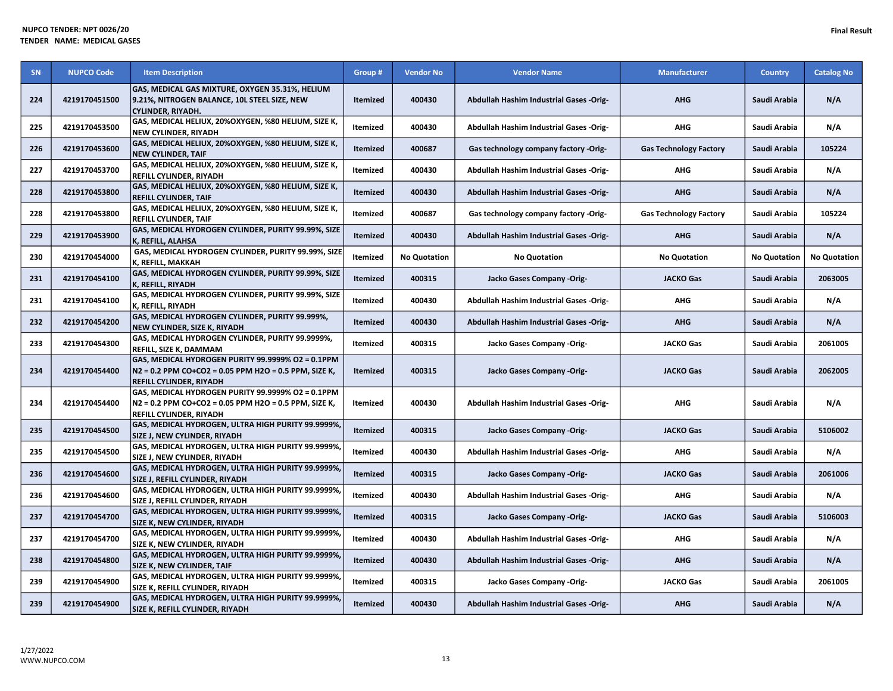NUPCO TENDER: NPT 0026/20
TENDER NAME: MEDICAL GASES

Final Result

| SN | NUPCO Code | Item Description | Group # | Vendor No | Vendor Name | Manufacturer | Country | Catalog No |
|---|---|---|---|---|---|---|---|---|
| 224 | 4219170451500 | GAS, MEDICAL GAS MIXTURE, OXYGEN 35.31%, HELIUM 9.21%, NITROGEN BALANCE, 10L STEEL SIZE, NEW CYLINDER, RIYADH. | Itemized | 400430 | Abdullah Hashim Industrial Gases -Orig- | AHG | Saudi Arabia | N/A |
| 225 | 4219170453500 | GAS, MEDICAL HELIUX, 20%OXYGEN, %80 HELIUM, SIZE K, NEW CYLINDER, RIYADH | Itemized | 400430 | Abdullah Hashim Industrial Gases -Orig- | AHG | Saudi Arabia | N/A |
| 226 | 4219170453600 | GAS, MEDICAL HELIUX, 20%OXYGEN, %80 HELIUM, SIZE K, NEW CYLINDER, TAIF | Itemized | 400687 | Gas technology company factory -Orig- | Gas Technology Factory | Saudi Arabia | 105224 |
| 227 | 4219170453700 | GAS, MEDICAL HELIUX, 20%OXYGEN, %80 HELIUM, SIZE K, REFILL CYLINDER, RIYADH | Itemized | 400430 | Abdullah Hashim Industrial Gases -Orig- | AHG | Saudi Arabia | N/A |
| 228 | 4219170453800 | GAS, MEDICAL HELIUX, 20%OXYGEN, %80 HELIUM, SIZE K, REFILL CYLINDER, TAIF | Itemized | 400430 | Abdullah Hashim Industrial Gases -Orig- | AHG | Saudi Arabia | N/A |
| 228 | 4219170453800 | GAS, MEDICAL HELIUX, 20%OXYGEN, %80 HELIUM, SIZE K, REFILL CYLINDER, TAIF | Itemized | 400687 | Gas technology company factory -Orig- | Gas Technology Factory | Saudi Arabia | 105224 |
| 229 | 4219170453900 | GAS, MEDICAL HYDROGEN CYLINDER, PURITY 99.99%, SIZE K, REFILL, ALAHSA | Itemized | 400430 | Abdullah Hashim Industrial Gases -Orig- | AHG | Saudi Arabia | N/A |
| 230 | 4219170454000 | GAS, MEDICAL HYDROGEN CYLINDER, PURITY 99.99%, SIZE K, REFILL, MAKKAH | Itemized | No Quotation | No Quotation | No Quotation | No Quotation | No Quotation |
| 231 | 4219170454100 | GAS, MEDICAL HYDROGEN CYLINDER, PURITY 99.99%, SIZE K, REFILL, RIYADH | Itemized | 400315 | Jacko Gases Company -Orig- | JACKO Gas | Saudi Arabia | 2063005 |
| 231 | 4219170454100 | GAS, MEDICAL HYDROGEN CYLINDER, PURITY 99.99%, SIZE K, REFILL, RIYADH | Itemized | 400430 | Abdullah Hashim Industrial Gases -Orig- | AHG | Saudi Arabia | N/A |
| 232 | 4219170454200 | GAS, MEDICAL HYDROGEN CYLINDER, PURITY 99.999%, NEW CYLINDER, SIZE K, RIYADH | Itemized | 400430 | Abdullah Hashim Industrial Gases -Orig- | AHG | Saudi Arabia | N/A |
| 233 | 4219170454300 | GAS, MEDICAL HYDROGEN CYLINDER, PURITY 99.9999%, REFILL, SIZE K, DAMMAM | Itemized | 400315 | Jacko Gases Company -Orig- | JACKO Gas | Saudi Arabia | 2061005 |
| 234 | 4219170454400 | GAS, MEDICAL HYDROGEN PURITY 99.9999% O2 = 0.1PPM N2 = 0.2 PPM CO+CO2 = 0.05 PPM H2O = 0.5 PPM, SIZE K, REFILL CYLINDER, RIYADH | Itemized | 400315 | Jacko Gases Company -Orig- | JACKO Gas | Saudi Arabia | 2062005 |
| 234 | 4219170454400 | GAS, MEDICAL HYDROGEN PURITY 99.9999% O2 = 0.1PPM N2 = 0.2 PPM CO+CO2 = 0.05 PPM H2O = 0.5 PPM, SIZE K, REFILL CYLINDER, RIYADH | Itemized | 400430 | Abdullah Hashim Industrial Gases -Orig- | AHG | Saudi Arabia | N/A |
| 235 | 4219170454500 | GAS, MEDICAL HYDROGEN, ULTRA HIGH PURITY 99.9999%, SIZE J, NEW CYLINDER, RIYADH | Itemized | 400315 | Jacko Gases Company -Orig- | JACKO Gas | Saudi Arabia | 5106002 |
| 235 | 4219170454500 | GAS, MEDICAL HYDROGEN, ULTRA HIGH PURITY 99.9999%, SIZE J, NEW CYLINDER, RIYADH | Itemized | 400430 | Abdullah Hashim Industrial Gases -Orig- | AHG | Saudi Arabia | N/A |
| 236 | 4219170454600 | GAS, MEDICAL HYDROGEN, ULTRA HIGH PURITY 99.9999%, SIZE J, REFILL CYLINDER, RIYADH | Itemized | 400315 | Jacko Gases Company -Orig- | JACKO Gas | Saudi Arabia | 2061006 |
| 236 | 4219170454600 | GAS, MEDICAL HYDROGEN, ULTRA HIGH PURITY 99.9999%, SIZE J, REFILL CYLINDER, RIYADH | Itemized | 400430 | Abdullah Hashim Industrial Gases -Orig- | AHG | Saudi Arabia | N/A |
| 237 | 4219170454700 | GAS, MEDICAL HYDROGEN, ULTRA HIGH PURITY 99.9999%, SIZE K, NEW CYLINDER, RIYADH | Itemized | 400315 | Jacko Gases Company -Orig- | JACKO Gas | Saudi Arabia | 5106003 |
| 237 | 4219170454700 | GAS, MEDICAL HYDROGEN, ULTRA HIGH PURITY 99.9999%, SIZE K, NEW CYLINDER, RIYADH | Itemized | 400430 | Abdullah Hashim Industrial Gases -Orig- | AHG | Saudi Arabia | N/A |
| 238 | 4219170454800 | GAS, MEDICAL HYDROGEN, ULTRA HIGH PURITY 99.9999%, SIZE K, NEW CYLINDER, TAIF | Itemized | 400430 | Abdullah Hashim Industrial Gases -Orig- | AHG | Saudi Arabia | N/A |
| 239 | 4219170454900 | GAS, MEDICAL HYDROGEN, ULTRA HIGH PURITY 99.9999%, SIZE K, REFILL CYLINDER, RIYADH | Itemized | 400315 | Jacko Gases Company -Orig- | JACKO Gas | Saudi Arabia | 2061005 |
| 239 | 4219170454900 | GAS, MEDICAL HYDROGEN, ULTRA HIGH PURITY 99.9999%, SIZE K, REFILL CYLINDER, RIYADH | Itemized | 400430 | Abdullah Hashim Industrial Gases -Orig- | AHG | Saudi Arabia | N/A |

1/27/2022
WWW.NUPCO.COM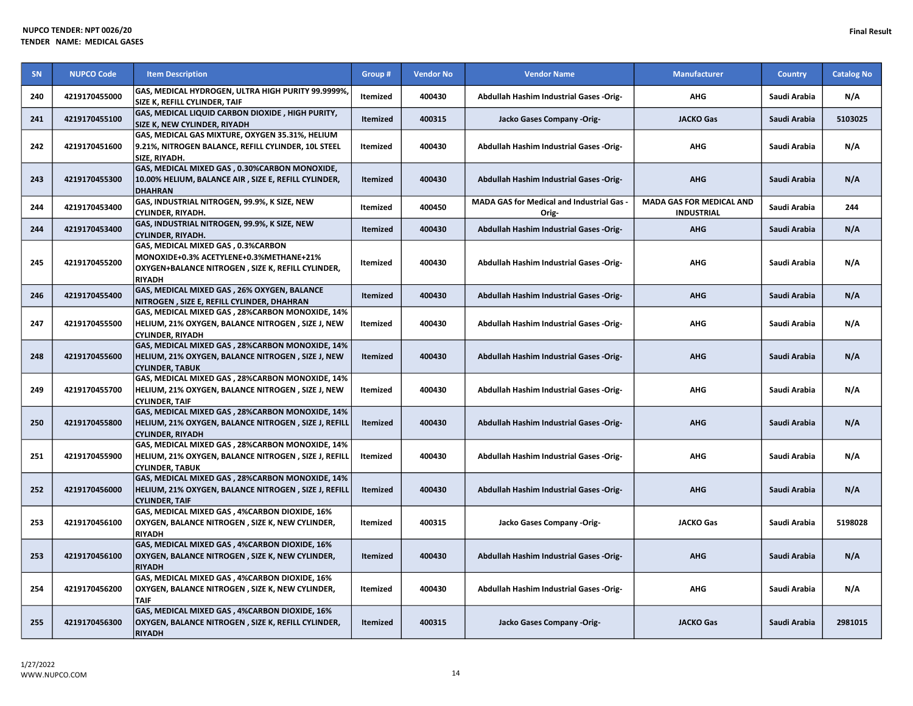NUPCO TENDER: NPT 0026/20
TENDER NAME: MEDICAL GASES

Final Result

| SN | NUPCO Code | Item Description | Group # | Vendor No | Vendor Name | Manufacturer | Country | Catalog No |
|---|---|---|---|---|---|---|---|---|
| 240 | 4219170455000 | GAS, MEDICAL HYDROGEN, ULTRA HIGH PURITY 99.9999%, SIZE K, REFILL CYLINDER, TAIF | Itemized | 400430 | Abdullah Hashim Industrial Gases -Orig- | AHG | Saudi Arabia | N/A |
| 241 | 4219170455100 | GAS, MEDICAL LIQUID CARBON DIOXIDE , HIGH PURITY, SIZE K, NEW CYLINDER, RIYADH | Itemized | 400315 | Jacko Gases Company -Orig- | JACKO Gas | Saudi Arabia | 5103025 |
| 242 | 4219170451600 | GAS, MEDICAL GAS MIXTURE, OXYGEN 35.31%, HELIUM 9.21%, NITROGEN BALANCE, REFILL CYLINDER, 10L STEEL SIZE, RIYADH. | Itemized | 400430 | Abdullah Hashim Industrial Gases -Orig- | AHG | Saudi Arabia | N/A |
| 243 | 4219170455300 | GAS, MEDICAL MIXED GAS , 0.30%CARBON MONOXIDE, 10.00% HELIUM, BALANCE AIR , SIZE E, REFILL CYLINDER, DHAHRAN | Itemized | 400430 | Abdullah Hashim Industrial Gases -Orig- | AHG | Saudi Arabia | N/A |
| 244 | 4219170453400 | GAS, INDUSTRIAL NITROGEN, 99.9%, K SIZE, NEW CYLINDER, RIYADH. | Itemized | 400450 | MADA GAS for Medical and Industrial Gas -Orig- | MADA GAS FOR MEDICAL AND INDUSTRIAL | Saudi Arabia | 244 |
| 244 | 4219170453400 | GAS, INDUSTRIAL NITROGEN, 99.9%, K SIZE, NEW CYLINDER, RIYADH. | Itemized | 400430 | Abdullah Hashim Industrial Gases -Orig- | AHG | Saudi Arabia | N/A |
| 245 | 4219170455200 | GAS, MEDICAL MIXED GAS , 0.3%CARBON MONOXIDE+0.3% ACETYLENE+0.3%METHANE+21% OXYGEN+BALANCE NITROGEN , SIZE K, REFILL CYLINDER, RIYADH | Itemized | 400430 | Abdullah Hashim Industrial Gases -Orig- | AHG | Saudi Arabia | N/A |
| 246 | 4219170455400 | GAS, MEDICAL MIXED GAS , 26% OXYGEN, BALANCE NITROGEN , SIZE E, REFILL CYLINDER, DHAHRAN | Itemized | 400430 | Abdullah Hashim Industrial Gases -Orig- | AHG | Saudi Arabia | N/A |
| 247 | 4219170455500 | GAS, MEDICAL MIXED GAS , 28%CARBON MONOXIDE, 14% HELIUM, 21% OXYGEN, BALANCE NITROGEN , SIZE J, NEW CYLINDER, RIYADH | Itemized | 400430 | Abdullah Hashim Industrial Gases -Orig- | AHG | Saudi Arabia | N/A |
| 248 | 4219170455600 | GAS, MEDICAL MIXED GAS , 28%CARBON MONOXIDE, 14% HELIUM, 21% OXYGEN, BALANCE NITROGEN , SIZE J, NEW CYLINDER, TABUK | Itemized | 400430 | Abdullah Hashim Industrial Gases -Orig- | AHG | Saudi Arabia | N/A |
| 249 | 4219170455700 | GAS, MEDICAL MIXED GAS , 28%CARBON MONOXIDE, 14% HELIUM, 21% OXYGEN, BALANCE NITROGEN , SIZE J, NEW CYLINDER, TAIF | Itemized | 400430 | Abdullah Hashim Industrial Gases -Orig- | AHG | Saudi Arabia | N/A |
| 250 | 4219170455800 | GAS, MEDICAL MIXED GAS , 28%CARBON MONOXIDE, 14% HELIUM, 21% OXYGEN, BALANCE NITROGEN , SIZE J, REFILL CYLINDER, RIYADH | Itemized | 400430 | Abdullah Hashim Industrial Gases -Orig- | AHG | Saudi Arabia | N/A |
| 251 | 4219170455900 | GAS, MEDICAL MIXED GAS , 28%CARBON MONOXIDE, 14% HELIUM, 21% OXYGEN, BALANCE NITROGEN , SIZE J, REFILL CYLINDER, TABUK | Itemized | 400430 | Abdullah Hashim Industrial Gases -Orig- | AHG | Saudi Arabia | N/A |
| 252 | 4219170456000 | GAS, MEDICAL MIXED GAS , 28%CARBON MONOXIDE, 14% HELIUM, 21% OXYGEN, BALANCE NITROGEN , SIZE J, REFILL CYLINDER, TAIF | Itemized | 400430 | Abdullah Hashim Industrial Gases -Orig- | AHG | Saudi Arabia | N/A |
| 253 | 4219170456100 | GAS, MEDICAL MIXED GAS , 4%CARBON DIOXIDE, 16% OXYGEN, BALANCE NITROGEN , SIZE K, NEW CYLINDER, RIYADH | Itemized | 400315 | Jacko Gases Company -Orig- | JACKO Gas | Saudi Arabia | 5198028 |
| 253 | 4219170456100 | GAS, MEDICAL MIXED GAS , 4%CARBON DIOXIDE, 16% OXYGEN, BALANCE NITROGEN , SIZE K, NEW CYLINDER, RIYADH | Itemized | 400430 | Abdullah Hashim Industrial Gases -Orig- | AHG | Saudi Arabia | N/A |
| 254 | 4219170456200 | GAS, MEDICAL MIXED GAS , 4%CARBON DIOXIDE, 16% OXYGEN, BALANCE NITROGEN , SIZE K, NEW CYLINDER, TAIF | Itemized | 400430 | Abdullah Hashim Industrial Gases -Orig- | AHG | Saudi Arabia | N/A |
| 255 | 4219170456300 | GAS, MEDICAL MIXED GAS , 4%CARBON DIOXIDE, 16% OXYGEN, BALANCE NITROGEN , SIZE K, REFILL CYLINDER, RIYADH | Itemized | 400315 | Jacko Gases Company -Orig- | JACKO Gas | Saudi Arabia | 2981015 |

1/27/2022
WWW.NUPCO.COM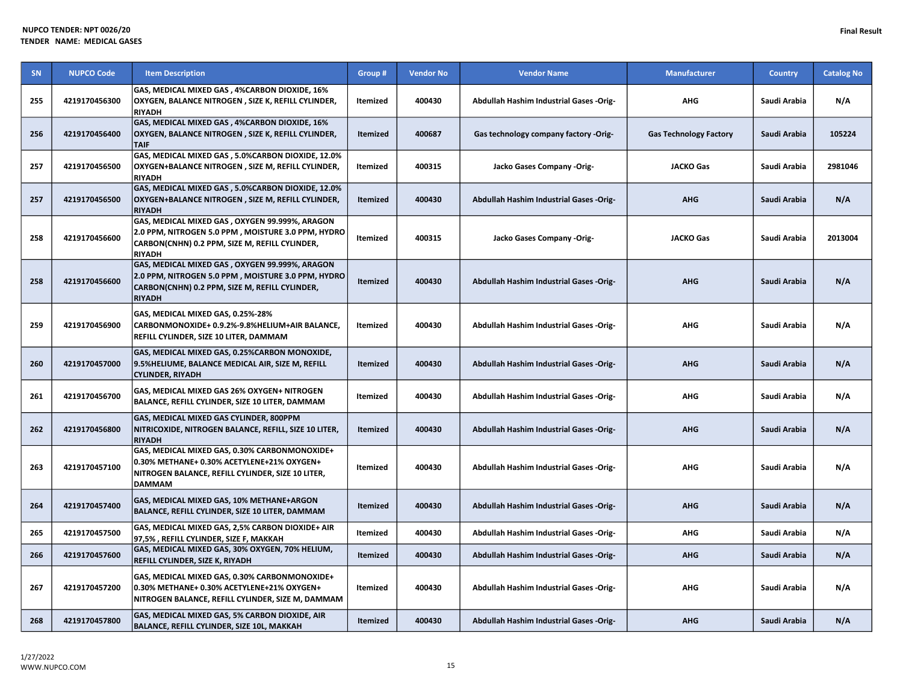NUPCO TENDER: NPT 0026/20
TENDER NAME: MEDICAL GASES

Final Result

| SN | NUPCO Code | Item Description | Group # | Vendor No | Vendor Name | Manufacturer | Country | Catalog No |
|---|---|---|---|---|---|---|---|---|
| 255 | 4219170456300 | GAS, MEDICAL MIXED GAS , 4%CARBON DIOXIDE, 16% OXYGEN, BALANCE NITROGEN , SIZE K, REFILL CYLINDER, RIYADH | Itemized | 400430 | Abdullah Hashim Industrial Gases -Orig- | AHG | Saudi Arabia | N/A |
| 256 | 4219170456400 | GAS, MEDICAL MIXED GAS , 4%CARBON DIOXIDE, 16% OXYGEN, BALANCE NITROGEN , SIZE K, REFILL CYLINDER, TAIF | Itemized | 400687 | Gas technology company factory -Orig- | Gas Technology Factory | Saudi Arabia | 105224 |
| 257 | 4219170456500 | GAS, MEDICAL MIXED GAS , 5.0%CARBON DIOXIDE, 12.0% OXYGEN+BALANCE NITROGEN , SIZE M, REFILL CYLINDER, RIYADH | Itemized | 400315 | Jacko Gases Company -Orig- | JACKO Gas | Saudi Arabia | 2981046 |
| 257 | 4219170456500 | GAS, MEDICAL MIXED GAS , 5.0%CARBON DIOXIDE, 12.0% OXYGEN+BALANCE NITROGEN , SIZE M, REFILL CYLINDER, RIYADH | Itemized | 400430 | Abdullah Hashim Industrial Gases -Orig- | AHG | Saudi Arabia | N/A |
| 258 | 4219170456600 | GAS, MEDICAL MIXED GAS , OXYGEN 99.999%, ARAGON 2.0 PPM, NITROGEN 5.0 PPM , MOISTURE 3.0 PPM, HYDRO CARBON(CNHN) 0.2 PPM, SIZE M, REFILL CYLINDER, RIYADH | Itemized | 400315 | Jacko Gases Company -Orig- | JACKO Gas | Saudi Arabia | 2013004 |
| 258 | 4219170456600 | GAS, MEDICAL MIXED GAS , OXYGEN 99.999%, ARAGON 2.0 PPM, NITROGEN 5.0 PPM , MOISTURE 3.0 PPM, HYDRO CARBON(CNHN) 0.2 PPM, SIZE M, REFILL CYLINDER, RIYADH | Itemized | 400430 | Abdullah Hashim Industrial Gases -Orig- | AHG | Saudi Arabia | N/A |
| 259 | 4219170456900 | GAS, MEDICAL MIXED GAS, 0.25%-28% CARBONMONOXIDE+ 0.9.2%-9.8%HELIUM+AIR BALANCE, REFILL CYLINDER, SIZE 10 LITER, DAMMAM | Itemized | 400430 | Abdullah Hashim Industrial Gases -Orig- | AHG | Saudi Arabia | N/A |
| 260 | 4219170457000 | GAS, MEDICAL MIXED GAS, 0.25%CARBON MONOXIDE, 9.5%HELIUME, BALANCE MEDICAL AIR, SIZE M, REFILL CYLINDER, RIYADH | Itemized | 400430 | Abdullah Hashim Industrial Gases -Orig- | AHG | Saudi Arabia | N/A |
| 261 | 4219170456700 | GAS, MEDICAL MIXED GAS 26% OXYGEN+ NITROGEN BALANCE, REFILL CYLINDER, SIZE 10 LITER, DAMMAM | Itemized | 400430 | Abdullah Hashim Industrial Gases -Orig- | AHG | Saudi Arabia | N/A |
| 262 | 4219170456800 | GAS, MEDICAL MIXED GAS CYLINDER, 800PPM NITRICOXIDE, NITROGEN BALANCE, REFILL, SIZE 10 LITER, RIYADH | Itemized | 400430 | Abdullah Hashim Industrial Gases -Orig- | AHG | Saudi Arabia | N/A |
| 263 | 4219170457100 | GAS, MEDICAL MIXED GAS, 0.30% CARBONMONOXIDE+ 0.30% METHANE+ 0.30% ACETYLENE+21% OXYGEN+ NITROGEN BALANCE, REFILL CYLINDER, SIZE 10 LITER, DAMMAM | Itemized | 400430 | Abdullah Hashim Industrial Gases -Orig- | AHG | Saudi Arabia | N/A |
| 264 | 4219170457400 | GAS, MEDICAL MIXED GAS, 10% METHANE+ARGON BALANCE, REFILL CYLINDER, SIZE 10 LITER, DAMMAM | Itemized | 400430 | Abdullah Hashim Industrial Gases -Orig- | AHG | Saudi Arabia | N/A |
| 265 | 4219170457500 | GAS, MEDICAL MIXED GAS, 2,5% CARBON DIOXIDE+ AIR 97,5% , REFILL CYLINDER, SIZE F, MAKKAH | Itemized | 400430 | Abdullah Hashim Industrial Gases -Orig- | AHG | Saudi Arabia | N/A |
| 266 | 4219170457600 | GAS, MEDICAL MIXED GAS, 30% OXYGEN, 70% HELIUM, REFILL CYLINDER, SIZE K, RIYADH | Itemized | 400430 | Abdullah Hashim Industrial Gases -Orig- | AHG | Saudi Arabia | N/A |
| 267 | 4219170457200 | GAS, MEDICAL MIXED GAS, 0.30% CARBONMONOXIDE+ 0.30% METHANE+ 0.30% ACETYLENE+21% OXYGEN+ NITROGEN BALANCE, REFILL CYLINDER, SIZE M, DAMMAM | Itemized | 400430 | Abdullah Hashim Industrial Gases -Orig- | AHG | Saudi Arabia | N/A |
| 268 | 4219170457800 | GAS, MEDICAL MIXED GAS, 5% CARBON DIOXIDE, AIR BALANCE, REFILL CYLINDER, SIZE 10L, MAKKAH | Itemized | 400430 | Abdullah Hashim Industrial Gases -Orig- | AHG | Saudi Arabia | N/A |

1/27/2022
WWW.NUPCO.COM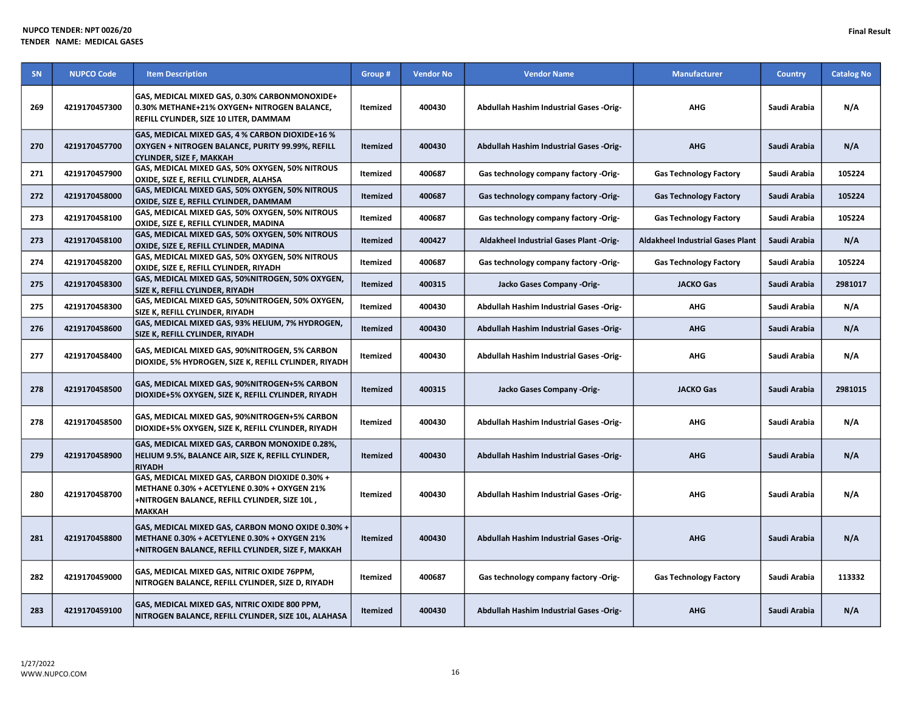**NUPCO TENDER: NPT 0026/20**
**TENDER NAME: MEDICAL GASES**

**Final Result**

| SN | NUPCO Code | Item Description | Group # | Vendor No | Vendor Name | Manufacturer | Country | Catalog No |
|---|---|---|---|---|---|---|---|---|
| 269 | 4219170457300 | GAS, MEDICAL MIXED GAS, 0.30% CARBONMONOXIDE+ 0.30% METHANE+21% OXYGEN+ NITROGEN BALANCE, REFILL CYLINDER, SIZE 10 LITER, DAMMAM | Itemized | 400430 | Abdullah Hashim Industrial Gases -Orig- | AHG | Saudi Arabia | N/A |
| 270 | 4219170457700 | GAS, MEDICAL MIXED GAS, 4 % CARBON DIOXIDE+16 % OXYGEN + NITROGEN BALANCE, PURITY 99.99%, REFILL CYLINDER, SIZE F, MAKKAH | Itemized | 400430 | Abdullah Hashim Industrial Gases -Orig- | AHG | Saudi Arabia | N/A |
| 271 | 4219170457900 | GAS, MEDICAL MIXED GAS, 50% OXYGEN, 50% NITROUS OXIDE, SIZE E, REFILL CYLINDER, ALAHSA | Itemized | 400687 | Gas technology company factory -Orig- | Gas Technology Factory | Saudi Arabia | 105224 |
| 272 | 4219170458000 | GAS, MEDICAL MIXED GAS, 50% OXYGEN, 50% NITROUS OXIDE, SIZE E, REFILL CYLINDER, DAMMAM | Itemized | 400687 | Gas technology company factory -Orig- | Gas Technology Factory | Saudi Arabia | 105224 |
| 273 | 4219170458100 | GAS, MEDICAL MIXED GAS, 50% OXYGEN, 50% NITROUS OXIDE, SIZE E, REFILL CYLINDER, MADINA | Itemized | 400687 | Gas technology company factory -Orig- | Gas Technology Factory | Saudi Arabia | 105224 |
| 273 | 4219170458100 | GAS, MEDICAL MIXED GAS, 50% OXYGEN, 50% NITROUS OXIDE, SIZE E, REFILL CYLINDER, MADINA | Itemized | 400427 | Aldakheel Industrial Gases Plant -Orig- | Aldakheel Industrial Gases Plant | Saudi Arabia | N/A |
| 274 | 4219170458200 | GAS, MEDICAL MIXED GAS, 50% OXYGEN, 50% NITROUS OXIDE, SIZE E, REFILL CYLINDER, RIYADH | Itemized | 400687 | Gas technology company factory -Orig- | Gas Technology Factory | Saudi Arabia | 105224 |
| 275 | 4219170458300 | GAS, MEDICAL MIXED GAS, 50%NITROGEN, 50% OXYGEN, SIZE K, REFILL CYLINDER, RIYADH | Itemized | 400315 | Jacko Gases Company -Orig- | JACKO Gas | Saudi Arabia | 2981017 |
| 275 | 4219170458300 | GAS, MEDICAL MIXED GAS, 50%NITROGEN, 50% OXYGEN, SIZE K, REFILL CYLINDER, RIYADH | Itemized | 400430 | Abdullah Hashim Industrial Gases -Orig- | AHG | Saudi Arabia | N/A |
| 276 | 4219170458600 | GAS, MEDICAL MIXED GAS, 93% HELIUM, 7% HYDROGEN, SIZE K, REFILL CYLINDER, RIYADH | Itemized | 400430 | Abdullah Hashim Industrial Gases -Orig- | AHG | Saudi Arabia | N/A |
| 277 | 4219170458400 | GAS, MEDICAL MIXED GAS, 90%NITROGEN, 5% CARBON DIOXIDE, 5% HYDROGEN, SIZE K, REFILL CYLINDER, RIYADH | Itemized | 400430 | Abdullah Hashim Industrial Gases -Orig- | AHG | Saudi Arabia | N/A |
| 278 | 4219170458500 | GAS, MEDICAL MIXED GAS, 90%NITROGEN+5% CARBON DIOXIDE+5% OXYGEN, SIZE K, REFILL CYLINDER, RIYADH | Itemized | 400315 | Jacko Gases Company -Orig- | JACKO Gas | Saudi Arabia | 2981015 |
| 278 | 4219170458500 | GAS, MEDICAL MIXED GAS, 90%NITROGEN+5% CARBON DIOXIDE+5% OXYGEN, SIZE K, REFILL CYLINDER, RIYADH | Itemized | 400430 | Abdullah Hashim Industrial Gases -Orig- | AHG | Saudi Arabia | N/A |
| 279 | 4219170458900 | GAS, MEDICAL MIXED GAS, CARBON MONOXIDE 0.28%, HELIUM 9.5%, BALANCE AIR, SIZE K, REFILL CYLINDER, RIYADH | Itemized | 400430 | Abdullah Hashim Industrial Gases -Orig- | AHG | Saudi Arabia | N/A |
| 280 | 4219170458700 | GAS, MEDICAL MIXED GAS, CARBON DIOXIDE 0.30% + METHANE 0.30% + ACETYLENE 0.30% + OXYGEN 21% +NITROGEN BALANCE, REFILL CYLINDER, SIZE 10L , MAKKAH | Itemized | 400430 | Abdullah Hashim Industrial Gases -Orig- | AHG | Saudi Arabia | N/A |
| 281 | 4219170458800 | GAS, MEDICAL MIXED GAS, CARBON MONO OXIDE 0.30% + METHANE 0.30% + ACETYLENE 0.30% + OXYGEN 21% +NITROGEN BALANCE, REFILL CYLINDER, SIZE F, MAKKAH | Itemized | 400430 | Abdullah Hashim Industrial Gases -Orig- | AHG | Saudi Arabia | N/A |
| 282 | 4219170459000 | GAS, MEDICAL MIXED GAS, NITRIC OXIDE 76PPM, NITROGEN BALANCE, REFILL CYLINDER, SIZE D, RIYADH | Itemized | 400687 | Gas technology company factory -Orig- | Gas Technology Factory | Saudi Arabia | 113332 |
| 283 | 4219170459100 | GAS, MEDICAL MIXED GAS, NITRIC OXIDE 800 PPM, NITROGEN BALANCE, REFILL CYLINDER, SIZE 10L, ALAHSA | Itemized | 400430 | Abdullah Hashim Industrial Gases -Orig- | AHG | Saudi Arabia | N/A |

1/27/2022
WWW.NUPCO.COM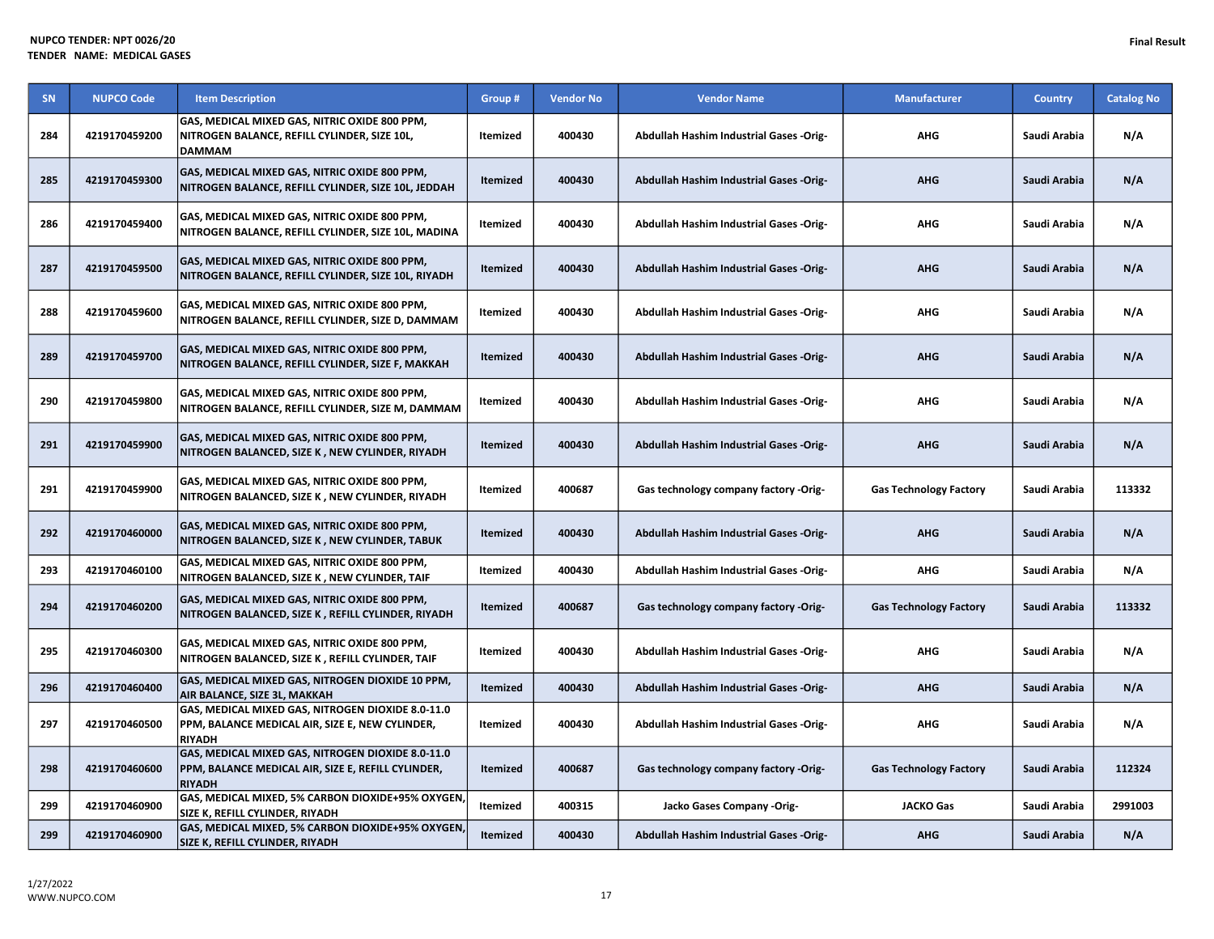| SN | NUPCO Code | Item Description | Group # | Vendor No | Vendor Name | Manufacturer | Country | Catalog No |
|---|---|---|---|---|---|---|---|---|
| 284 | 4219170459200 | GAS, MEDICAL MIXED GAS, NITRIC OXIDE 800 PPM, NITROGEN BALANCE, REFILL CYLINDER, SIZE 10L, DAMMAM | Itemized | 400430 | Abdullah Hashim Industrial Gases -Orig- | AHG | Saudi Arabia | N/A |
| 285 | 4219170459300 | GAS, MEDICAL MIXED GAS, NITRIC OXIDE 800 PPM, NITROGEN BALANCE, REFILL CYLINDER, SIZE 10L, JEDDAH | Itemized | 400430 | Abdullah Hashim Industrial Gases -Orig- | AHG | Saudi Arabia | N/A |
| 286 | 4219170459400 | GAS, MEDICAL MIXED GAS, NITRIC OXIDE 800 PPM, NITROGEN BALANCE, REFILL CYLINDER, SIZE 10L, MADINA | Itemized | 400430 | Abdullah Hashim Industrial Gases -Orig- | AHG | Saudi Arabia | N/A |
| 287 | 4219170459500 | GAS, MEDICAL MIXED GAS, NITRIC OXIDE 800 PPM, NITROGEN BALANCE, REFILL CYLINDER, SIZE 10L, RIYADH | Itemized | 400430 | Abdullah Hashim Industrial Gases -Orig- | AHG | Saudi Arabia | N/A |
| 288 | 4219170459600 | GAS, MEDICAL MIXED GAS, NITRIC OXIDE 800 PPM, NITROGEN BALANCE, REFILL CYLINDER, SIZE D, DAMMAM | Itemized | 400430 | Abdullah Hashim Industrial Gases -Orig- | AHG | Saudi Arabia | N/A |
| 289 | 4219170459700 | GAS, MEDICAL MIXED GAS, NITRIC OXIDE 800 PPM, NITROGEN BALANCE, REFILL CYLINDER, SIZE F, MAKKAH | Itemized | 400430 | Abdullah Hashim Industrial Gases -Orig- | AHG | Saudi Arabia | N/A |
| 290 | 4219170459800 | GAS, MEDICAL MIXED GAS, NITRIC OXIDE 800 PPM, NITROGEN BALANCE, REFILL CYLINDER, SIZE M, DAMMAM | Itemized | 400430 | Abdullah Hashim Industrial Gases -Orig- | AHG | Saudi Arabia | N/A |
| 291 | 4219170459900 | GAS, MEDICAL MIXED GAS, NITRIC OXIDE 800 PPM, NITROGEN BALANCED, SIZE K , NEW CYLINDER, RIYADH | Itemized | 400430 | Abdullah Hashim Industrial Gases -Orig- | AHG | Saudi Arabia | N/A |
| 291 | 4219170459900 | GAS, MEDICAL MIXED GAS, NITRIC OXIDE 800 PPM, NITROGEN BALANCED, SIZE K , NEW CYLINDER, RIYADH | Itemized | 400687 | Gas technology company factory -Orig- | Gas Technology Factory | Saudi Arabia | 113332 |
| 292 | 4219170460000 | GAS, MEDICAL MIXED GAS, NITRIC OXIDE 800 PPM, NITROGEN BALANCED, SIZE K , NEW CYLINDER, TABUK | Itemized | 400430 | Abdullah Hashim Industrial Gases -Orig- | AHG | Saudi Arabia | N/A |
| 293 | 4219170460100 | GAS, MEDICAL MIXED GAS, NITRIC OXIDE 800 PPM, NITROGEN BALANCED, SIZE K , NEW CYLINDER, TAIF | Itemized | 400430 | Abdullah Hashim Industrial Gases -Orig- | AHG | Saudi Arabia | N/A |
| 294 | 4219170460200 | GAS, MEDICAL MIXED GAS, NITRIC OXIDE 800 PPM, NITROGEN BALANCED, SIZE K , REFILL CYLINDER, RIYADH | Itemized | 400687 | Gas technology company factory -Orig- | Gas Technology Factory | Saudi Arabia | 113332 |
| 295 | 4219170460300 | GAS, MEDICAL MIXED GAS, NITRIC OXIDE 800 PPM, NITROGEN BALANCED, SIZE K , REFILL CYLINDER, TAIF | Itemized | 400430 | Abdullah Hashim Industrial Gases -Orig- | AHG | Saudi Arabia | N/A |
| 296 | 4219170460400 | GAS, MEDICAL MIXED GAS, NITROGEN DIOXIDE 10 PPM, AIR BALANCE, SIZE 3L, MAKKAH | Itemized | 400430 | Abdullah Hashim Industrial Gases -Orig- | AHG | Saudi Arabia | N/A |
| 297 | 4219170460500 | GAS, MEDICAL MIXED GAS, NITROGEN DIOXIDE 8.0-11.0 PPM, BALANCE MEDICAL AIR, SIZE E, NEW CYLINDER, RIYADH | Itemized | 400430 | Abdullah Hashim Industrial Gases -Orig- | AHG | Saudi Arabia | N/A |
| 298 | 4219170460600 | GAS, MEDICAL MIXED GAS, NITROGEN DIOXIDE 8.0-11.0 PPM, BALANCE MEDICAL AIR, SIZE E, REFILL CYLINDER, RIYADH | Itemized | 400687 | Gas technology company factory -Orig- | Gas Technology Factory | Saudi Arabia | 112324 |
| 299 | 4219170460900 | GAS, MEDICAL MIXED, 5% CARBON DIOXIDE+95% OXYGEN, SIZE K, REFILL CYLINDER, RIYADH | Itemized | 400315 | Jacko Gases Company -Orig- | JACKO Gas | Saudi Arabia | 2991003 |
| 299 | 4219170460900 | GAS, MEDICAL MIXED, 5% CARBON DIOXIDE+95% OXYGEN, SIZE K, REFILL CYLINDER, RIYADH | Itemized | 400430 | Abdullah Hashim Industrial Gases -Orig- | AHG | Saudi Arabia | N/A |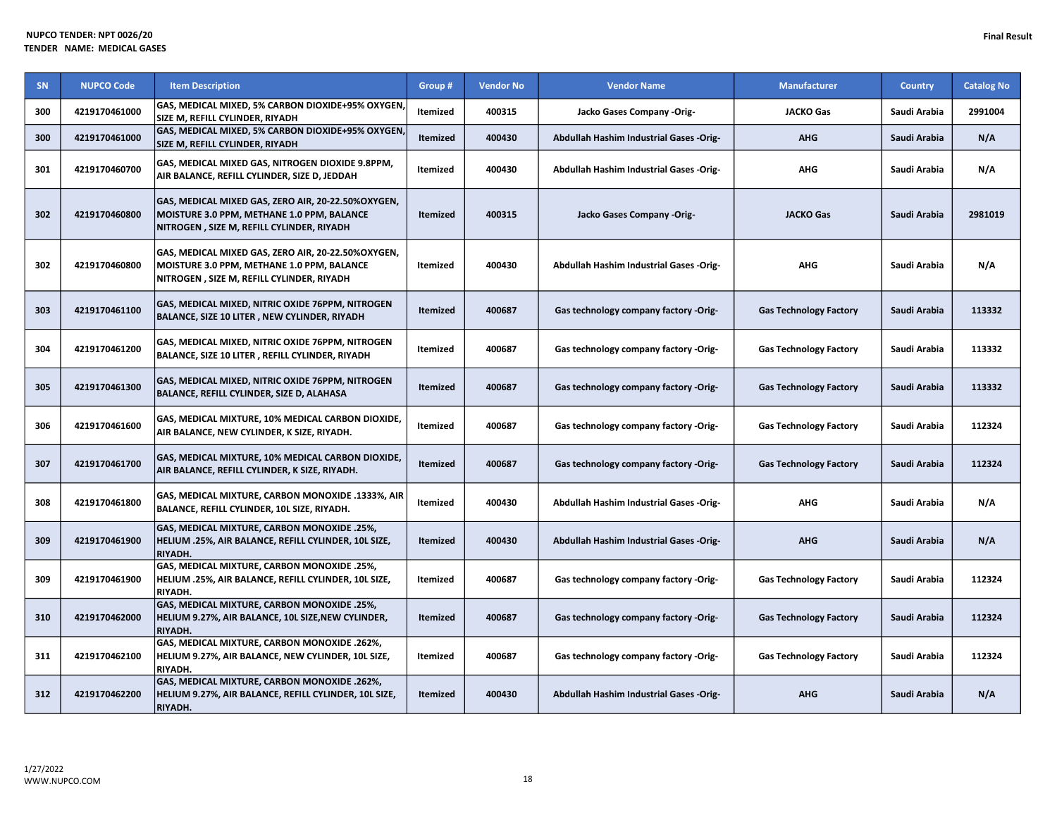NUPCO TENDER: NPT 0026/20
TENDER NAME: MEDICAL GASES

Final Result

| SN | NUPCO Code | Item Description | Group # | Vendor No | Vendor Name | Manufacturer | Country | Catalog No |
|---|---|---|---|---|---|---|---|---|
| 300 | 4219170461000 | GAS, MEDICAL MIXED, 5% CARBON DIOXIDE+95% OXYGEN, SIZE M, REFILL CYLINDER, RIYADH | Itemized | 400315 | Jacko Gases Company -Orig- | JACKO Gas | Saudi Arabia | 2991004 |
| 300 | 4219170461000 | GAS, MEDICAL MIXED, 5% CARBON DIOXIDE+95% OXYGEN, SIZE M, REFILL CYLINDER, RIYADH | Itemized | 400430 | Abdullah Hashim Industrial Gases -Orig- | AHG | Saudi Arabia | N/A |
| 301 | 4219170460700 | GAS, MEDICAL MIXED GAS, NITROGEN DIOXIDE 9.8PPM, AIR BALANCE, REFILL CYLINDER, SIZE D, JEDDAH | Itemized | 400430 | Abdullah Hashim Industrial Gases -Orig- | AHG | Saudi Arabia | N/A |
| 302 | 4219170460800 | GAS, MEDICAL MIXED GAS, ZERO AIR, 20-22.50%OXYGEN, MOISTURE 3.0 PPM, METHANE 1.0 PPM, BALANCE NITROGEN , SIZE M, REFILL CYLINDER, RIYADH | Itemized | 400315 | Jacko Gases Company -Orig- | JACKO Gas | Saudi Arabia | 2981019 |
| 302 | 4219170460800 | GAS, MEDICAL MIXED GAS, ZERO AIR, 20-22.50%OXYGEN, MOISTURE 3.0 PPM, METHANE 1.0 PPM, BALANCE NITROGEN , SIZE M, REFILL CYLINDER, RIYADH | Itemized | 400430 | Abdullah Hashim Industrial Gases -Orig- | AHG | Saudi Arabia | N/A |
| 303 | 4219170461100 | GAS, MEDICAL MIXED, NITRIC OXIDE 76PPM, NITROGEN BALANCE, SIZE 10 LITER , NEW CYLINDER, RIYADH | Itemized | 400687 | Gas technology company factory -Orig- | Gas Technology Factory | Saudi Arabia | 113332 |
| 304 | 4219170461200 | GAS, MEDICAL MIXED, NITRIC OXIDE 76PPM, NITROGEN BALANCE, SIZE 10 LITER , REFILL CYLINDER, RIYADH | Itemized | 400687 | Gas technology company factory -Orig- | Gas Technology Factory | Saudi Arabia | 113332 |
| 305 | 4219170461300 | GAS, MEDICAL MIXED, NITRIC OXIDE 76PPM, NITROGEN BALANCE, REFILL CYLINDER, SIZE D, ALAHASA | Itemized | 400687 | Gas technology company factory -Orig- | Gas Technology Factory | Saudi Arabia | 113332 |
| 306 | 4219170461600 | GAS, MEDICAL MIXTURE, 10% MEDICAL CARBON DIOXIDE, AIR BALANCE, NEW CYLINDER, K SIZE, RIYADH. | Itemized | 400687 | Gas technology company factory -Orig- | Gas Technology Factory | Saudi Arabia | 112324 |
| 307 | 4219170461700 | GAS, MEDICAL MIXTURE, 10% MEDICAL CARBON DIOXIDE, AIR BALANCE, REFILL CYLINDER, K SIZE, RIYADH. | Itemized | 400687 | Gas technology company factory -Orig- | Gas Technology Factory | Saudi Arabia | 112324 |
| 308 | 4219170461800 | GAS, MEDICAL MIXTURE, CARBON MONOXIDE .1333%, AIR BALANCE, REFILL CYLINDER, 10L SIZE, RIYADH. | Itemized | 400430 | Abdullah Hashim Industrial Gases -Orig- | AHG | Saudi Arabia | N/A |
| 309 | 4219170461900 | GAS, MEDICAL MIXTURE, CARBON MONOXIDE .25%, HELIUM .25%, AIR BALANCE, REFILL CYLINDER, 10L SIZE, RIYADH. | Itemized | 400430 | Abdullah Hashim Industrial Gases -Orig- | AHG | Saudi Arabia | N/A |
| 309 | 4219170461900 | GAS, MEDICAL MIXTURE, CARBON MONOXIDE .25%, HELIUM .25%, AIR BALANCE, REFILL CYLINDER, 10L SIZE, RIYADH. | Itemized | 400687 | Gas technology company factory -Orig- | Gas Technology Factory | Saudi Arabia | 112324 |
| 310 | 4219170462000 | GAS, MEDICAL MIXTURE, CARBON MONOXIDE .25%, HELIUM 9.27%, AIR BALANCE, 10L SIZE,NEW CYLINDER, RIYADH. | Itemized | 400687 | Gas technology company factory -Orig- | Gas Technology Factory | Saudi Arabia | 112324 |
| 311 | 4219170462100 | GAS, MEDICAL MIXTURE, CARBON MONOXIDE .262%, HELIUM 9.27%, AIR BALANCE, NEW CYLINDER, 10L SIZE, RIYADH. | Itemized | 400687 | Gas technology company factory -Orig- | Gas Technology Factory | Saudi Arabia | 112324 |
| 312 | 4219170462200 | GAS, MEDICAL MIXTURE, CARBON MONOXIDE .262%, HELIUM 9.27%, AIR BALANCE, REFILL CYLINDER, 10L SIZE, RIYADH. | Itemized | 400430 | Abdullah Hashim Industrial Gases -Orig- | AHG | Saudi Arabia | N/A |

1/27/2022
WWW.NUPCO.COM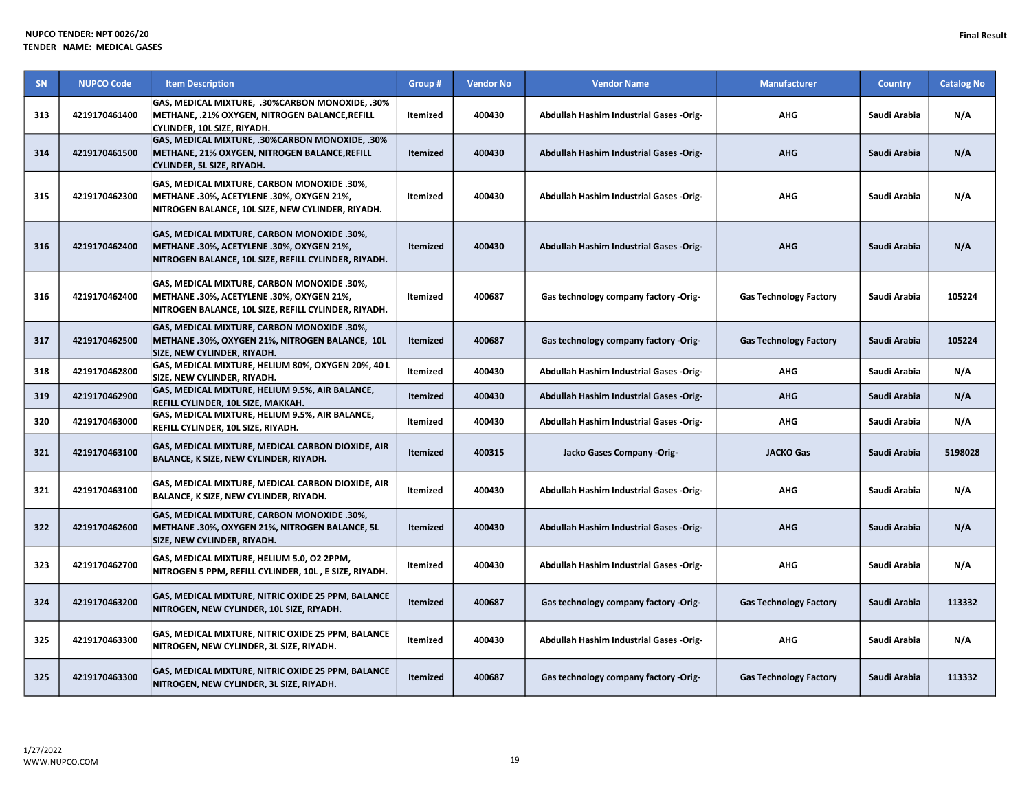NUPCO TENDER: NPT 0026/20
TENDER NAME: MEDICAL GASES

Final Result

| SN | NUPCO Code | Item Description | Group # | Vendor No | Vendor Name | Manufacturer | Country | Catalog No |
|---|---|---|---|---|---|---|---|---|
| 313 | 4219170461400 | GAS, MEDICAL MIXTURE, .30%CARBON MONOXIDE, .30% METHANE, .21% OXYGEN, NITROGEN BALANCE,REFILL CYLINDER, 10L SIZE, RIYADH. | Itemized | 400430 | Abdullah Hashim Industrial Gases -Orig- | AHG | Saudi Arabia | N/A |
| 314 | 4219170461500 | GAS, MEDICAL MIXTURE, .30%CARBON MONOXIDE, .30% METHANE, 21% OXYGEN, NITROGEN BALANCE,REFILL CYLINDER, 5L SIZE, RIYADH. | Itemized | 400430 | Abdullah Hashim Industrial Gases -Orig- | AHG | Saudi Arabia | N/A |
| 315 | 4219170462300 | GAS, MEDICAL MIXTURE, CARBON MONOXIDE .30%, METHANE .30%, ACETYLENE .30%, OXYGEN 21%, NITROGEN BALANCE, 10L SIZE, NEW CYLINDER, RIYADH. | Itemized | 400430 | Abdullah Hashim Industrial Gases -Orig- | AHG | Saudi Arabia | N/A |
| 316 | 4219170462400 | GAS, MEDICAL MIXTURE, CARBON MONOXIDE .30%, METHANE .30%, ACETYLENE .30%, OXYGEN 21%, NITROGEN BALANCE, 10L SIZE, REFILL CYLINDER, RIYADH. | Itemized | 400430 | Abdullah Hashim Industrial Gases -Orig- | AHG | Saudi Arabia | N/A |
| 316 | 4219170462400 | GAS, MEDICAL MIXTURE, CARBON MONOXIDE .30%, METHANE .30%, ACETYLENE .30%, OXYGEN 21%, NITROGEN BALANCE, 10L SIZE, REFILL CYLINDER, RIYADH. | Itemized | 400687 | Gas technology company factory -Orig- | Gas Technology Factory | Saudi Arabia | 105224 |
| 317 | 4219170462500 | GAS, MEDICAL MIXTURE, CARBON MONOXIDE .30%, METHANE .30%, OXYGEN 21%, NITROGEN BALANCE, 10L SIZE, NEW CYLINDER, RIYADH. | Itemized | 400687 | Gas technology company factory -Orig- | Gas Technology Factory | Saudi Arabia | 105224 |
| 318 | 4219170462800 | GAS, MEDICAL MIXTURE, HELIUM 80%, OXYGEN 20%, 40 L SIZE, NEW CYLINDER, RIYADH. | Itemized | 400430 | Abdullah Hashim Industrial Gases -Orig- | AHG | Saudi Arabia | N/A |
| 319 | 4219170462900 | GAS, MEDICAL MIXTURE, HELIUM 9.5%, AIR BALANCE, REFILL CYLINDER, 10L SIZE, MAKKAH. | Itemized | 400430 | Abdullah Hashim Industrial Gases -Orig- | AHG | Saudi Arabia | N/A |
| 320 | 4219170463000 | GAS, MEDICAL MIXTURE, HELIUM 9.5%, AIR BALANCE, REFILL CYLINDER, 10L SIZE, RIYADH. | Itemized | 400430 | Abdullah Hashim Industrial Gases -Orig- | AHG | Saudi Arabia | N/A |
| 321 | 4219170463100 | GAS, MEDICAL MIXTURE, MEDICAL CARBON DIOXIDE, AIR BALANCE, K SIZE, NEW CYLINDER, RIYADH. | Itemized | 400315 | Jacko Gases Company -Orig- | JACKO Gas | Saudi Arabia | 5198028 |
| 321 | 4219170463100 | GAS, MEDICAL MIXTURE, MEDICAL CARBON DIOXIDE, AIR BALANCE, K SIZE, NEW CYLINDER, RIYADH. | Itemized | 400430 | Abdullah Hashim Industrial Gases -Orig- | AHG | Saudi Arabia | N/A |
| 322 | 4219170462600 | GAS, MEDICAL MIXTURE, CARBON MONOXIDE .30%, METHANE .30%, OXYGEN 21%, NITROGEN BALANCE, 5L SIZE, NEW CYLINDER, RIYADH. | Itemized | 400430 | Abdullah Hashim Industrial Gases -Orig- | AHG | Saudi Arabia | N/A |
| 323 | 4219170462700 | GAS, MEDICAL MIXTURE, HELIUM 5.0, O2 2PPM, NITROGEN 5 PPM, REFILL CYLINDER, 10L , E SIZE, RIYADH. | Itemized | 400430 | Abdullah Hashim Industrial Gases -Orig- | AHG | Saudi Arabia | N/A |
| 324 | 4219170463200 | GAS, MEDICAL MIXTURE, NITRIC OXIDE 25 PPM, BALANCE NITROGEN, NEW CYLINDER, 10L SIZE, RIYADH. | Itemized | 400687 | Gas technology company factory -Orig- | Gas Technology Factory | Saudi Arabia | 113332 |
| 325 | 4219170463300 | GAS, MEDICAL MIXTURE, NITRIC OXIDE 25 PPM, BALANCE NITROGEN, NEW CYLINDER, 3L SIZE, RIYADH. | Itemized | 400430 | Abdullah Hashim Industrial Gases -Orig- | AHG | Saudi Arabia | N/A |
| 325 | 4219170463300 | GAS, MEDICAL MIXTURE, NITRIC OXIDE 25 PPM, BALANCE NITROGEN, NEW CYLINDER, 3L SIZE, RIYADH. | Itemized | 400687 | Gas technology company factory -Orig- | Gas Technology Factory | Saudi Arabia | 113332 |

1/27/2022
WWW.NUPCO.COM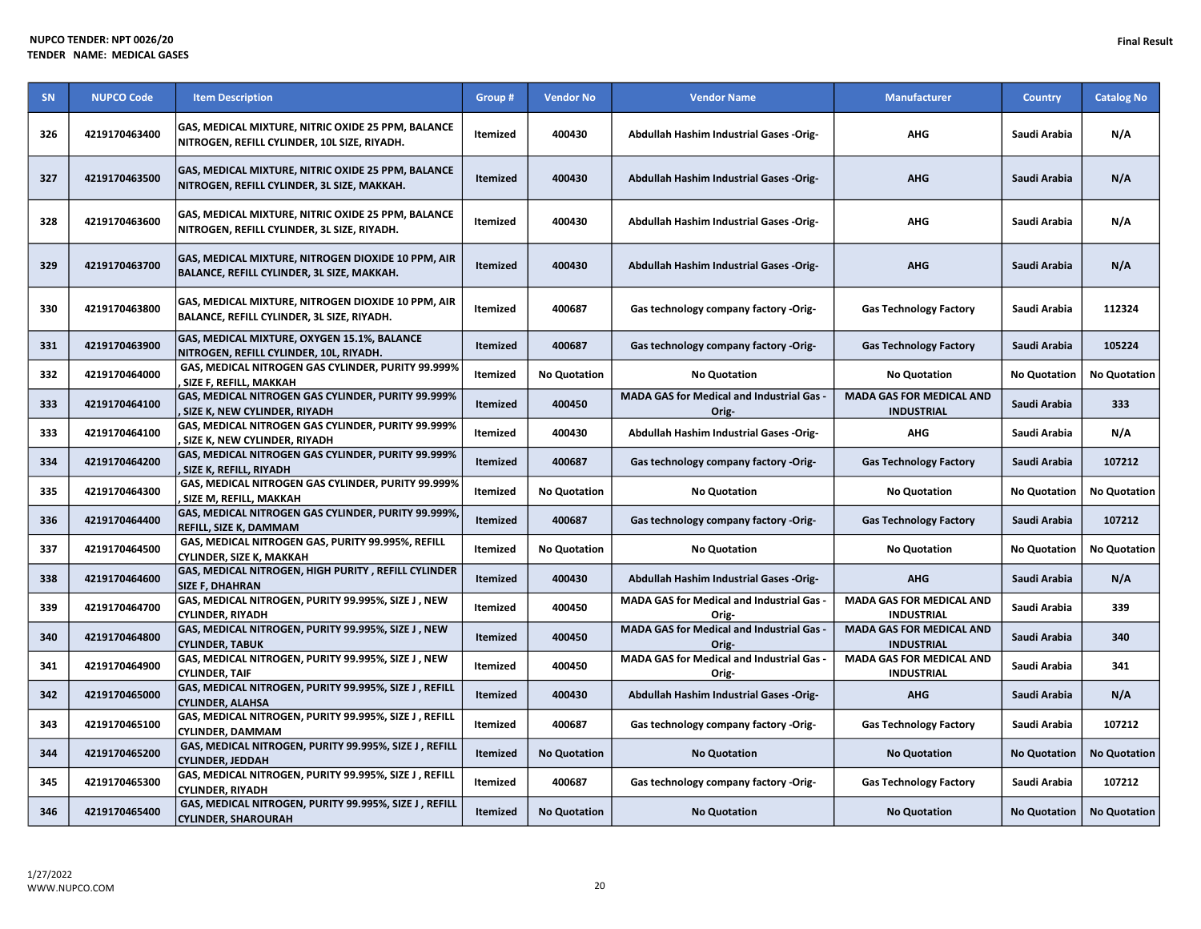NUPCO TENDER: NPT 0026/20
TENDER NAME: MEDICAL GASES

Final Result

| SN | NUPCO Code | Item Description | Group # | Vendor No | Vendor Name | Manufacturer | Country | Catalog No |
|---|---|---|---|---|---|---|---|---|
| 326 | 4219170463400 | GAS, MEDICAL MIXTURE, NITRIC OXIDE 25 PPM, BALANCE NITROGEN, REFILL CYLINDER, 10L SIZE, RIYADH. | Itemized | 400430 | Abdullah Hashim Industrial Gases -Orig- | AHG | Saudi Arabia | N/A |
| 327 | 4219170463500 | GAS, MEDICAL MIXTURE, NITRIC OXIDE 25 PPM, BALANCE NITROGEN, REFILL CYLINDER, 3L SIZE, MAKKAH. | Itemized | 400430 | Abdullah Hashim Industrial Gases -Orig- | AHG | Saudi Arabia | N/A |
| 328 | 4219170463600 | GAS, MEDICAL MIXTURE, NITRIC OXIDE 25 PPM, BALANCE NITROGEN, REFILL CYLINDER, 3L SIZE, RIYADH. | Itemized | 400430 | Abdullah Hashim Industrial Gases -Orig- | AHG | Saudi Arabia | N/A |
| 329 | 4219170463700 | GAS, MEDICAL MIXTURE, NITROGEN DIOXIDE 10 PPM, AIR BALANCE, REFILL CYLINDER, 3L SIZE, MAKKAH. | Itemized | 400430 | Abdullah Hashim Industrial Gases -Orig- | AHG | Saudi Arabia | N/A |
| 330 | 4219170463800 | GAS, MEDICAL MIXTURE, NITROGEN DIOXIDE 10 PPM, AIR BALANCE, REFILL CYLINDER, 3L SIZE, RIYADH. | Itemized | 400687 | Gas technology company factory -Orig- | Gas Technology Factory | Saudi Arabia | 112324 |
| 331 | 4219170463900 | GAS, MEDICAL MIXTURE, OXYGEN 15.1%, BALANCE NITROGEN, REFILL CYLINDER, 10L, RIYADH. | Itemized | 400687 | Gas technology company factory -Orig- | Gas Technology Factory | Saudi Arabia | 105224 |
| 332 | 4219170464000 | GAS, MEDICAL NITROGEN GAS CYLINDER, PURITY 99.999% , SIZE F, REFILL, MAKKAH | Itemized | No Quotation | No Quotation | No Quotation | No Quotation | No Quotation |
| 333 | 4219170464100 | GAS, MEDICAL NITROGEN GAS CYLINDER, PURITY 99.999% , SIZE K, NEW CYLINDER, RIYADH | Itemized | 400450 | MADA GAS for Medical and Industrial Gas -Orig- | MADA GAS FOR MEDICAL AND INDUSTRIAL | Saudi Arabia | 333 |
| 333 | 4219170464100 | GAS, MEDICAL NITROGEN GAS CYLINDER, PURITY 99.999% , SIZE K, NEW CYLINDER, RIYADH | Itemized | 400430 | Abdullah Hashim Industrial Gases -Orig- | AHG | Saudi Arabia | N/A |
| 334 | 4219170464200 | GAS, MEDICAL NITROGEN GAS CYLINDER, PURITY 99.999% , SIZE K, REFILL, RIYADH | Itemized | 400687 | Gas technology company factory -Orig- | Gas Technology Factory | Saudi Arabia | 107212 |
| 335 | 4219170464300 | GAS, MEDICAL NITROGEN GAS CYLINDER, PURITY 99.999% , SIZE M, REFILL, MAKKAH | Itemized | No Quotation | No Quotation | No Quotation | No Quotation | No Quotation |
| 336 | 4219170464400 | GAS, MEDICAL NITROGEN GAS CYLINDER, PURITY 99.999%, REFILL, SIZE K, DAMMAM | Itemized | 400687 | Gas technology company factory -Orig- | Gas Technology Factory | Saudi Arabia | 107212 |
| 337 | 4219170464500 | GAS, MEDICAL NITROGEN GAS, PURITY 99.995%, REFILL CYLINDER, SIZE K, MAKKAH | Itemized | No Quotation | No Quotation | No Quotation | No Quotation | No Quotation |
| 338 | 4219170464600 | GAS, MEDICAL NITROGEN, HIGH PURITY , REFILL CYLINDER SIZE F, DHAHRAN | Itemized | 400430 | Abdullah Hashim Industrial Gases -Orig- | AHG | Saudi Arabia | N/A |
| 339 | 4219170464700 | GAS, MEDICAL NITROGEN, PURITY 99.995%, SIZE J , NEW CYLINDER, RIYADH | Itemized | 400450 | MADA GAS for Medical and Industrial Gas -Orig- | MADA GAS FOR MEDICAL AND INDUSTRIAL | Saudi Arabia | 339 |
| 340 | 4219170464800 | GAS, MEDICAL NITROGEN, PURITY 99.995%, SIZE J , NEW CYLINDER, TABUK | Itemized | 400450 | MADA GAS for Medical and Industrial Gas -Orig- | MADA GAS FOR MEDICAL AND INDUSTRIAL | Saudi Arabia | 340 |
| 341 | 4219170464900 | GAS, MEDICAL NITROGEN, PURITY 99.995%, SIZE J , NEW CYLINDER, TAIF | Itemized | 400450 | MADA GAS for Medical and Industrial Gas -Orig- | MADA GAS FOR MEDICAL AND INDUSTRIAL | Saudi Arabia | 341 |
| 342 | 4219170465000 | GAS, MEDICAL NITROGEN, PURITY 99.995%, SIZE J , REFILL CYLINDER, ALAHSA | Itemized | 400430 | Abdullah Hashim Industrial Gases -Orig- | AHG | Saudi Arabia | N/A |
| 343 | 4219170465100 | GAS, MEDICAL NITROGEN, PURITY 99.995%, SIZE J , REFILL CYLINDER, DAMMAM | Itemized | 400687 | Gas technology company factory -Orig- | Gas Technology Factory | Saudi Arabia | 107212 |
| 344 | 4219170465200 | GAS, MEDICAL NITROGEN, PURITY 99.995%, SIZE J , REFILL CYLINDER, JEDDAH | Itemized | No Quotation | No Quotation | No Quotation | No Quotation | No Quotation |
| 345 | 4219170465300 | GAS, MEDICAL NITROGEN, PURITY 99.995%, SIZE J , REFILL CYLINDER, RIYADH | Itemized | 400687 | Gas technology company factory -Orig- | Gas Technology Factory | Saudi Arabia | 107212 |
| 346 | 4219170465400 | GAS, MEDICAL NITROGEN, PURITY 99.995%, SIZE J , REFILL CYLINDER, SHAROURAH | Itemized | No Quotation | No Quotation | No Quotation | No Quotation | No Quotation |

1/27/2022
WWW.NUPCO.COM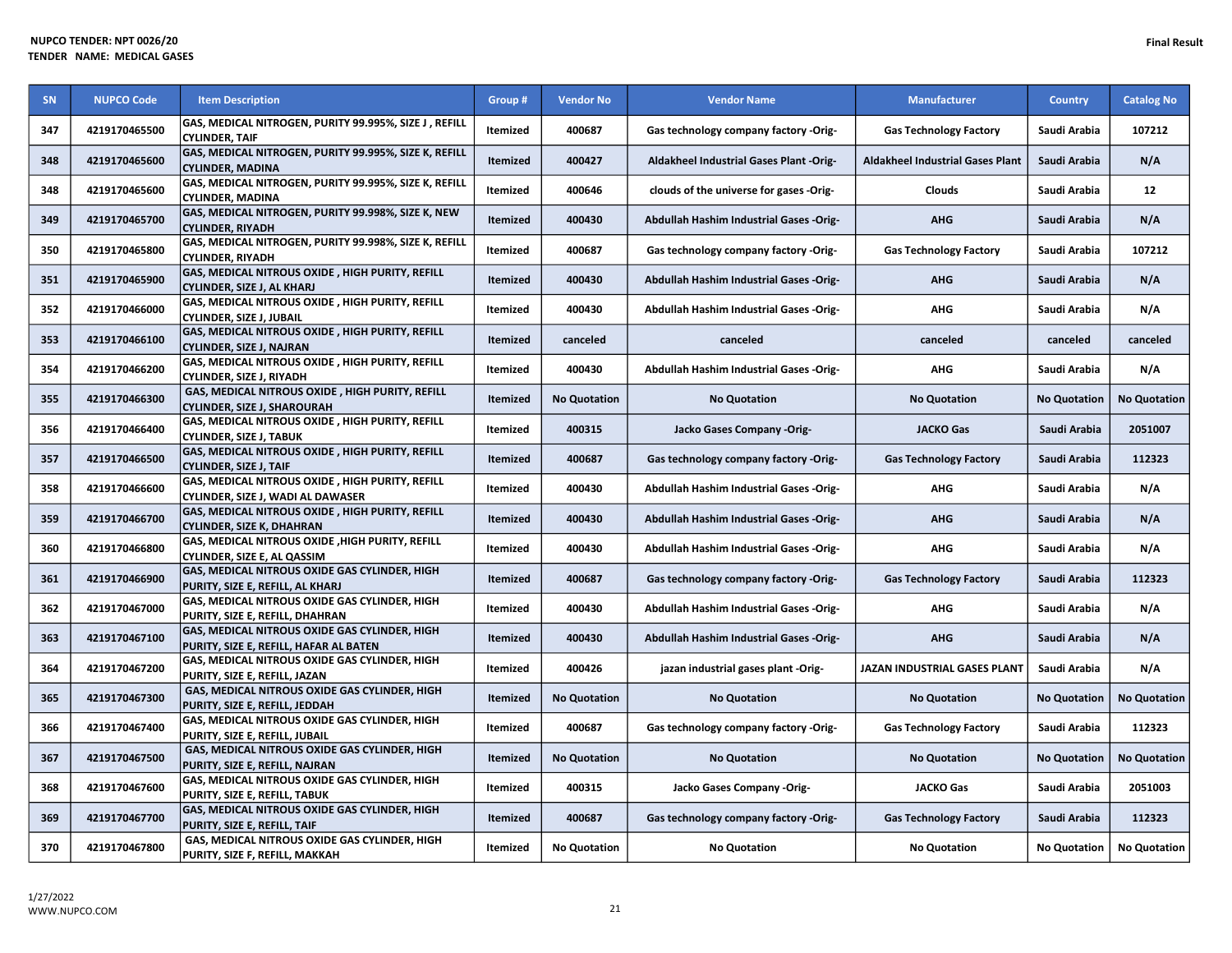NUPCO TENDER: NPT 0026/20
TENDER NAME: MEDICAL GASES

Final Result

| SN | NUPCO Code | Item Description | Group # | Vendor No | Vendor Name | Manufacturer | Country | Catalog No |
|---|---|---|---|---|---|---|---|---|
| 347 | 4219170465500 | GAS, MEDICAL NITROGEN, PURITY 99.995%, SIZE J , REFILL CYLINDER, TAIF | Itemized | 400687 | Gas technology company factory -Orig- | Gas Technology Factory | Saudi Arabia | 107212 |
| 348 | 4219170465600 | GAS, MEDICAL NITROGEN, PURITY 99.995%, SIZE K, REFILL CYLINDER, MADINA | Itemized | 400427 | Aldakheel Industrial Gases Plant -Orig- | Aldakheel Industrial Gases Plant | Saudi Arabia | N/A |
| 348 | 4219170465600 | GAS, MEDICAL NITROGEN, PURITY 99.995%, SIZE K, REFILL CYLINDER, MADINA | Itemized | 400646 | clouds of the universe for gases -Orig- | Clouds | Saudi Arabia | 12 |
| 349 | 4219170465700 | GAS, MEDICAL NITROGEN, PURITY 99.998%, SIZE K, NEW CYLINDER, RIYADH | Itemized | 400430 | Abdullah Hashim Industrial Gases -Orig- | AHG | Saudi Arabia | N/A |
| 350 | 4219170465800 | GAS, MEDICAL NITROGEN, PURITY 99.998%, SIZE K, REFILL CYLINDER, RIYADH | Itemized | 400687 | Gas technology company factory -Orig- | Gas Technology Factory | Saudi Arabia | 107212 |
| 351 | 4219170465900 | GAS, MEDICAL NITROUS OXIDE , HIGH PURITY, REFILL CYLINDER, SIZE J, AL KHARJ | Itemized | 400430 | Abdullah Hashim Industrial Gases -Orig- | AHG | Saudi Arabia | N/A |
| 352 | 4219170466000 | GAS, MEDICAL NITROUS OXIDE , HIGH PURITY, REFILL CYLINDER, SIZE J, JUBAIL | Itemized | 400430 | Abdullah Hashim Industrial Gases -Orig- | AHG | Saudi Arabia | N/A |
| 353 | 4219170466100 | GAS, MEDICAL NITROUS OXIDE , HIGH PURITY, REFILL CYLINDER, SIZE J, NAJRAN | Itemized | canceled | canceled | canceled | canceled | canceled |
| 354 | 4219170466200 | GAS, MEDICAL NITROUS OXIDE , HIGH PURITY, REFILL CYLINDER, SIZE J, RIYADH | Itemized | 400430 | Abdullah Hashim Industrial Gases -Orig- | AHG | Saudi Arabia | N/A |
| 355 | 4219170466300 | GAS, MEDICAL NITROUS OXIDE , HIGH PURITY, REFILL CYLINDER, SIZE J, SHAROURAH | Itemized | No Quotation | No Quotation | No Quotation | No Quotation | No Quotation |
| 356 | 4219170466400 | GAS, MEDICAL NITROUS OXIDE , HIGH PURITY, REFILL CYLINDER, SIZE J, TABUK | Itemized | 400315 | Jacko Gases Company -Orig- | JACKO Gas | Saudi Arabia | 2051007 |
| 357 | 4219170466500 | GAS, MEDICAL NITROUS OXIDE , HIGH PURITY, REFILL CYLINDER, SIZE J, TAIF | Itemized | 400687 | Gas technology company factory -Orig- | Gas Technology Factory | Saudi Arabia | 112323 |
| 358 | 4219170466600 | GAS, MEDICAL NITROUS OXIDE , HIGH PURITY, REFILL CYLINDER, SIZE J, WADI AL DAWASER | Itemized | 400430 | Abdullah Hashim Industrial Gases -Orig- | AHG | Saudi Arabia | N/A |
| 359 | 4219170466700 | GAS, MEDICAL NITROUS OXIDE , HIGH PURITY, REFILL CYLINDER, SIZE K, DHAHRAN | Itemized | 400430 | Abdullah Hashim Industrial Gases -Orig- | AHG | Saudi Arabia | N/A |
| 360 | 4219170466800 | GAS, MEDICAL NITROUS OXIDE ,HIGH PURITY, REFILL CYLINDER, SIZE E, AL QASSIM | Itemized | 400430 | Abdullah Hashim Industrial Gases -Orig- | AHG | Saudi Arabia | N/A |
| 361 | 4219170466900 | GAS, MEDICAL NITROUS OXIDE GAS CYLINDER, HIGH PURITY, SIZE E, REFILL, AL KHARJ | Itemized | 400687 | Gas technology company factory -Orig- | Gas Technology Factory | Saudi Arabia | 112323 |
| 362 | 4219170467000 | GAS, MEDICAL NITROUS OXIDE GAS CYLINDER, HIGH PURITY, SIZE E, REFILL, DHAHRAN | Itemized | 400430 | Abdullah Hashim Industrial Gases -Orig- | AHG | Saudi Arabia | N/A |
| 363 | 4219170467100 | GAS, MEDICAL NITROUS OXIDE GAS CYLINDER, HIGH PURITY, SIZE E, REFILL, HAFAR AL BATEN | Itemized | 400430 | Abdullah Hashim Industrial Gases -Orig- | AHG | Saudi Arabia | N/A |
| 364 | 4219170467200 | GAS, MEDICAL NITROUS OXIDE GAS CYLINDER, HIGH PURITY, SIZE E, REFILL, JAZAN | Itemized | 400426 | jazan industrial gases plant -Orig- | JAZAN INDUSTRIAL GASES PLANT | Saudi Arabia | N/A |
| 365 | 4219170467300 | GAS, MEDICAL NITROUS OXIDE GAS CYLINDER, HIGH PURITY, SIZE E, REFILL, JEDDAH | Itemized | No Quotation | No Quotation | No Quotation | No Quotation | No Quotation |
| 366 | 4219170467400 | GAS, MEDICAL NITROUS OXIDE GAS CYLINDER, HIGH PURITY, SIZE E, REFILL, JUBAIL | Itemized | 400687 | Gas technology company factory -Orig- | Gas Technology Factory | Saudi Arabia | 112323 |
| 367 | 4219170467500 | GAS, MEDICAL NITROUS OXIDE GAS CYLINDER, HIGH PURITY, SIZE E, REFILL, NAJRAN | Itemized | No Quotation | No Quotation | No Quotation | No Quotation | No Quotation |
| 368 | 4219170467600 | GAS, MEDICAL NITROUS OXIDE GAS CYLINDER, HIGH PURITY, SIZE E, REFILL, TABUK | Itemized | 400315 | Jacko Gases Company -Orig- | JACKO Gas | Saudi Arabia | 2051003 |
| 369 | 4219170467700 | GAS, MEDICAL NITROUS OXIDE GAS CYLINDER, HIGH PURITY, SIZE E, REFILL, TAIF | Itemized | 400687 | Gas technology company factory -Orig- | Gas Technology Factory | Saudi Arabia | 112323 |
| 370 | 4219170467800 | GAS, MEDICAL NITROUS OXIDE GAS CYLINDER, HIGH PURITY, SIZE F, REFILL, MAKKAH | Itemized | No Quotation | No Quotation | No Quotation | No Quotation | No Quotation |

1/27/2022
WWW.NUPCO.COM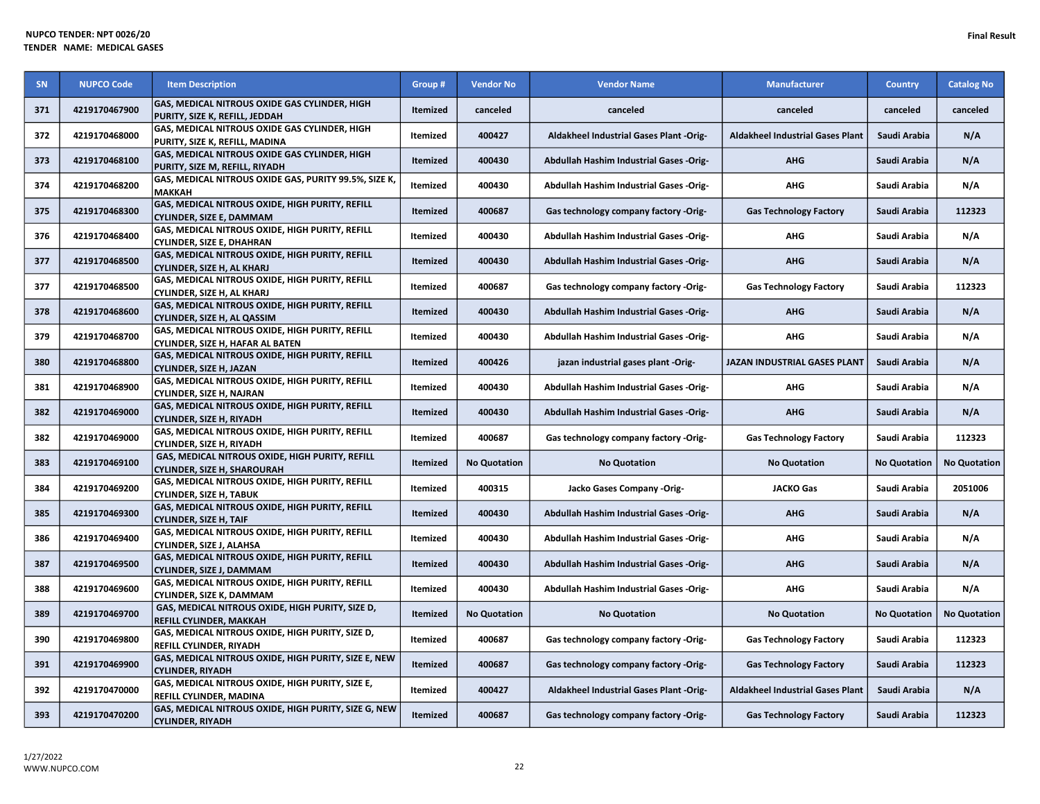NUPCO TENDER: NPT 0026/20
TENDER NAME: MEDICAL GASES

Final Result

| SN | NUPCO Code | Item Description | Group # | Vendor No | Vendor Name | Manufacturer | Country | Catalog No |
|---|---|---|---|---|---|---|---|---|
| 371 | 4219170467900 | GAS, MEDICAL NITROUS OXIDE GAS CYLINDER, HIGH PURITY, SIZE K, REFILL, JEDDAH | Itemized | canceled | canceled | canceled | canceled | canceled |
| 372 | 4219170468000 | GAS, MEDICAL NITROUS OXIDE GAS CYLINDER, HIGH PURITY, SIZE K, REFILL, MADINA | Itemized | 400427 | Aldakheel Industrial Gases Plant -Orig- | Aldakheel Industrial Gases Plant | Saudi Arabia | N/A |
| 373 | 4219170468100 | GAS, MEDICAL NITROUS OXIDE GAS CYLINDER, HIGH PURITY, SIZE M, REFILL, RIYADH | Itemized | 400430 | Abdullah Hashim Industrial Gases -Orig- | AHG | Saudi Arabia | N/A |
| 374 | 4219170468200 | GAS, MEDICAL NITROUS OXIDE GAS, PURITY 99.5%, SIZE K, MAKKAH | Itemized | 400430 | Abdullah Hashim Industrial Gases -Orig- | AHG | Saudi Arabia | N/A |
| 375 | 4219170468300 | GAS, MEDICAL NITROUS OXIDE, HIGH PURITY, REFILL CYLINDER, SIZE E, DAMMAM | Itemized | 400687 | Gas technology company factory -Orig- | Gas Technology Factory | Saudi Arabia | 112323 |
| 376 | 4219170468400 | GAS, MEDICAL NITROUS OXIDE, HIGH PURITY, REFILL CYLINDER, SIZE E, DHAHRAN | Itemized | 400430 | Abdullah Hashim Industrial Gases -Orig- | AHG | Saudi Arabia | N/A |
| 377 | 4219170468500 | GAS, MEDICAL NITROUS OXIDE, HIGH PURITY, REFILL CYLINDER, SIZE H, AL KHARJ | Itemized | 400430 | Abdullah Hashim Industrial Gases -Orig- | AHG | Saudi Arabia | N/A |
| 377 | 4219170468500 | GAS, MEDICAL NITROUS OXIDE, HIGH PURITY, REFILL CYLINDER, SIZE H, AL KHARJ | Itemized | 400687 | Gas technology company factory -Orig- | Gas Technology Factory | Saudi Arabia | 112323 |
| 378 | 4219170468600 | GAS, MEDICAL NITROUS OXIDE, HIGH PURITY, REFILL CYLINDER, SIZE H, AL QASSIM | Itemized | 400430 | Abdullah Hashim Industrial Gases -Orig- | AHG | Saudi Arabia | N/A |
| 379 | 4219170468700 | GAS, MEDICAL NITROUS OXIDE, HIGH PURITY, REFILL CYLINDER, SIZE H, HAFAR AL BATEN | Itemized | 400430 | Abdullah Hashim Industrial Gases -Orig- | AHG | Saudi Arabia | N/A |
| 380 | 4219170468800 | GAS, MEDICAL NITROUS OXIDE, HIGH PURITY, REFILL CYLINDER, SIZE H, JAZAN | Itemized | 400426 | jazan industrial gases plant -Orig- | JAZAN INDUSTRIAL GASES PLANT | Saudi Arabia | N/A |
| 381 | 4219170468900 | GAS, MEDICAL NITROUS OXIDE, HIGH PURITY, REFILL CYLINDER, SIZE H, NAJRAN | Itemized | 400430 | Abdullah Hashim Industrial Gases -Orig- | AHG | Saudi Arabia | N/A |
| 382 | 4219170469000 | GAS, MEDICAL NITROUS OXIDE, HIGH PURITY, REFILL CYLINDER, SIZE H, RIYADH | Itemized | 400430 | Abdullah Hashim Industrial Gases -Orig- | AHG | Saudi Arabia | N/A |
| 382 | 4219170469000 | GAS, MEDICAL NITROUS OXIDE, HIGH PURITY, REFILL CYLINDER, SIZE H, RIYADH | Itemized | 400687 | Gas technology company factory -Orig- | Gas Technology Factory | Saudi Arabia | 112323 |
| 383 | 4219170469100 | GAS, MEDICAL NITROUS OXIDE, HIGH PURITY, REFILL CYLINDER, SIZE H, SHAROURAH | Itemized | No Quotation | No Quotation | No Quotation | No Quotation | No Quotation |
| 384 | 4219170469200 | GAS, MEDICAL NITROUS OXIDE, HIGH PURITY, REFILL CYLINDER, SIZE H, TABUK | Itemized | 400315 | Jacko Gases Company -Orig- | JACKO Gas | Saudi Arabia | 2051006 |
| 385 | 4219170469300 | GAS, MEDICAL NITROUS OXIDE, HIGH PURITY, REFILL CYLINDER, SIZE H, TAIF | Itemized | 400430 | Abdullah Hashim Industrial Gases -Orig- | AHG | Saudi Arabia | N/A |
| 386 | 4219170469400 | GAS, MEDICAL NITROUS OXIDE, HIGH PURITY, REFILL CYLINDER, SIZE J, ALAHSA | Itemized | 400430 | Abdullah Hashim Industrial Gases -Orig- | AHG | Saudi Arabia | N/A |
| 387 | 4219170469500 | GAS, MEDICAL NITROUS OXIDE, HIGH PURITY, REFILL CYLINDER, SIZE J, DAMMAM | Itemized | 400430 | Abdullah Hashim Industrial Gases -Orig- | AHG | Saudi Arabia | N/A |
| 388 | 4219170469600 | GAS, MEDICAL NITROUS OXIDE, HIGH PURITY, REFILL CYLINDER, SIZE K, DAMMAM | Itemized | 400430 | Abdullah Hashim Industrial Gases -Orig- | AHG | Saudi Arabia | N/A |
| 389 | 4219170469700 | GAS, MEDICAL NITROUS OXIDE, HIGH PURITY, SIZE D, REFILL CYLINDER, MAKKAH | Itemized | No Quotation | No Quotation | No Quotation | No Quotation | No Quotation |
| 390 | 4219170469800 | GAS, MEDICAL NITROUS OXIDE, HIGH PURITY, SIZE D, REFILL CYLINDER, RIYADH | Itemized | 400687 | Gas technology company factory -Orig- | Gas Technology Factory | Saudi Arabia | 112323 |
| 391 | 4219170469900 | GAS, MEDICAL NITROUS OXIDE, HIGH PURITY, SIZE E, NEW CYLINDER, RIYADH | Itemized | 400687 | Gas technology company factory -Orig- | Gas Technology Factory | Saudi Arabia | 112323 |
| 392 | 4219170470000 | GAS, MEDICAL NITROUS OXIDE, HIGH PURITY, SIZE E, REFILL CYLINDER, MADINA | Itemized | 400427 | Aldakheel Industrial Gases Plant -Orig- | Aldakheel Industrial Gases Plant | Saudi Arabia | N/A |
| 393 | 4219170470200 | GAS, MEDICAL NITROUS OXIDE, HIGH PURITY, SIZE G, NEW CYLINDER, RIYADH | Itemized | 400687 | Gas technology company factory -Orig- | Gas Technology Factory | Saudi Arabia | 112323 |

1/27/2022
WWW.NUPCO.COM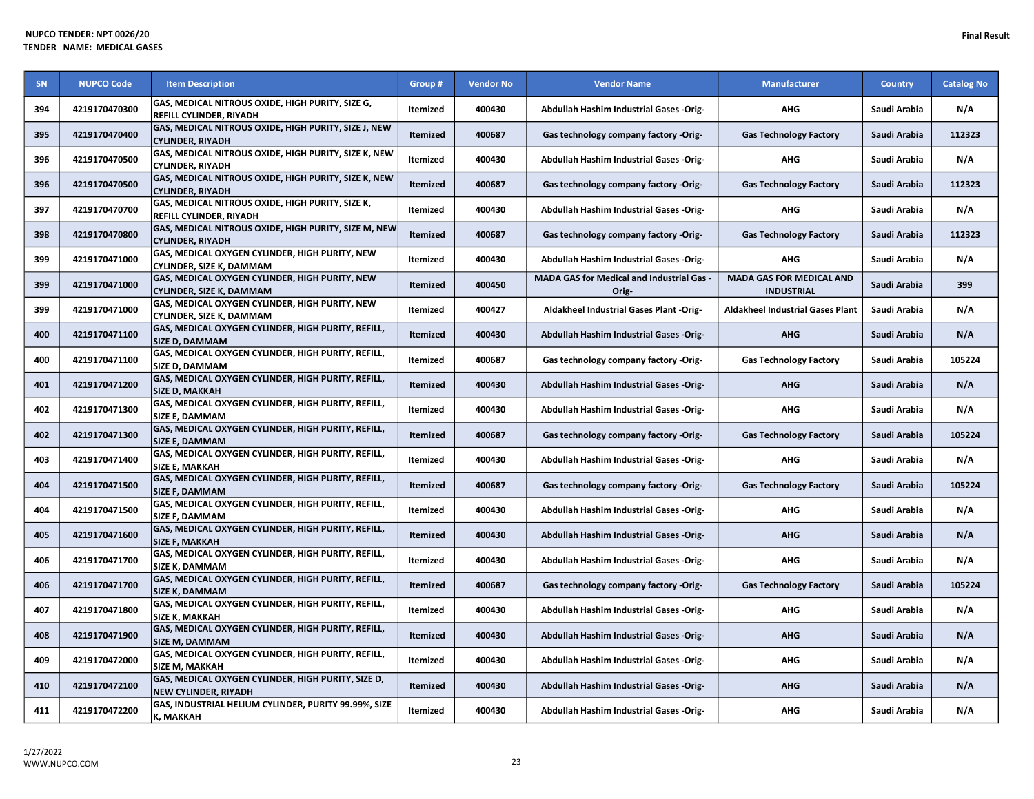| SN | NUPCO Code | Item Description | Group # | Vendor No | Vendor Name | Manufacturer | Country | Catalog No |
|---|---|---|---|---|---|---|---|---|
| 394 | 4219170470300 | GAS, MEDICAL NITROUS OXIDE, HIGH PURITY, SIZE G, REFILL CYLINDER, RIYADH | Itemized | 400430 | Abdullah Hashim Industrial Gases -Orig- | AHG | Saudi Arabia | N/A |
| 395 | 4219170470400 | GAS, MEDICAL NITROUS OXIDE, HIGH PURITY, SIZE J, NEW CYLINDER, RIYADH | Itemized | 400687 | Gas technology company factory -Orig- | Gas Technology Factory | Saudi Arabia | 112323 |
| 396 | 4219170470500 | GAS, MEDICAL NITROUS OXIDE, HIGH PURITY, SIZE K, NEW CYLINDER, RIYADH | Itemized | 400430 | Abdullah Hashim Industrial Gases -Orig- | AHG | Saudi Arabia | N/A |
| 396 | 4219170470500 | GAS, MEDICAL NITROUS OXIDE, HIGH PURITY, SIZE K, NEW CYLINDER, RIYADH | Itemized | 400687 | Gas technology company factory -Orig- | Gas Technology Factory | Saudi Arabia | 112323 |
| 397 | 4219170470700 | GAS, MEDICAL NITROUS OXIDE, HIGH PURITY, SIZE K, REFILL CYLINDER, RIYADH | Itemized | 400430 | Abdullah Hashim Industrial Gases -Orig- | AHG | Saudi Arabia | N/A |
| 398 | 4219170470800 | GAS, MEDICAL NITROUS OXIDE, HIGH PURITY, SIZE M, NEW CYLINDER, RIYADH | Itemized | 400687 | Gas technology company factory -Orig- | Gas Technology Factory | Saudi Arabia | 112323 |
| 399 | 4219170471000 | GAS, MEDICAL OXYGEN CYLINDER, HIGH PURITY, NEW CYLINDER, SIZE K, DAMMAM | Itemized | 400430 | Abdullah Hashim Industrial Gases -Orig- | AHG | Saudi Arabia | N/A |
| 399 | 4219170471000 | GAS, MEDICAL OXYGEN CYLINDER, HIGH PURITY, NEW CYLINDER, SIZE K, DAMMAM | Itemized | 400450 | MADA GAS for Medical and Industrial Gas -Orig- | MADA GAS FOR MEDICAL AND INDUSTRIAL | Saudi Arabia | 399 |
| 399 | 4219170471000 | GAS, MEDICAL OXYGEN CYLINDER, HIGH PURITY, NEW CYLINDER, SIZE K, DAMMAM | Itemized | 400427 | Aldakheel Industrial Gases Plant -Orig- | Aldakheel Industrial Gases Plant | Saudi Arabia | N/A |
| 400 | 4219170471100 | GAS, MEDICAL OXYGEN CYLINDER, HIGH PURITY, REFILL, SIZE D, DAMMAM | Itemized | 400430 | Abdullah Hashim Industrial Gases -Orig- | AHG | Saudi Arabia | N/A |
| 400 | 4219170471100 | GAS, MEDICAL OXYGEN CYLINDER, HIGH PURITY, REFILL, SIZE D, DAMMAM | Itemized | 400687 | Gas technology company factory -Orig- | Gas Technology Factory | Saudi Arabia | 105224 |
| 401 | 4219170471200 | GAS, MEDICAL OXYGEN CYLINDER, HIGH PURITY, REFILL, SIZE D, MAKKAH | Itemized | 400430 | Abdullah Hashim Industrial Gases -Orig- | AHG | Saudi Arabia | N/A |
| 402 | 4219170471300 | GAS, MEDICAL OXYGEN CYLINDER, HIGH PURITY, REFILL, SIZE E, DAMMAM | Itemized | 400430 | Abdullah Hashim Industrial Gases -Orig- | AHG | Saudi Arabia | N/A |
| 402 | 4219170471300 | GAS, MEDICAL OXYGEN CYLINDER, HIGH PURITY, REFILL, SIZE E, DAMMAM | Itemized | 400687 | Gas technology company factory -Orig- | Gas Technology Factory | Saudi Arabia | 105224 |
| 403 | 4219170471400 | GAS, MEDICAL OXYGEN CYLINDER, HIGH PURITY, REFILL, SIZE E, MAKKAH | Itemized | 400430 | Abdullah Hashim Industrial Gases -Orig- | AHG | Saudi Arabia | N/A |
| 404 | 4219170471500 | GAS, MEDICAL OXYGEN CYLINDER, HIGH PURITY, REFILL, SIZE F, DAMMAM | Itemized | 400687 | Gas technology company factory -Orig- | Gas Technology Factory | Saudi Arabia | 105224 |
| 404 | 4219170471500 | GAS, MEDICAL OXYGEN CYLINDER, HIGH PURITY, REFILL, SIZE F, DAMMAM | Itemized | 400430 | Abdullah Hashim Industrial Gases -Orig- | AHG | Saudi Arabia | N/A |
| 405 | 4219170471600 | GAS, MEDICAL OXYGEN CYLINDER, HIGH PURITY, REFILL, SIZE F, MAKKAH | Itemized | 400430 | Abdullah Hashim Industrial Gases -Orig- | AHG | Saudi Arabia | N/A |
| 406 | 4219170471700 | GAS, MEDICAL OXYGEN CYLINDER, HIGH PURITY, REFILL, SIZE K, DAMMAM | Itemized | 400430 | Abdullah Hashim Industrial Gases -Orig- | AHG | Saudi Arabia | N/A |
| 406 | 4219170471700 | GAS, MEDICAL OXYGEN CYLINDER, HIGH PURITY, REFILL, SIZE K, DAMMAM | Itemized | 400687 | Gas technology company factory -Orig- | Gas Technology Factory | Saudi Arabia | 105224 |
| 407 | 4219170471800 | GAS, MEDICAL OXYGEN CYLINDER, HIGH PURITY, REFILL, SIZE K, MAKKAH | Itemized | 400430 | Abdullah Hashim Industrial Gases -Orig- | AHG | Saudi Arabia | N/A |
| 408 | 4219170471900 | GAS, MEDICAL OXYGEN CYLINDER, HIGH PURITY, REFILL, SIZE M, DAMMAM | Itemized | 400430 | Abdullah Hashim Industrial Gases -Orig- | AHG | Saudi Arabia | N/A |
| 409 | 4219170472000 | GAS, MEDICAL OXYGEN CYLINDER, HIGH PURITY, REFILL, SIZE M, MAKKAH | Itemized | 400430 | Abdullah Hashim Industrial Gases -Orig- | AHG | Saudi Arabia | N/A |
| 410 | 4219170472100 | GAS, MEDICAL OXYGEN CYLINDER, HIGH PURITY, SIZE D, NEW CYLINDER, RIYADH | Itemized | 400430 | Abdullah Hashim Industrial Gases -Orig- | AHG | Saudi Arabia | N/A |
| 411 | 4219170472200 | GAS, INDUSTRIAL HELIUM CYLINDER, PURITY 99.99%, SIZE K, MAKKAH | Itemized | 400430 | Abdullah Hashim Industrial Gases -Orig- | AHG | Saudi Arabia | N/A |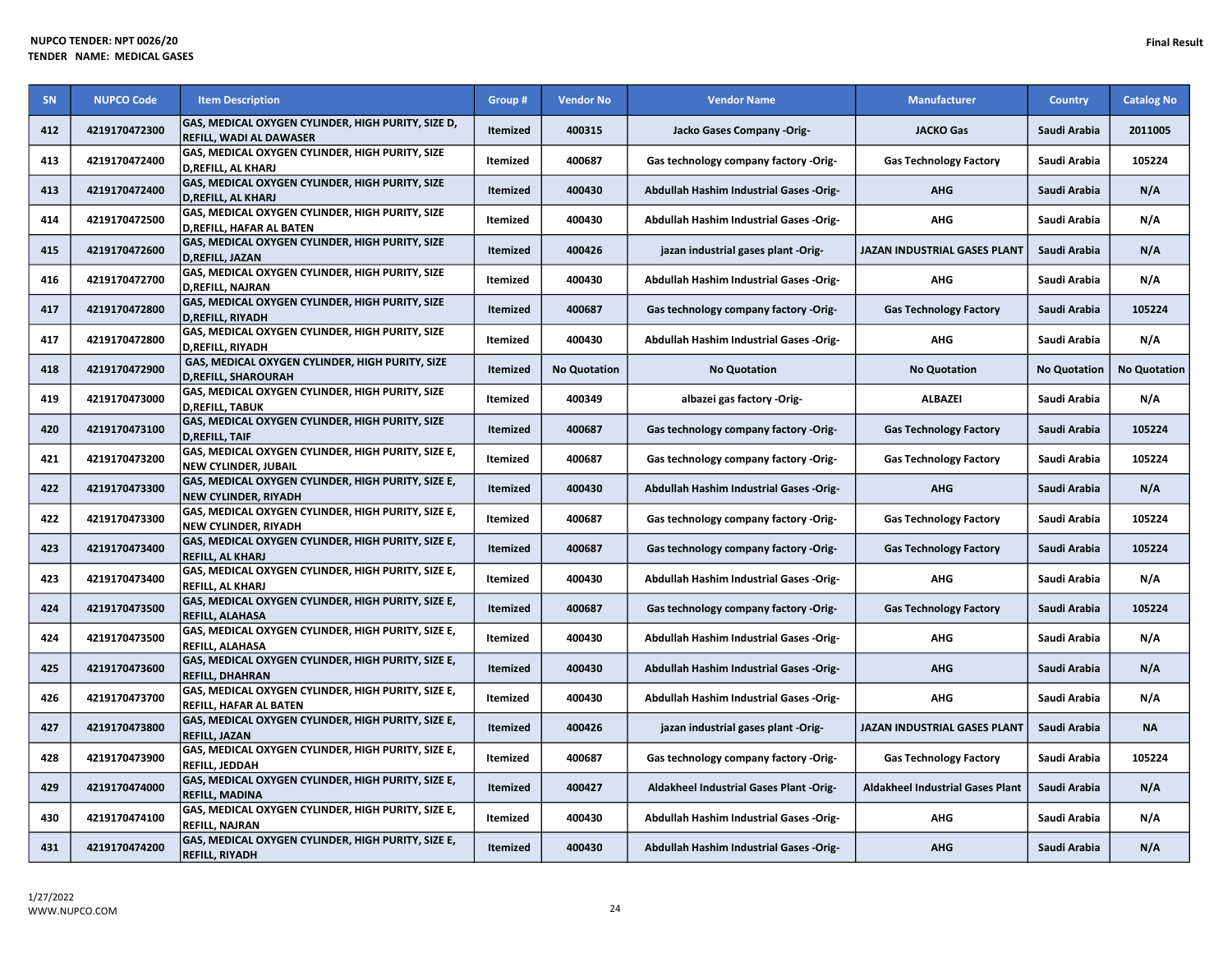NUPCO TENDER: NPT 0026/20
TENDER NAME: MEDICAL GASES

Final Result

| SN | NUPCO Code | Item Description | Group # | Vendor No | Vendor Name | Manufacturer | Country | Catalog No |
|---|---|---|---|---|---|---|---|---|
| 412 | 4219170472300 | GAS, MEDICAL OXYGEN CYLINDER, HIGH PURITY, SIZE D, REFILL, WADI AL DAWASER | Itemized | 400315 | Jacko Gases Company -Orig- | JACKO Gas | Saudi Arabia | 2011005 |
| 413 | 4219170472400 | GAS, MEDICAL OXYGEN CYLINDER, HIGH PURITY, SIZE D,REFILL, AL KHARJ | Itemized | 400687 | Gas technology company factory -Orig- | Gas Technology Factory | Saudi Arabia | 105224 |
| 413 | 4219170472400 | GAS, MEDICAL OXYGEN CYLINDER, HIGH PURITY, SIZE D,REFILL, AL KHARJ | Itemized | 400430 | Abdullah Hashim Industrial Gases -Orig- | AHG | Saudi Arabia | N/A |
| 414 | 4219170472500 | GAS, MEDICAL OXYGEN CYLINDER, HIGH PURITY, SIZE D,REFILL, HAFAR AL BATEN | Itemized | 400430 | Abdullah Hashim Industrial Gases -Orig- | AHG | Saudi Arabia | N/A |
| 415 | 4219170472600 | GAS, MEDICAL OXYGEN CYLINDER, HIGH PURITY, SIZE D,REFILL, JAZAN | Itemized | 400426 | jazan industrial gases plant -Orig- | JAZAN INDUSTRIAL GASES PLANT | Saudi Arabia | N/A |
| 416 | 4219170472700 | GAS, MEDICAL OXYGEN CYLINDER, HIGH PURITY, SIZE D,REFILL, NAJRAN | Itemized | 400430 | Abdullah Hashim Industrial Gases -Orig- | AHG | Saudi Arabia | N/A |
| 417 | 4219170472800 | GAS, MEDICAL OXYGEN CYLINDER, HIGH PURITY, SIZE D,REFILL, RIYADH | Itemized | 400687 | Gas technology company factory -Orig- | Gas Technology Factory | Saudi Arabia | 105224 |
| 417 | 4219170472800 | GAS, MEDICAL OXYGEN CYLINDER, HIGH PURITY, SIZE D,REFILL, RIYADH | Itemized | 400430 | Abdullah Hashim Industrial Gases -Orig- | AHG | Saudi Arabia | N/A |
| 418 | 4219170472900 | GAS, MEDICAL OXYGEN CYLINDER, HIGH PURITY, SIZE D,REFILL, SHAROURAH | Itemized | No Quotation | No Quotation | No Quotation | No Quotation | No Quotation |
| 419 | 4219170473000 | GAS, MEDICAL OXYGEN CYLINDER, HIGH PURITY, SIZE D,REFILL, TABUK | Itemized | 400349 | albazei gas factory -Orig- | ALBAZEI | Saudi Arabia | N/A |
| 420 | 4219170473100 | GAS, MEDICAL OXYGEN CYLINDER, HIGH PURITY, SIZE D,REFILL, TAIF | Itemized | 400687 | Gas technology company factory -Orig- | Gas Technology Factory | Saudi Arabia | 105224 |
| 421 | 4219170473200 | GAS, MEDICAL OXYGEN CYLINDER, HIGH PURITY, SIZE E, NEW CYLINDER, JUBAIL | Itemized | 400687 | Gas technology company factory -Orig- | Gas Technology Factory | Saudi Arabia | 105224 |
| 422 | 4219170473300 | GAS, MEDICAL OXYGEN CYLINDER, HIGH PURITY, SIZE E, NEW CYLINDER, RIYADH | Itemized | 400430 | Abdullah Hashim Industrial Gases -Orig- | AHG | Saudi Arabia | N/A |
| 422 | 4219170473300 | GAS, MEDICAL OXYGEN CYLINDER, HIGH PURITY, SIZE E, NEW CYLINDER, RIYADH | Itemized | 400687 | Gas technology company factory -Orig- | Gas Technology Factory | Saudi Arabia | 105224 |
| 423 | 4219170473400 | GAS, MEDICAL OXYGEN CYLINDER, HIGH PURITY, SIZE E, REFILL, AL KHARJ | Itemized | 400687 | Gas technology company factory -Orig- | Gas Technology Factory | Saudi Arabia | 105224 |
| 423 | 4219170473400 | GAS, MEDICAL OXYGEN CYLINDER, HIGH PURITY, SIZE E, REFILL, AL KHARJ | Itemized | 400430 | Abdullah Hashim Industrial Gases -Orig- | AHG | Saudi Arabia | N/A |
| 424 | 4219170473500 | GAS, MEDICAL OXYGEN CYLINDER, HIGH PURITY, SIZE E, REFILL, ALAHASA | Itemized | 400687 | Gas technology company factory -Orig- | Gas Technology Factory | Saudi Arabia | 105224 |
| 424 | 4219170473500 | GAS, MEDICAL OXYGEN CYLINDER, HIGH PURITY, SIZE E, REFILL, ALAHASA | Itemized | 400430 | Abdullah Hashim Industrial Gases -Orig- | AHG | Saudi Arabia | N/A |
| 425 | 4219170473600 | GAS, MEDICAL OXYGEN CYLINDER, HIGH PURITY, SIZE E, REFILL, DHAHRAN | Itemized | 400430 | Abdullah Hashim Industrial Gases -Orig- | AHG | Saudi Arabia | N/A |
| 426 | 4219170473700 | GAS, MEDICAL OXYGEN CYLINDER, HIGH PURITY, SIZE E, REFILL, HAFAR AL BATEN | Itemized | 400430 | Abdullah Hashim Industrial Gases -Orig- | AHG | Saudi Arabia | N/A |
| 427 | 4219170473800 | GAS, MEDICAL OXYGEN CYLINDER, HIGH PURITY, SIZE E, REFILL, JAZAN | Itemized | 400426 | jazan industrial gases plant -Orig- | JAZAN INDUSTRIAL GASES PLANT | Saudi Arabia | NA |
| 428 | 4219170473900 | GAS, MEDICAL OXYGEN CYLINDER, HIGH PURITY, SIZE E, REFILL, JEDDAH | Itemized | 400687 | Gas technology company factory -Orig- | Gas Technology Factory | Saudi Arabia | 105224 |
| 429 | 4219170474000 | GAS, MEDICAL OXYGEN CYLINDER, HIGH PURITY, SIZE E, REFILL, MADINA | Itemized | 400427 | Aldakheel Industrial Gases Plant -Orig- | Aldakheel Industrial Gases Plant | Saudi Arabia | N/A |
| 430 | 4219170474100 | GAS, MEDICAL OXYGEN CYLINDER, HIGH PURITY, SIZE E, REFILL, NAJRAN | Itemized | 400430 | Abdullah Hashim Industrial Gases -Orig- | AHG | Saudi Arabia | N/A |
| 431 | 4219170474200 | GAS, MEDICAL OXYGEN CYLINDER, HIGH PURITY, SIZE E, REFILL, RIYADH | Itemized | 400430 | Abdullah Hashim Industrial Gases -Orig- | AHG | Saudi Arabia | N/A |

1/27/2022
WWW.NUPCO.COM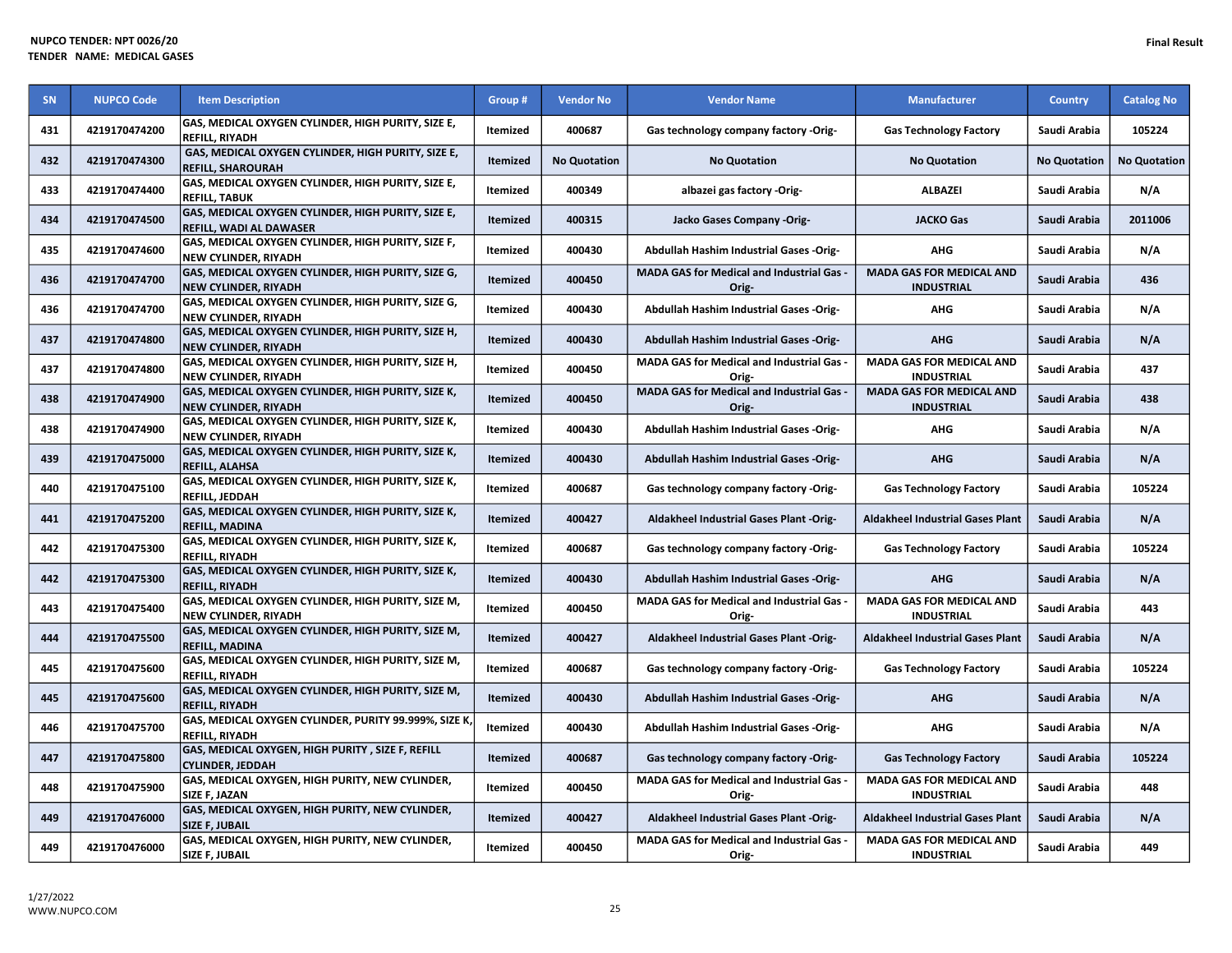NUPCO TENDER: NPT 0026/20
TENDER NAME: MEDICAL GASES

Final Result

| SN | NUPCO Code | Item Description | Group # | Vendor No | Vendor Name | Manufacturer | Country | Catalog No |
|---|---|---|---|---|---|---|---|---|
| 431 | 4219170474200 | GAS, MEDICAL OXYGEN CYLINDER, HIGH PURITY, SIZE E, REFILL, RIYADH | Itemized | 400687 | Gas technology company factory -Orig- | Gas Technology Factory | Saudi Arabia | 105224 |
| 432 | 4219170474300 | GAS, MEDICAL OXYGEN CYLINDER, HIGH PURITY, SIZE E, REFILL, SHAROURAH | Itemized | No Quotation | No Quotation | No Quotation | No Quotation | No Quotation |
| 433 | 4219170474400 | GAS, MEDICAL OXYGEN CYLINDER, HIGH PURITY, SIZE E, REFILL, TABUK | Itemized | 400349 | albazei gas factory -Orig- | ALBAZEI | Saudi Arabia | N/A |
| 434 | 4219170474500 | GAS, MEDICAL OXYGEN CYLINDER, HIGH PURITY, SIZE E, REFILL, WADI AL DAWASER | Itemized | 400315 | Jacko Gases Company -Orig- | JACKO Gas | Saudi Arabia | 2011006 |
| 435 | 4219170474600 | GAS, MEDICAL OXYGEN CYLINDER, HIGH PURITY, SIZE F, NEW CYLINDER, RIYADH | Itemized | 400430 | Abdullah Hashim Industrial Gases -Orig- | AHG | Saudi Arabia | N/A |
| 436 | 4219170474700 | GAS, MEDICAL OXYGEN CYLINDER, HIGH PURITY, SIZE G, NEW CYLINDER, RIYADH | Itemized | 400450 | MADA GAS for Medical and Industrial Gas -Orig- | MADA GAS FOR MEDICAL AND INDUSTRIAL | Saudi Arabia | 436 |
| 436 | 4219170474700 | GAS, MEDICAL OXYGEN CYLINDER, HIGH PURITY, SIZE G, NEW CYLINDER, RIYADH | Itemized | 400430 | Abdullah Hashim Industrial Gases -Orig- | AHG | Saudi Arabia | N/A |
| 437 | 4219170474800 | GAS, MEDICAL OXYGEN CYLINDER, HIGH PURITY, SIZE H, NEW CYLINDER, RIYADH | Itemized | 400430 | Abdullah Hashim Industrial Gases -Orig- | AHG | Saudi Arabia | N/A |
| 437 | 4219170474800 | GAS, MEDICAL OXYGEN CYLINDER, HIGH PURITY, SIZE H, NEW CYLINDER, RIYADH | Itemized | 400450 | MADA GAS for Medical and Industrial Gas -Orig- | MADA GAS FOR MEDICAL AND INDUSTRIAL | Saudi Arabia | 437 |
| 438 | 4219170474900 | GAS, MEDICAL OXYGEN CYLINDER, HIGH PURITY, SIZE K, NEW CYLINDER, RIYADH | Itemized | 400450 | MADA GAS for Medical and Industrial Gas -Orig- | MADA GAS FOR MEDICAL AND INDUSTRIAL | Saudi Arabia | 438 |
| 438 | 4219170474900 | GAS, MEDICAL OXYGEN CYLINDER, HIGH PURITY, SIZE K, NEW CYLINDER, RIYADH | Itemized | 400430 | Abdullah Hashim Industrial Gases -Orig- | AHG | Saudi Arabia | N/A |
| 439 | 4219170475000 | GAS, MEDICAL OXYGEN CYLINDER, HIGH PURITY, SIZE K, REFILL, ALAHSA | Itemized | 400430 | Abdullah Hashim Industrial Gases -Orig- | AHG | Saudi Arabia | N/A |
| 440 | 4219170475100 | GAS, MEDICAL OXYGEN CYLINDER, HIGH PURITY, SIZE K, REFILL, JEDDAH | Itemized | 400687 | Gas technology company factory -Orig- | Gas Technology Factory | Saudi Arabia | 105224 |
| 441 | 4219170475200 | GAS, MEDICAL OXYGEN CYLINDER, HIGH PURITY, SIZE K, REFILL, MADINA | Itemized | 400427 | Aldakheel Industrial Gases Plant -Orig- | Aldakheel Industrial Gases Plant | Saudi Arabia | N/A |
| 442 | 4219170475300 | GAS, MEDICAL OXYGEN CYLINDER, HIGH PURITY, SIZE K, REFILL, RIYADH | Itemized | 400687 | Gas technology company factory -Orig- | Gas Technology Factory | Saudi Arabia | 105224 |
| 442 | 4219170475300 | GAS, MEDICAL OXYGEN CYLINDER, HIGH PURITY, SIZE K, REFILL, RIYADH | Itemized | 400430 | Abdullah Hashim Industrial Gases -Orig- | AHG | Saudi Arabia | N/A |
| 443 | 4219170475400 | GAS, MEDICAL OXYGEN CYLINDER, HIGH PURITY, SIZE M, NEW CYLINDER, RIYADH | Itemized | 400450 | MADA GAS for Medical and Industrial Gas -Orig- | MADA GAS FOR MEDICAL AND INDUSTRIAL | Saudi Arabia | 443 |
| 444 | 4219170475500 | GAS, MEDICAL OXYGEN CYLINDER, HIGH PURITY, SIZE M, REFILL, MADINA | Itemized | 400427 | Aldakheel Industrial Gases Plant -Orig- | Aldakheel Industrial Gases Plant | Saudi Arabia | N/A |
| 445 | 4219170475600 | GAS, MEDICAL OXYGEN CYLINDER, HIGH PURITY, SIZE M, REFILL, RIYADH | Itemized | 400687 | Gas technology company factory -Orig- | Gas Technology Factory | Saudi Arabia | 105224 |
| 445 | 4219170475600 | GAS, MEDICAL OXYGEN CYLINDER, HIGH PURITY, SIZE M, REFILL, RIYADH | Itemized | 400430 | Abdullah Hashim Industrial Gases -Orig- | AHG | Saudi Arabia | N/A |
| 446 | 4219170475700 | GAS, MEDICAL OXYGEN CYLINDER, PURITY 99.999%, SIZE K, REFILL, RIYADH | Itemized | 400430 | Abdullah Hashim Industrial Gases -Orig- | AHG | Saudi Arabia | N/A |
| 447 | 4219170475800 | GAS, MEDICAL OXYGEN, HIGH PURITY , SIZE F, REFILL CYLINDER, JEDDAH | Itemized | 400687 | Gas technology company factory -Orig- | Gas Technology Factory | Saudi Arabia | 105224 |
| 448 | 4219170475900 | GAS, MEDICAL OXYGEN, HIGH PURITY, NEW CYLINDER, SIZE F, JAZAN | Itemized | 400450 | MADA GAS for Medical and Industrial Gas -Orig- | MADA GAS FOR MEDICAL AND INDUSTRIAL | Saudi Arabia | 448 |
| 449 | 4219170476000 | GAS, MEDICAL OXYGEN, HIGH PURITY, NEW CYLINDER, SIZE F, JUBAIL | Itemized | 400427 | Aldakheel Industrial Gases Plant -Orig- | Aldakheel Industrial Gases Plant | Saudi Arabia | N/A |
| 449 | 4219170476000 | GAS, MEDICAL OXYGEN, HIGH PURITY, NEW CYLINDER, SIZE F, JUBAIL | Itemized | 400450 | MADA GAS for Medical and Industrial Gas -Orig- | MADA GAS FOR MEDICAL AND INDUSTRIAL | Saudi Arabia | 449 |

1/27/2022
WWW.NUPCO.COM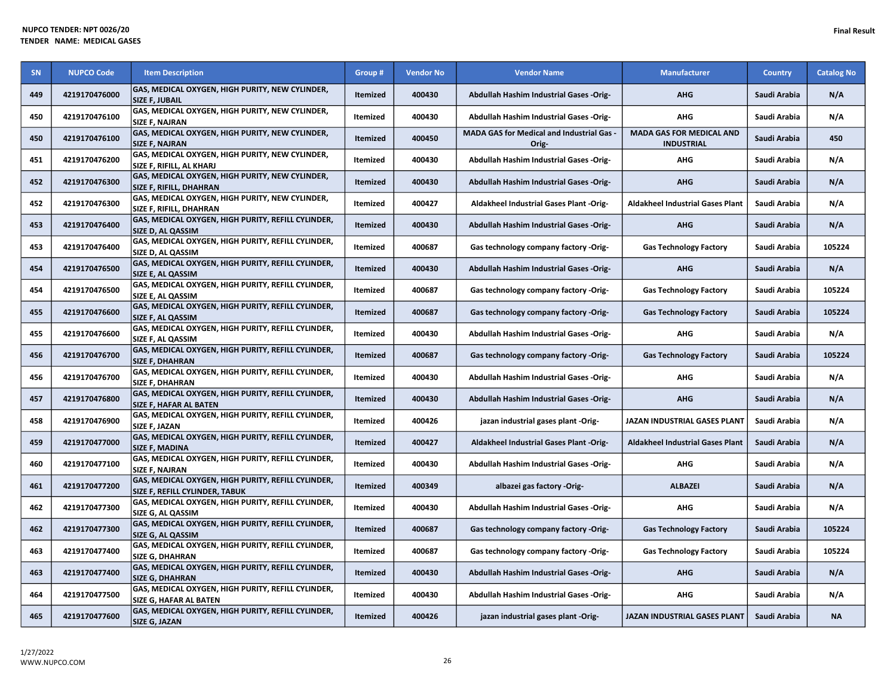NUPCO TENDER: NPT 0026/20
TENDER NAME: MEDICAL GASES

Final Result

| SN | NUPCO Code | Item Description | Group # | Vendor No | Vendor Name | Manufacturer | Country | Catalog No |
|---|---|---|---|---|---|---|---|---|
| 449 | 4219170476000 | GAS, MEDICAL OXYGEN, HIGH PURITY, NEW CYLINDER, SIZE F, JUBAIL | Itemized | 400430 | Abdullah Hashim Industrial Gases -Orig- | AHG | Saudi Arabia | N/A |
| 450 | 4219170476100 | GAS, MEDICAL OXYGEN, HIGH PURITY, NEW CYLINDER, SIZE F, NAJRAN | Itemized | 400430 | Abdullah Hashim Industrial Gases -Orig- | AHG | Saudi Arabia | N/A |
| 450 | 4219170476100 | GAS, MEDICAL OXYGEN, HIGH PURITY, NEW CYLINDER, SIZE F, NAJRAN | Itemized | 400450 | MADA GAS for Medical and Industrial Gas -Orig- | MADA GAS FOR MEDICAL AND INDUSTRIAL | Saudi Arabia | 450 |
| 451 | 4219170476200 | GAS, MEDICAL OXYGEN, HIGH PURITY, NEW CYLINDER, SIZE F, RIFILL, AL KHARJ | Itemized | 400430 | Abdullah Hashim Industrial Gases -Orig- | AHG | Saudi Arabia | N/A |
| 452 | 4219170476300 | GAS, MEDICAL OXYGEN, HIGH PURITY, NEW CYLINDER, SIZE F, RIFILL, DHAHRAN | Itemized | 400430 | Abdullah Hashim Industrial Gases -Orig- | AHG | Saudi Arabia | N/A |
| 452 | 4219170476300 | GAS, MEDICAL OXYGEN, HIGH PURITY, NEW CYLINDER, SIZE F, RIFILL, DHAHRAN | Itemized | 400427 | Aldakheel Industrial Gases Plant -Orig- | Aldakheel Industrial Gases Plant | Saudi Arabia | N/A |
| 453 | 4219170476400 | GAS, MEDICAL OXYGEN, HIGH PURITY, REFILL CYLINDER, SIZE D, AL QASSIM | Itemized | 400430 | Abdullah Hashim Industrial Gases -Orig- | AHG | Saudi Arabia | N/A |
| 453 | 4219170476400 | GAS, MEDICAL OXYGEN, HIGH PURITY, REFILL CYLINDER, SIZE D, AL QASSIM | Itemized | 400687 | Gas technology company factory -Orig- | Gas Technology Factory | Saudi Arabia | 105224 |
| 454 | 4219170476500 | GAS, MEDICAL OXYGEN, HIGH PURITY, REFILL CYLINDER, SIZE E, AL QASSIM | Itemized | 400430 | Abdullah Hashim Industrial Gases -Orig- | AHG | Saudi Arabia | N/A |
| 454 | 4219170476500 | GAS, MEDICAL OXYGEN, HIGH PURITY, REFILL CYLINDER, SIZE E, AL QASSIM | Itemized | 400687 | Gas technology company factory -Orig- | Gas Technology Factory | Saudi Arabia | 105224 |
| 455 | 4219170476600 | GAS, MEDICAL OXYGEN, HIGH PURITY, REFILL CYLINDER, SIZE F, AL QASSIM | Itemized | 400687 | Gas technology company factory -Orig- | Gas Technology Factory | Saudi Arabia | 105224 |
| 455 | 4219170476600 | GAS, MEDICAL OXYGEN, HIGH PURITY, REFILL CYLINDER, SIZE F, AL QASSIM | Itemized | 400430 | Abdullah Hashim Industrial Gases -Orig- | AHG | Saudi Arabia | N/A |
| 456 | 4219170476700 | GAS, MEDICAL OXYGEN, HIGH PURITY, REFILL CYLINDER, SIZE F, DHAHRAN | Itemized | 400687 | Gas technology company factory -Orig- | Gas Technology Factory | Saudi Arabia | 105224 |
| 456 | 4219170476700 | GAS, MEDICAL OXYGEN, HIGH PURITY, REFILL CYLINDER, SIZE F, DHAHRAN | Itemized | 400430 | Abdullah Hashim Industrial Gases -Orig- | AHG | Saudi Arabia | N/A |
| 457 | 4219170476800 | GAS, MEDICAL OXYGEN, HIGH PURITY, REFILL CYLINDER, SIZE F, HAFAR AL BATEN | Itemized | 400430 | Abdullah Hashim Industrial Gases -Orig- | AHG | Saudi Arabia | N/A |
| 458 | 4219170476900 | GAS, MEDICAL OXYGEN, HIGH PURITY, REFILL CYLINDER, SIZE F, JAZAN | Itemized | 400426 | jazan industrial gases plant -Orig- | JAZAN INDUSTRIAL GASES PLANT | Saudi Arabia | N/A |
| 459 | 4219170477000 | GAS, MEDICAL OXYGEN, HIGH PURITY, REFILL CYLINDER, SIZE F, MADINA | Itemized | 400427 | Aldakheel Industrial Gases Plant -Orig- | Aldakheel Industrial Gases Plant | Saudi Arabia | N/A |
| 460 | 4219170477100 | GAS, MEDICAL OXYGEN, HIGH PURITY, REFILL CYLINDER, SIZE F, NAJRAN | Itemized | 400430 | Abdullah Hashim Industrial Gases -Orig- | AHG | Saudi Arabia | N/A |
| 461 | 4219170477200 | GAS, MEDICAL OXYGEN, HIGH PURITY, REFILL CYLINDER, SIZE F, REFILL CYLINDER, TABUK | Itemized | 400349 | albazei gas factory -Orig- | ALBAZEI | Saudi Arabia | N/A |
| 462 | 4219170477300 | GAS, MEDICAL OXYGEN, HIGH PURITY, REFILL CYLINDER, SIZE G, AL QASSIM | Itemized | 400430 | Abdullah Hashim Industrial Gases -Orig- | AHG | Saudi Arabia | N/A |
| 462 | 4219170477300 | GAS, MEDICAL OXYGEN, HIGH PURITY, REFILL CYLINDER, SIZE G, AL QASSIM | Itemized | 400687 | Gas technology company factory -Orig- | Gas Technology Factory | Saudi Arabia | 105224 |
| 463 | 4219170477400 | GAS, MEDICAL OXYGEN, HIGH PURITY, REFILL CYLINDER, SIZE G, DHAHRAN | Itemized | 400687 | Gas technology company factory -Orig- | Gas Technology Factory | Saudi Arabia | 105224 |
| 463 | 4219170477400 | GAS, MEDICAL OXYGEN, HIGH PURITY, REFILL CYLINDER, SIZE G, DHAHRAN | Itemized | 400430 | Abdullah Hashim Industrial Gases -Orig- | AHG | Saudi Arabia | N/A |
| 464 | 4219170477500 | GAS, MEDICAL OXYGEN, HIGH PURITY, REFILL CYLINDER, SIZE G, HAFAR AL BATEN | Itemized | 400430 | Abdullah Hashim Industrial Gases -Orig- | AHG | Saudi Arabia | N/A |
| 465 | 4219170477600 | GAS, MEDICAL OXYGEN, HIGH PURITY, REFILL CYLINDER, SIZE G, JAZAN | Itemized | 400426 | jazan industrial gases plant -Orig- | JAZAN INDUSTRIAL GASES PLANT | Saudi Arabia | NA |

1/27/2022
WWW.NUPCO.COM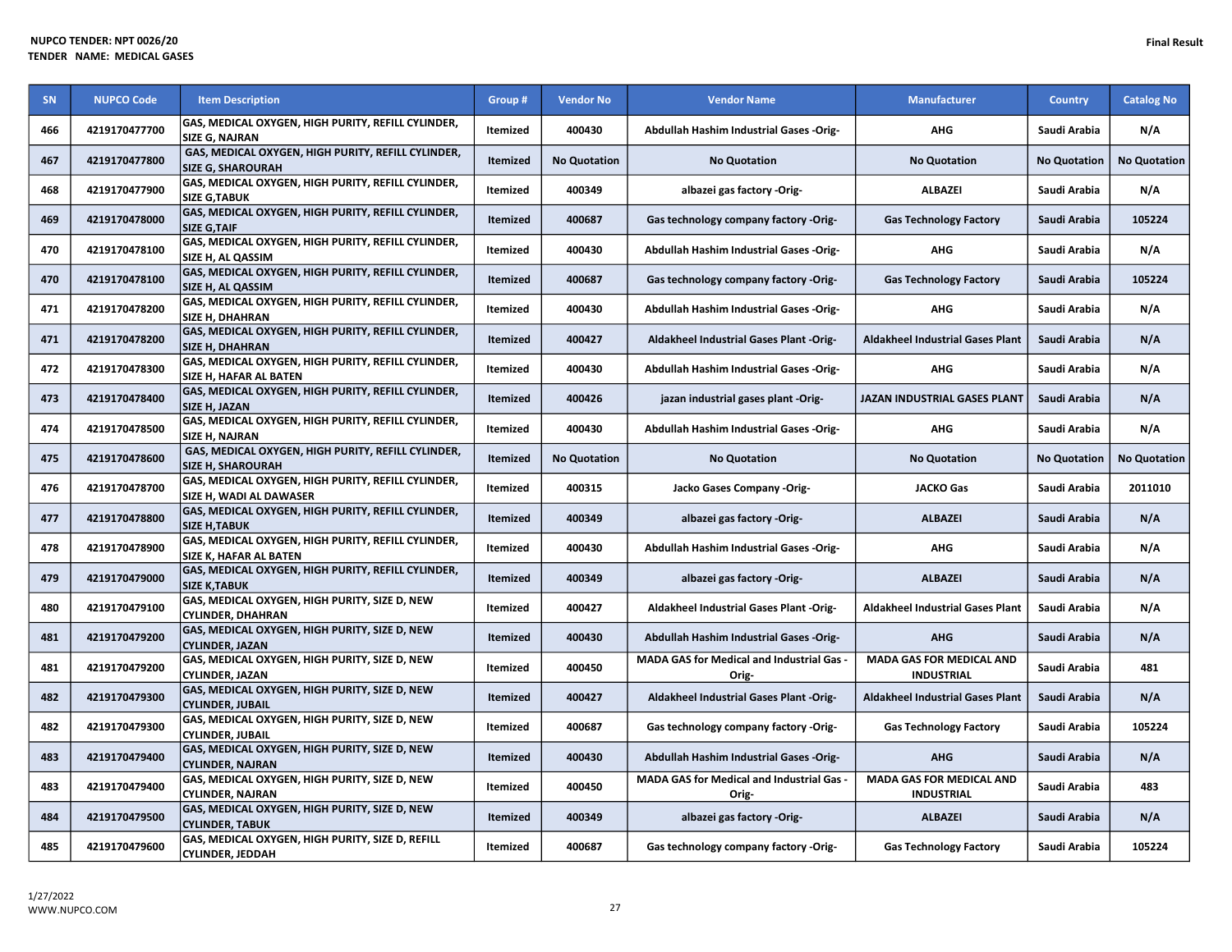NUPCO TENDER: NPT 0026/20
TENDER NAME: MEDICAL GASES

Final Result

| SN | NUPCO Code | Item Description | Group # | Vendor No | Vendor Name | Manufacturer | Country | Catalog No |
|---|---|---|---|---|---|---|---|---|
| 466 | 4219170477700 | GAS, MEDICAL OXYGEN, HIGH PURITY, REFILL CYLINDER, SIZE G, NAJRAN | Itemized | 400430 | Abdullah Hashim Industrial Gases -Orig- | AHG | Saudi Arabia | N/A |
| 467 | 4219170477800 | GAS, MEDICAL OXYGEN, HIGH PURITY, REFILL CYLINDER, SIZE G, SHAROURAH | Itemized | No Quotation | No Quotation | No Quotation | No Quotation | No Quotation |
| 468 | 4219170477900 | GAS, MEDICAL OXYGEN, HIGH PURITY, REFILL CYLINDER, SIZE G,TABUK | Itemized | 400349 | albazei gas factory -Orig- | ALBAZEI | Saudi Arabia | N/A |
| 469 | 4219170478000 | GAS, MEDICAL OXYGEN, HIGH PURITY, REFILL CYLINDER, SIZE G,TAIF | Itemized | 400687 | Gas technology company factory -Orig- | Gas Technology Factory | Saudi Arabia | 105224 |
| 470 | 4219170478100 | GAS, MEDICAL OXYGEN, HIGH PURITY, REFILL CYLINDER, SIZE H, AL QASSIM | Itemized | 400430 | Abdullah Hashim Industrial Gases -Orig- | AHG | Saudi Arabia | N/A |
| 470 | 4219170478100 | GAS, MEDICAL OXYGEN, HIGH PURITY, REFILL CYLINDER, SIZE H, AL QASSIM | Itemized | 400687 | Gas technology company factory -Orig- | Gas Technology Factory | Saudi Arabia | 105224 |
| 471 | 4219170478200 | GAS, MEDICAL OXYGEN, HIGH PURITY, REFILL CYLINDER, SIZE H, DHAHRAN | Itemized | 400430 | Abdullah Hashim Industrial Gases -Orig- | AHG | Saudi Arabia | N/A |
| 471 | 4219170478200 | GAS, MEDICAL OXYGEN, HIGH PURITY, REFILL CYLINDER, SIZE H, DHAHRAN | Itemized | 400427 | Aldakheel Industrial Gases Plant -Orig- | Aldakheel Industrial Gases Plant | Saudi Arabia | N/A |
| 472 | 4219170478300 | GAS, MEDICAL OXYGEN, HIGH PURITY, REFILL CYLINDER, SIZE H, HAFAR AL BATEN | Itemized | 400430 | Abdullah Hashim Industrial Gases -Orig- | AHG | Saudi Arabia | N/A |
| 473 | 4219170478400 | GAS, MEDICAL OXYGEN, HIGH PURITY, REFILL CYLINDER, SIZE H, JAZAN | Itemized | 400426 | jazan industrial gases plant -Orig- | JAZAN INDUSTRIAL GASES PLANT | Saudi Arabia | N/A |
| 474 | 4219170478500 | GAS, MEDICAL OXYGEN, HIGH PURITY, REFILL CYLINDER, SIZE H, NAJRAN | Itemized | 400430 | Abdullah Hashim Industrial Gases -Orig- | AHG | Saudi Arabia | N/A |
| 475 | 4219170478600 | GAS, MEDICAL OXYGEN, HIGH PURITY, REFILL CYLINDER, SIZE H, SHAROURAH | Itemized | No Quotation | No Quotation | No Quotation | No Quotation | No Quotation |
| 476 | 4219170478700 | GAS, MEDICAL OXYGEN, HIGH PURITY, REFILL CYLINDER, SIZE H, WADI AL DAWASER | Itemized | 400315 | Jacko Gases Company -Orig- | JACKO Gas | Saudi Arabia | 2011010 |
| 477 | 4219170478800 | GAS, MEDICAL OXYGEN, HIGH PURITY, REFILL CYLINDER, SIZE H,TABUK | Itemized | 400349 | albazei gas factory -Orig- | ALBAZEI | Saudi Arabia | N/A |
| 478 | 4219170478900 | GAS, MEDICAL OXYGEN, HIGH PURITY, REFILL CYLINDER, SIZE K, HAFAR AL BATEN | Itemized | 400430 | Abdullah Hashim Industrial Gases -Orig- | AHG | Saudi Arabia | N/A |
| 479 | 4219170479000 | GAS, MEDICAL OXYGEN, HIGH PURITY, REFILL CYLINDER, SIZE K,TABUK | Itemized | 400349 | albazei gas factory -Orig- | ALBAZEI | Saudi Arabia | N/A |
| 480 | 4219170479100 | GAS, MEDICAL OXYGEN, HIGH PURITY, SIZE D, NEW CYLINDER, DHAHRAN | Itemized | 400427 | Aldakheel Industrial Gases Plant -Orig- | Aldakheel Industrial Gases Plant | Saudi Arabia | N/A |
| 481 | 4219170479200 | GAS, MEDICAL OXYGEN, HIGH PURITY, SIZE D, NEW CYLINDER, JAZAN | Itemized | 400430 | Abdullah Hashim Industrial Gases -Orig- | AHG | Saudi Arabia | N/A |
| 481 | 4219170479200 | GAS, MEDICAL OXYGEN, HIGH PURITY, SIZE D, NEW CYLINDER, JAZAN | Itemized | 400450 | MADA GAS for Medical and Industrial Gas -Orig- | MADA GAS FOR MEDICAL AND INDUSTRIAL | Saudi Arabia | 481 |
| 482 | 4219170479300 | GAS, MEDICAL OXYGEN, HIGH PURITY, SIZE D, NEW CYLINDER, JUBAIL | Itemized | 400427 | Aldakheel Industrial Gases Plant -Orig- | Aldakheel Industrial Gases Plant | Saudi Arabia | N/A |
| 482 | 4219170479300 | GAS, MEDICAL OXYGEN, HIGH PURITY, SIZE D, NEW CYLINDER, JUBAIL | Itemized | 400687 | Gas technology company factory -Orig- | Gas Technology Factory | Saudi Arabia | 105224 |
| 483 | 4219170479400 | GAS, MEDICAL OXYGEN, HIGH PURITY, SIZE D, NEW CYLINDER, NAJRAN | Itemized | 400430 | Abdullah Hashim Industrial Gases -Orig- | AHG | Saudi Arabia | N/A |
| 483 | 4219170479400 | GAS, MEDICAL OXYGEN, HIGH PURITY, SIZE D, NEW CYLINDER, NAJRAN | Itemized | 400450 | MADA GAS for Medical and Industrial Gas -Orig- | MADA GAS FOR MEDICAL AND INDUSTRIAL | Saudi Arabia | 483 |
| 484 | 4219170479500 | GAS, MEDICAL OXYGEN, HIGH PURITY, SIZE D, NEW CYLINDER, TABUK | Itemized | 400349 | albazei gas factory -Orig- | ALBAZEI | Saudi Arabia | N/A |
| 485 | 4219170479600 | GAS, MEDICAL OXYGEN, HIGH PURITY, SIZE D, REFILL CYLINDER, JEDDAH | Itemized | 400687 | Gas technology company factory -Orig- | Gas Technology Factory | Saudi Arabia | 105224 |

1/27/2022
WWW.NUPCO.COM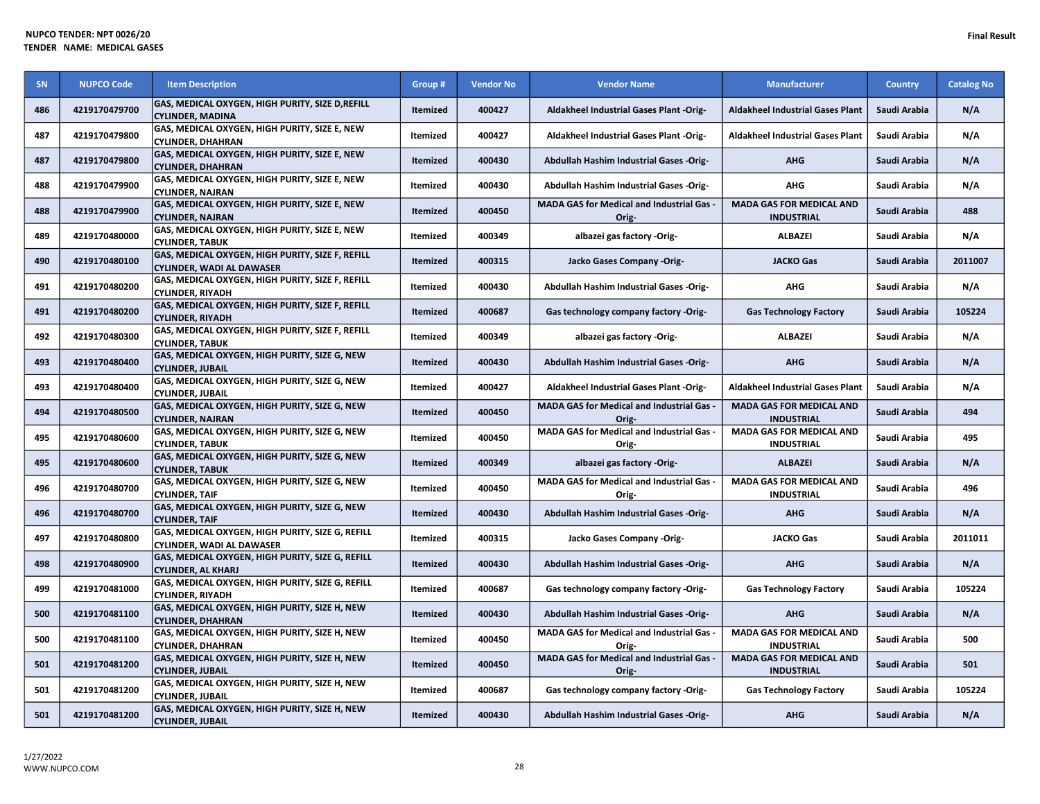NUPCO TENDER: NPT 0026/20
TENDER NAME: MEDICAL GASES

Final Result

| SN | NUPCO Code | Item Description | Group # | Vendor No | Vendor Name | Manufacturer | Country | Catalog No |
|---|---|---|---|---|---|---|---|---|
| 486 | 4219170479700 | GAS, MEDICAL OXYGEN, HIGH PURITY, SIZE D,REFILL CYLINDER, MADINA | Itemized | 400427 | Aldakheel Industrial Gases Plant -Orig- | Aldakheel Industrial Gases Plant | Saudi Arabia | N/A |
| 487 | 4219170479800 | GAS, MEDICAL OXYGEN, HIGH PURITY, SIZE E, NEW CYLINDER, DHAHRAN | Itemized | 400427 | Aldakheel Industrial Gases Plant -Orig- | Aldakheel Industrial Gases Plant | Saudi Arabia | N/A |
| 487 | 4219170479800 | GAS, MEDICAL OXYGEN, HIGH PURITY, SIZE E, NEW CYLINDER, DHAHRAN | Itemized | 400430 | Abdullah Hashim Industrial Gases -Orig- | AHG | Saudi Arabia | N/A |
| 488 | 4219170479900 | GAS, MEDICAL OXYGEN, HIGH PURITY, SIZE E, NEW CYLINDER, NAJRAN | Itemized | 400430 | Abdullah Hashim Industrial Gases -Orig- | AHG | Saudi Arabia | N/A |
| 488 | 4219170479900 | GAS, MEDICAL OXYGEN, HIGH PURITY, SIZE E, NEW CYLINDER, NAJRAN | Itemized | 400450 | MADA GAS for Medical and Industrial Gas -Orig- | MADA GAS FOR MEDICAL AND INDUSTRIAL | Saudi Arabia | 488 |
| 489 | 4219170480000 | GAS, MEDICAL OXYGEN, HIGH PURITY, SIZE E, NEW CYLINDER, TABUK | Itemized | 400349 | albazei gas factory -Orig- | ALBAZEI | Saudi Arabia | N/A |
| 490 | 4219170480100 | GAS, MEDICAL OXYGEN, HIGH PURITY, SIZE F, REFILL CYLINDER, WADI AL DAWASER | Itemized | 400315 | Jacko Gases Company -Orig- | JACKO Gas | Saudi Arabia | 2011007 |
| 491 | 4219170480200 | GAS, MEDICAL OXYGEN, HIGH PURITY, SIZE F, REFILL CYLINDER, RIYADH | Itemized | 400430 | Abdullah Hashim Industrial Gases -Orig- | AHG | Saudi Arabia | N/A |
| 491 | 4219170480200 | GAS, MEDICAL OXYGEN, HIGH PURITY, SIZE F, REFILL CYLINDER, RIYADH | Itemized | 400687 | Gas technology company factory -Orig- | Gas Technology Factory | Saudi Arabia | 105224 |
| 492 | 4219170480300 | GAS, MEDICAL OXYGEN, HIGH PURITY, SIZE F, REFILL CYLINDER, TABUK | Itemized | 400349 | albazei gas factory -Orig- | ALBAZEI | Saudi Arabia | N/A |
| 493 | 4219170480400 | GAS, MEDICAL OXYGEN, HIGH PURITY, SIZE G, NEW CYLINDER, JUBAIL | Itemized | 400430 | Abdullah Hashim Industrial Gases -Orig- | AHG | Saudi Arabia | N/A |
| 493 | 4219170480400 | GAS, MEDICAL OXYGEN, HIGH PURITY, SIZE G, NEW CYLINDER, JUBAIL | Itemized | 400427 | Aldakheel Industrial Gases Plant -Orig- | Aldakheel Industrial Gases Plant | Saudi Arabia | N/A |
| 494 | 4219170480500 | GAS, MEDICAL OXYGEN, HIGH PURITY, SIZE G, NEW CYLINDER, NAJRAN | Itemized | 400450 | MADA GAS for Medical and Industrial Gas -Orig- | MADA GAS FOR MEDICAL AND INDUSTRIAL | Saudi Arabia | 494 |
| 495 | 4219170480600 | GAS, MEDICAL OXYGEN, HIGH PURITY, SIZE G, NEW CYLINDER, TABUK | Itemized | 400450 | MADA GAS for Medical and Industrial Gas -Orig- | MADA GAS FOR MEDICAL AND INDUSTRIAL | Saudi Arabia | 495 |
| 495 | 4219170480600 | GAS, MEDICAL OXYGEN, HIGH PURITY, SIZE G, NEW CYLINDER, TABUK | Itemized | 400349 | albazei gas factory -Orig- | ALBAZEI | Saudi Arabia | N/A |
| 496 | 4219170480700 | GAS, MEDICAL OXYGEN, HIGH PURITY, SIZE G, NEW CYLINDER, TAIF | Itemized | 400450 | MADA GAS for Medical and Industrial Gas -Orig- | MADA GAS FOR MEDICAL AND INDUSTRIAL | Saudi Arabia | 496 |
| 496 | 4219170480700 | GAS, MEDICAL OXYGEN, HIGH PURITY, SIZE G, NEW CYLINDER, TAIF | Itemized | 400430 | Abdullah Hashim Industrial Gases -Orig- | AHG | Saudi Arabia | N/A |
| 497 | 4219170480800 | GAS, MEDICAL OXYGEN, HIGH PURITY, SIZE G, REFILL CYLINDER, WADI AL DAWASER | Itemized | 400315 | Jacko Gases Company -Orig- | JACKO Gas | Saudi Arabia | 2011011 |
| 498 | 4219170480900 | GAS, MEDICAL OXYGEN, HIGH PURITY, SIZE G, REFILL CYLINDER, AL KHARJ | Itemized | 400430 | Abdullah Hashim Industrial Gases -Orig- | AHG | Saudi Arabia | N/A |
| 499 | 4219170481000 | GAS, MEDICAL OXYGEN, HIGH PURITY, SIZE G, REFILL CYLINDER, RIYADH | Itemized | 400687 | Gas technology company factory -Orig- | Gas Technology Factory | Saudi Arabia | 105224 |
| 500 | 4219170481100 | GAS, MEDICAL OXYGEN, HIGH PURITY, SIZE H, NEW CYLINDER, DHAHRAN | Itemized | 400430 | Abdullah Hashim Industrial Gases -Orig- | AHG | Saudi Arabia | N/A |
| 500 | 4219170481100 | GAS, MEDICAL OXYGEN, HIGH PURITY, SIZE H, NEW CYLINDER, DHAHRAN | Itemized | 400450 | MADA GAS for Medical and Industrial Gas -Orig- | MADA GAS FOR MEDICAL AND INDUSTRIAL | Saudi Arabia | 500 |
| 501 | 4219170481200 | GAS, MEDICAL OXYGEN, HIGH PURITY, SIZE H, NEW CYLINDER, JUBAIL | Itemized | 400450 | MADA GAS for Medical and Industrial Gas -Orig- | MADA GAS FOR MEDICAL AND INDUSTRIAL | Saudi Arabia | 501 |
| 501 | 4219170481200 | GAS, MEDICAL OXYGEN, HIGH PURITY, SIZE H, NEW CYLINDER, JUBAIL | Itemized | 400687 | Gas technology company factory -Orig- | Gas Technology Factory | Saudi Arabia | 105224 |
| 501 | 4219170481200 | GAS, MEDICAL OXYGEN, HIGH PURITY, SIZE H, NEW CYLINDER, JUBAIL | Itemized | 400430 | Abdullah Hashim Industrial Gases -Orig- | AHG | Saudi Arabia | N/A |

1/27/2022
WWW.NUPCO.COM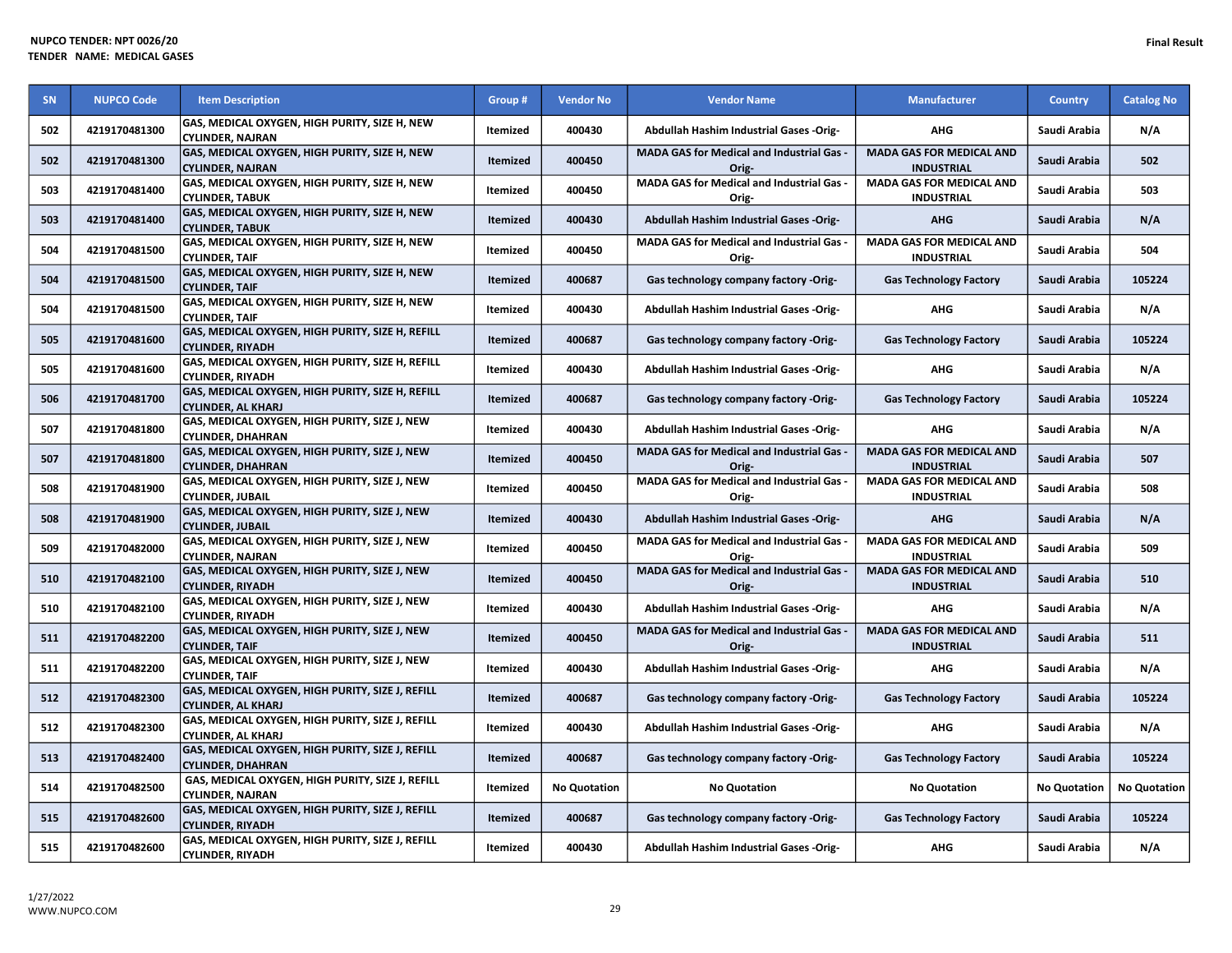NUPCO TENDER: NPT 0026/20
TENDER NAME: MEDICAL GASES

Final Result

| SN | NUPCO Code | Item Description | Group # | Vendor No | Vendor Name | Manufacturer | Country | Catalog No |
|---|---|---|---|---|---|---|---|---|
| 502 | 4219170481300 | GAS, MEDICAL OXYGEN, HIGH PURITY, SIZE H, NEW CYLINDER, NAJRAN | Itemized | 400430 | Abdullah Hashim Industrial Gases -Orig- | AHG | Saudi Arabia | N/A |
| 502 | 4219170481300 | GAS, MEDICAL OXYGEN, HIGH PURITY, SIZE H, NEW CYLINDER, NAJRAN | Itemized | 400450 | MADA GAS for Medical and Industrial Gas -Orig- | MADA GAS FOR MEDICAL AND INDUSTRIAL | Saudi Arabia | 502 |
| 503 | 4219170481400 | GAS, MEDICAL OXYGEN, HIGH PURITY, SIZE H, NEW CYLINDER, TABUK | Itemized | 400450 | MADA GAS for Medical and Industrial Gas -Orig- | MADA GAS FOR MEDICAL AND INDUSTRIAL | Saudi Arabia | 503 |
| 503 | 4219170481400 | GAS, MEDICAL OXYGEN, HIGH PURITY, SIZE H, NEW CYLINDER, TABUK | Itemized | 400430 | Abdullah Hashim Industrial Gases -Orig- | AHG | Saudi Arabia | N/A |
| 504 | 4219170481500 | GAS, MEDICAL OXYGEN, HIGH PURITY, SIZE H, NEW CYLINDER, TAIF | Itemized | 400450 | MADA GAS for Medical and Industrial Gas -Orig- | MADA GAS FOR MEDICAL AND INDUSTRIAL | Saudi Arabia | 504 |
| 504 | 4219170481500 | GAS, MEDICAL OXYGEN, HIGH PURITY, SIZE H, NEW CYLINDER, TAIF | Itemized | 400687 | Gas technology company factory -Orig- | Gas Technology Factory | Saudi Arabia | 105224 |
| 504 | 4219170481500 | GAS, MEDICAL OXYGEN, HIGH PURITY, SIZE H, NEW CYLINDER, TAIF | Itemized | 400430 | Abdullah Hashim Industrial Gases -Orig- | AHG | Saudi Arabia | N/A |
| 505 | 4219170481600 | GAS, MEDICAL OXYGEN, HIGH PURITY, SIZE H, REFILL CYLINDER, RIYADH | Itemized | 400687 | Gas technology company factory -Orig- | Gas Technology Factory | Saudi Arabia | 105224 |
| 505 | 4219170481600 | GAS, MEDICAL OXYGEN, HIGH PURITY, SIZE H, REFILL CYLINDER, RIYADH | Itemized | 400430 | Abdullah Hashim Industrial Gases -Orig- | AHG | Saudi Arabia | N/A |
| 506 | 4219170481700 | GAS, MEDICAL OXYGEN, HIGH PURITY, SIZE H, REFILL CYLINDER, AL KHARJ | Itemized | 400687 | Gas technology company factory -Orig- | Gas Technology Factory | Saudi Arabia | 105224 |
| 507 | 4219170481800 | GAS, MEDICAL OXYGEN, HIGH PURITY, SIZE J, NEW CYLINDER, DHAHRAN | Itemized | 400430 | Abdullah Hashim Industrial Gases -Orig- | AHG | Saudi Arabia | N/A |
| 507 | 4219170481800 | GAS, MEDICAL OXYGEN, HIGH PURITY, SIZE J, NEW CYLINDER, DHAHRAN | Itemized | 400450 | MADA GAS for Medical and Industrial Gas -Orig- | MADA GAS FOR MEDICAL AND INDUSTRIAL | Saudi Arabia | 507 |
| 508 | 4219170481900 | GAS, MEDICAL OXYGEN, HIGH PURITY, SIZE J, NEW CYLINDER, JUBAIL | Itemized | 400450 | MADA GAS for Medical and Industrial Gas -Orig- | MADA GAS FOR MEDICAL AND INDUSTRIAL | Saudi Arabia | 508 |
| 508 | 4219170481900 | GAS, MEDICAL OXYGEN, HIGH PURITY, SIZE J, NEW CYLINDER, JUBAIL | Itemized | 400430 | Abdullah Hashim Industrial Gases -Orig- | AHG | Saudi Arabia | N/A |
| 509 | 4219170482000 | GAS, MEDICAL OXYGEN, HIGH PURITY, SIZE J, NEW CYLINDER, NAJRAN | Itemized | 400450 | MADA GAS for Medical and Industrial Gas -Orig- | MADA GAS FOR MEDICAL AND INDUSTRIAL | Saudi Arabia | 509 |
| 510 | 4219170482100 | GAS, MEDICAL OXYGEN, HIGH PURITY, SIZE J, NEW CYLINDER, RIYADH | Itemized | 400450 | MADA GAS for Medical and Industrial Gas -Orig- | MADA GAS FOR MEDICAL AND INDUSTRIAL | Saudi Arabia | 510 |
| 510 | 4219170482100 | GAS, MEDICAL OXYGEN, HIGH PURITY, SIZE J, NEW CYLINDER, RIYADH | Itemized | 400430 | Abdullah Hashim Industrial Gases -Orig- | AHG | Saudi Arabia | N/A |
| 511 | 4219170482200 | GAS, MEDICAL OXYGEN, HIGH PURITY, SIZE J, NEW CYLINDER, TAIF | Itemized | 400450 | MADA GAS for Medical and Industrial Gas -Orig- | MADA GAS FOR MEDICAL AND INDUSTRIAL | Saudi Arabia | 511 |
| 511 | 4219170482200 | GAS, MEDICAL OXYGEN, HIGH PURITY, SIZE J, NEW CYLINDER, TAIF | Itemized | 400430 | Abdullah Hashim Industrial Gases -Orig- | AHG | Saudi Arabia | N/A |
| 512 | 4219170482300 | GAS, MEDICAL OXYGEN, HIGH PURITY, SIZE J, REFILL CYLINDER, AL KHARJ | Itemized | 400687 | Gas technology company factory -Orig- | Gas Technology Factory | Saudi Arabia | 105224 |
| 512 | 4219170482300 | GAS, MEDICAL OXYGEN, HIGH PURITY, SIZE J, REFILL CYLINDER, AL KHARJ | Itemized | 400430 | Abdullah Hashim Industrial Gases -Orig- | AHG | Saudi Arabia | N/A |
| 513 | 4219170482400 | GAS, MEDICAL OXYGEN, HIGH PURITY, SIZE J, REFILL CYLINDER, DHAHRAN | Itemized | 400687 | Gas technology company factory -Orig- | Gas Technology Factory | Saudi Arabia | 105224 |
| 514 | 4219170482500 | GAS, MEDICAL OXYGEN, HIGH PURITY, SIZE J, REFILL CYLINDER, NAJRAN | Itemized | No Quotation | No Quotation | No Quotation | No Quotation | No Quotation |
| 515 | 4219170482600 | GAS, MEDICAL OXYGEN, HIGH PURITY, SIZE J, REFILL CYLINDER, RIYADH | Itemized | 400687 | Gas technology company factory -Orig- | Gas Technology Factory | Saudi Arabia | 105224 |
| 515 | 4219170482600 | GAS, MEDICAL OXYGEN, HIGH PURITY, SIZE J, REFILL CYLINDER, RIYADH | Itemized | 400430 | Abdullah Hashim Industrial Gases -Orig- | AHG | Saudi Arabia | N/A |

1/27/2022
WWW.NUPCO.COM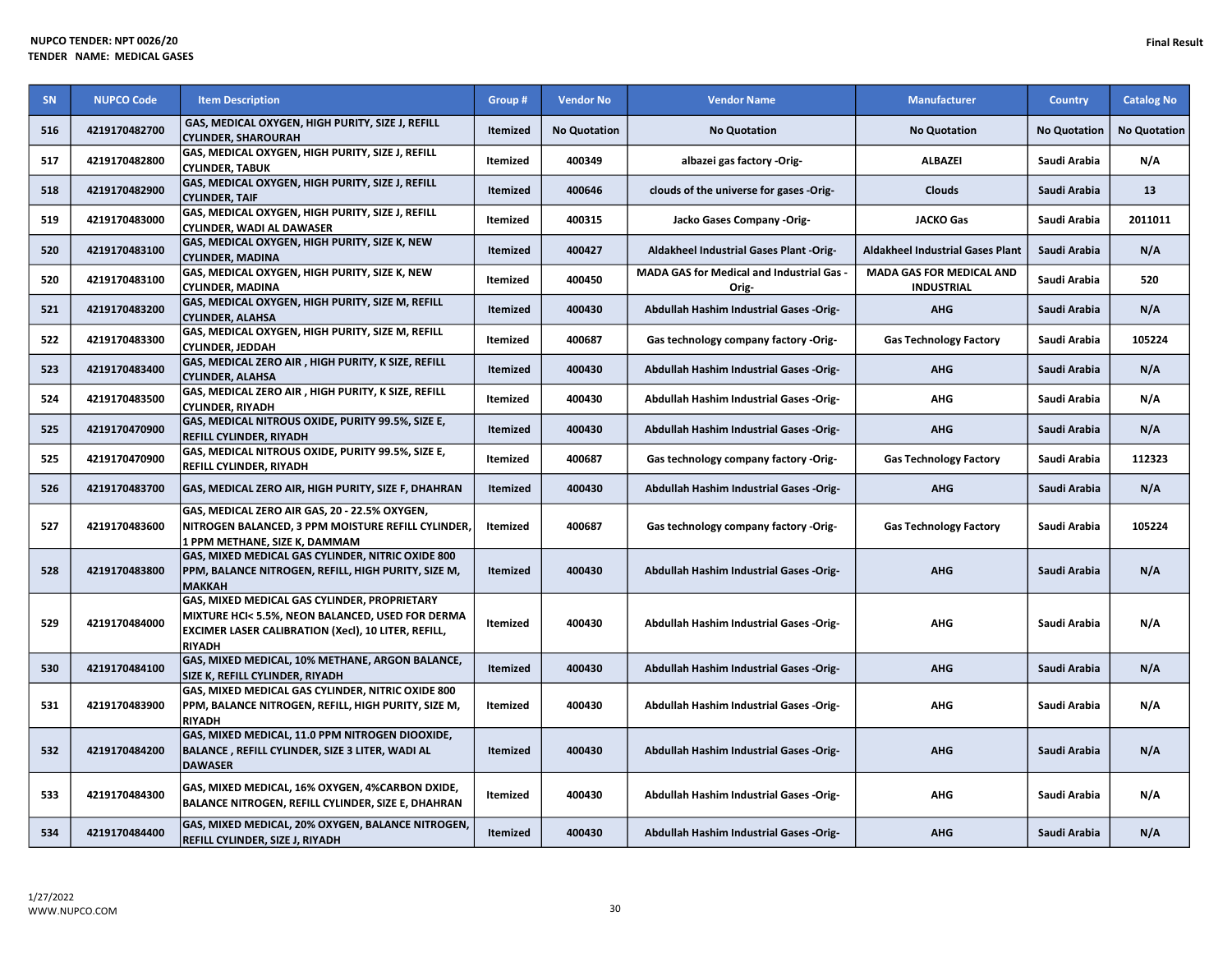**NUPCO TENDER: NPT 0026/20**
**TENDER NAME: MEDICAL GASES**

**Final Result**

| SN | NUPCO Code | Item Description | Group # | Vendor No | Vendor Name | Manufacturer | Country | Catalog No |
|---|---|---|---|---|---|---|---|---|
| 516 | 4219170482700 | GAS, MEDICAL OXYGEN, HIGH PURITY, SIZE J, REFILL CYLINDER, SHAROURAH | Itemized | No Quotation | No Quotation | No Quotation | No Quotation | No Quotation |
| 517 | 4219170482800 | GAS, MEDICAL OXYGEN, HIGH PURITY, SIZE J, REFILL CYLINDER, TABUK | Itemized | 400349 | albazei gas factory -Orig- | ALBAZEI | Saudi Arabia | N/A |
| 518 | 4219170482900 | GAS, MEDICAL OXYGEN, HIGH PURITY, SIZE J, REFILL CYLINDER, TAIF | Itemized | 400646 | clouds of the universe for gases -Orig- | Clouds | Saudi Arabia | 13 |
| 519 | 4219170483000 | GAS, MEDICAL OXYGEN, HIGH PURITY, SIZE J, REFILL CYLINDER, WADI AL DAWASER | Itemized | 400315 | Jacko Gases Company -Orig- | JACKO Gas | Saudi Arabia | 2011011 |
| 520 | 4219170483100 | GAS, MEDICAL OXYGEN, HIGH PURITY, SIZE K, NEW CYLINDER, MADINA | Itemized | 400427 | Aldakheel Industrial Gases Plant -Orig- | Aldakheel Industrial Gases Plant | Saudi Arabia | N/A |
| 520 | 4219170483100 | GAS, MEDICAL OXYGEN, HIGH PURITY, SIZE K, NEW CYLINDER, MADINA | Itemized | 400450 | MADA GAS for Medical and Industrial Gas -Orig- | MADA GAS FOR MEDICAL AND INDUSTRIAL | Saudi Arabia | 520 |
| 521 | 4219170483200 | GAS, MEDICAL OXYGEN, HIGH PURITY, SIZE M, REFILL CYLINDER, ALAHSA | Itemized | 400430 | Abdullah Hashim Industrial Gases -Orig- | AHG | Saudi Arabia | N/A |
| 522 | 4219170483300 | GAS, MEDICAL OXYGEN, HIGH PURITY, SIZE M, REFILL CYLINDER, JEDDAH | Itemized | 400687 | Gas technology company factory -Orig- | Gas Technology Factory | Saudi Arabia | 105224 |
| 523 | 4219170483400 | GAS, MEDICAL ZERO AIR , HIGH PURITY, K SIZE, REFILL CYLINDER, ALAHSA | Itemized | 400430 | Abdullah Hashim Industrial Gases -Orig- | AHG | Saudi Arabia | N/A |
| 524 | 4219170483500 | GAS, MEDICAL ZERO AIR , HIGH PURITY, K SIZE, REFILL CYLINDER, RIYADH | Itemized | 400430 | Abdullah Hashim Industrial Gases -Orig- | AHG | Saudi Arabia | N/A |
| 525 | 4219170470900 | GAS, MEDICAL NITROUS OXIDE, PURITY 99.5%, SIZE E, REFILL CYLINDER, RIYADH | Itemized | 400430 | Abdullah Hashim Industrial Gases -Orig- | AHG | Saudi Arabia | N/A |
| 525 | 4219170470900 | GAS, MEDICAL NITROUS OXIDE, PURITY 99.5%, SIZE E, REFILL CYLINDER, RIYADH | Itemized | 400687 | Gas technology company factory -Orig- | Gas Technology Factory | Saudi Arabia | 112323 |
| 526 | 4219170483700 | GAS, MEDICAL ZERO AIR, HIGH PURITY, SIZE F, DHAHRAN | Itemized | 400430 | Abdullah Hashim Industrial Gases -Orig- | AHG | Saudi Arabia | N/A |
| 527 | 4219170483600 | GAS, MEDICAL ZERO AIR GAS, 20 - 22.5% OXYGEN, NITROGEN BALANCED, 3 PPM MOISTURE REFILL CYLINDER, 1 PPM METHANE, SIZE K, DAMMAM | Itemized | 400687 | Gas technology company factory -Orig- | Gas Technology Factory | Saudi Arabia | 105224 |
| 528 | 4219170483800 | GAS, MIXED MEDICAL GAS CYLINDER, NITRIC OXIDE 800 PPM, BALANCE NITROGEN, REFILL, HIGH PURITY, SIZE M, MAKKAH | Itemized | 400430 | Abdullah Hashim Industrial Gases -Orig- | AHG | Saudi Arabia | N/A |
| 529 | 4219170484000 | GAS, MIXED MEDICAL GAS CYLINDER, PROPRIETARY MIXTURE HCl< 5.5%, NEON BALANCED, USED FOR DERMA EXCIMER LASER CALIBRATION (Xecl), 10 LITER, REFILL, RIYADH | Itemized | 400430 | Abdullah Hashim Industrial Gases -Orig- | AHG | Saudi Arabia | N/A |
| 530 | 4219170484100 | GAS, MIXED MEDICAL, 10% METHANE, ARGON BALANCE, SIZE K, REFILL CYLINDER, RIYADH | Itemized | 400430 | Abdullah Hashim Industrial Gases -Orig- | AHG | Saudi Arabia | N/A |
| 531 | 4219170483900 | GAS, MIXED MEDICAL GAS CYLINDER, NITRIC OXIDE 800 PPM, BALANCE NITROGEN, REFILL, HIGH PURITY, SIZE M, RIYADH | Itemized | 400430 | Abdullah Hashim Industrial Gases -Orig- | AHG | Saudi Arabia | N/A |
| 532 | 4219170484200 | GAS, MIXED MEDICAL, 11.0 PPM NITROGEN DIOOXIDE, BALANCE , REFILL CYLINDER, SIZE 3 LITER, WADI AL DAWASER | Itemized | 400430 | Abdullah Hashim Industrial Gases -Orig- | AHG | Saudi Arabia | N/A |
| 533 | 4219170484300 | GAS, MIXED MEDICAL, 16% OXYGEN, 4%CARBON DXIDE, BALANCE NITROGEN, REFILL CYLINDER, SIZE E, DHAHRAN | Itemized | 400430 | Abdullah Hashim Industrial Gases -Orig- | AHG | Saudi Arabia | N/A |
| 534 | 4219170484400 | GAS, MIXED MEDICAL, 20% OXYGEN, BALANCE NITROGEN, REFILL CYLINDER, SIZE J, RIYADH | Itemized | 400430 | Abdullah Hashim Industrial Gases -Orig- | AHG | Saudi Arabia | N/A |

1/27/2022
WWW.NUPCO.COM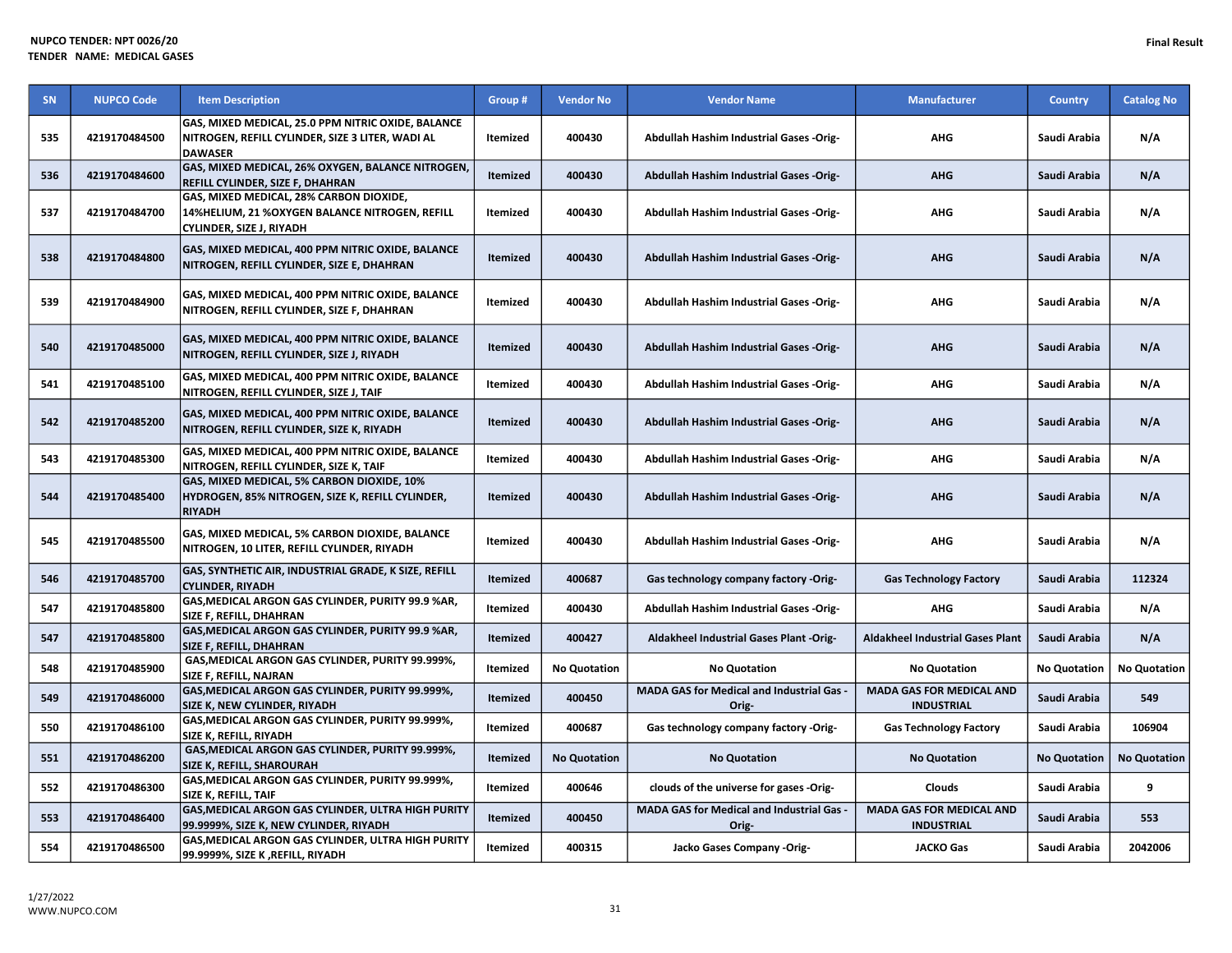NUPCO TENDER: NPT 0026/20
TENDER NAME: MEDICAL GASES

Final Result

| SN | NUPCO Code | Item Description | Group # | Vendor No | Vendor Name | Manufacturer | Country | Catalog No |
|---|---|---|---|---|---|---|---|---|
| 535 | 4219170484500 | GAS, MIXED MEDICAL, 25.0 PPM NITRIC OXIDE, BALANCE NITROGEN, REFILL CYLINDER, SIZE 3 LITER, WADI AL DAWASER | Itemized | 400430 | Abdullah Hashim Industrial Gases -Orig- | AHG | Saudi Arabia | N/A |
| 536 | 4219170484600 | GAS, MIXED MEDICAL, 26% OXYGEN, BALANCE NITROGEN, REFILL CYLINDER, SIZE F, DHAHRAN | Itemized | 400430 | Abdullah Hashim Industrial Gases -Orig- | AHG | Saudi Arabia | N/A |
| 537 | 4219170484700 | GAS, MIXED MEDICAL, 28% CARBON DIOXIDE, 14%HELIUM, 21 %OXYGEN BALANCE NITROGEN, REFILL CYLINDER, SIZE J, RIYADH | Itemized | 400430 | Abdullah Hashim Industrial Gases -Orig- | AHG | Saudi Arabia | N/A |
| 538 | 4219170484800 | GAS, MIXED MEDICAL, 400 PPM NITRIC OXIDE, BALANCE NITROGEN, REFILL CYLINDER, SIZE E, DHAHRAN | Itemized | 400430 | Abdullah Hashim Industrial Gases -Orig- | AHG | Saudi Arabia | N/A |
| 539 | 4219170484900 | GAS, MIXED MEDICAL, 400 PPM NITRIC OXIDE, BALANCE NITROGEN, REFILL CYLINDER, SIZE F, DHAHRAN | Itemized | 400430 | Abdullah Hashim Industrial Gases -Orig- | AHG | Saudi Arabia | N/A |
| 540 | 4219170485000 | GAS, MIXED MEDICAL, 400 PPM NITRIC OXIDE, BALANCE NITROGEN, REFILL CYLINDER, SIZE J, RIYADH | Itemized | 400430 | Abdullah Hashim Industrial Gases -Orig- | AHG | Saudi Arabia | N/A |
| 541 | 4219170485100 | GAS, MIXED MEDICAL, 400 PPM NITRIC OXIDE, BALANCE NITROGEN, REFILL CYLINDER, SIZE J, TAIF | Itemized | 400430 | Abdullah Hashim Industrial Gases -Orig- | AHG | Saudi Arabia | N/A |
| 542 | 4219170485200 | GAS, MIXED MEDICAL, 400 PPM NITRIC OXIDE, BALANCE NITROGEN, REFILL CYLINDER, SIZE K, RIYADH | Itemized | 400430 | Abdullah Hashim Industrial Gases -Orig- | AHG | Saudi Arabia | N/A |
| 543 | 4219170485300 | GAS, MIXED MEDICAL, 400 PPM NITRIC OXIDE, BALANCE NITROGEN, REFILL CYLINDER, SIZE K, TAIF | Itemized | 400430 | Abdullah Hashim Industrial Gases -Orig- | AHG | Saudi Arabia | N/A |
| 544 | 4219170485400 | GAS, MIXED MEDICAL, 5% CARBON DIOXIDE, 10% HYDROGEN, 85% NITROGEN, SIZE K, REFILL CYLINDER, RIYADH | Itemized | 400430 | Abdullah Hashim Industrial Gases -Orig- | AHG | Saudi Arabia | N/A |
| 545 | 4219170485500 | GAS, MIXED MEDICAL, 5% CARBON DIOXIDE, BALANCE NITROGEN, 10 LITER, REFILL CYLINDER, RIYADH | Itemized | 400430 | Abdullah Hashim Industrial Gases -Orig- | AHG | Saudi Arabia | N/A |
| 546 | 4219170485700 | GAS, SYNTHETIC AIR, INDUSTRIAL GRADE, K SIZE, REFILL CYLINDER, RIYADH | Itemized | 400687 | Gas technology company factory -Orig- | Gas Technology Factory | Saudi Arabia | 112324 |
| 547 | 4219170485800 | GAS,MEDICAL ARGON GAS CYLINDER, PURITY 99.9 %AR, SIZE F, REFILL, DHAHRAN | Itemized | 400430 | Abdullah Hashim Industrial Gases -Orig- | AHG | Saudi Arabia | N/A |
| 547 | 4219170485800 | GAS,MEDICAL ARGON GAS CYLINDER, PURITY 99.9 %AR, SIZE F, REFILL, DHAHRAN | Itemized | 400427 | Aldakheel Industrial Gases Plant -Orig- | Aldakheel Industrial Gases Plant | Saudi Arabia | N/A |
| 548 | 4219170485900 | GAS,MEDICAL ARGON GAS CYLINDER, PURITY 99.999%, SIZE F, REFILL, NAJRAN | Itemized | No Quotation | No Quotation | No Quotation | No Quotation | No Quotation |
| 549 | 4219170486000 | GAS,MEDICAL ARGON GAS CYLINDER, PURITY 99.999%, SIZE K, NEW CYLINDER, RIYADH | Itemized | 400450 | MADA GAS for Medical and Industrial Gas -Orig- | MADA GAS FOR MEDICAL AND INDUSTRIAL | Saudi Arabia | 549 |
| 550 | 4219170486100 | GAS,MEDICAL ARGON GAS CYLINDER, PURITY 99.999%, SIZE K, REFILL, RIYADH | Itemized | 400687 | Gas technology company factory -Orig- | Gas Technology Factory | Saudi Arabia | 106904 |
| 551 | 4219170486200 | GAS,MEDICAL ARGON GAS CYLINDER, PURITY 99.999%, SIZE K, REFILL, SHAROURAH | Itemized | No Quotation | No Quotation | No Quotation | No Quotation | No Quotation |
| 552 | 4219170486300 | GAS,MEDICAL ARGON GAS CYLINDER, PURITY 99.999%, SIZE K, REFILL, TAIF | Itemized | 400646 | clouds of the universe for gases -Orig- | Clouds | Saudi Arabia | 9 |
| 553 | 4219170486400 | GAS,MEDICAL ARGON GAS CYLINDER, ULTRA HIGH PURITY 99.9999%, SIZE K, NEW CYLINDER, RIYADH | Itemized | 400450 | MADA GAS for Medical and Industrial Gas -Orig- | MADA GAS FOR MEDICAL AND INDUSTRIAL | Saudi Arabia | 553 |
| 554 | 4219170486500 | GAS,MEDICAL ARGON GAS CYLINDER, ULTRA HIGH PURITY 99.9999%, SIZE K ,REFILL, RIYADH | Itemized | 400315 | Jacko Gases Company -Orig- | JACKO Gas | Saudi Arabia | 2042006 |

1/27/2022
WWW.NUPCO.COM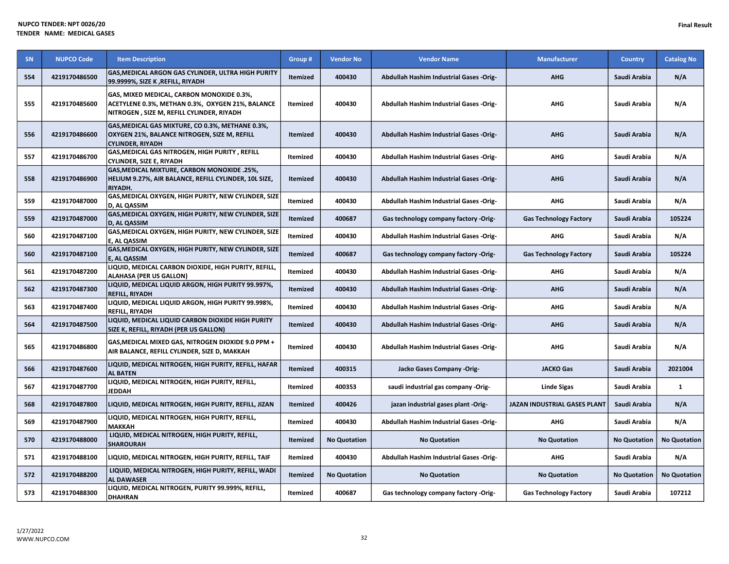NUPCO TENDER: NPT 0026/20
TENDER NAME: MEDICAL GASES

Final Result

| SN | NUPCO Code | Item Description | Group # | Vendor No | Vendor Name | Manufacturer | Country | Catalog No |
|---|---|---|---|---|---|---|---|---|
| 554 | 4219170486500 | GAS,MEDICAL ARGON GAS CYLINDER, ULTRA HIGH PURITY 99.9999%, SIZE K ,REFILL, RIYADH | Itemized | 400430 | Abdullah Hashim Industrial Gases -Orig- | AHG | Saudi Arabia | N/A |
| 555 | 4219170485600 | GAS, MIXED MEDICAL, CARBON MONOXIDE 0.3%, ACETYLENE 0.3%, METHAN 0.3%, OXYGEN 21%, BALANCE NITROGEN , SIZE M, REFILL CYLINDER, RIYADH | Itemized | 400430 | Abdullah Hashim Industrial Gases -Orig- | AHG | Saudi Arabia | N/A |
| 556 | 4219170486600 | GAS,MEDICAL GAS MIXTURE, CO 0.3%, METHANE 0.3%, OXYGEN 21%, BALANCE NITROGEN, SIZE M, REFILL CYLINDER, RIYADH | Itemized | 400430 | Abdullah Hashim Industrial Gases -Orig- | AHG | Saudi Arabia | N/A |
| 557 | 4219170486700 | GAS,MEDICAL GAS NITROGEN, HIGH PURITY , REFILL CYLINDER, SIZE E, RIYADH | Itemized | 400430 | Abdullah Hashim Industrial Gases -Orig- | AHG | Saudi Arabia | N/A |
| 558 | 4219170486900 | GAS,MEDICAL MIXTURE, CARBON MONOXIDE .25%, HELIUM 9.27%, AIR BALANCE, REFILL CYLINDER, 10L SIZE, RIYADH. | Itemized | 400430 | Abdullah Hashim Industrial Gases -Orig- | AHG | Saudi Arabia | N/A |
| 559 | 4219170487000 | GAS,MEDICAL OXYGEN, HIGH PURITY, NEW CYLINDER, SIZE D, AL QASSIM | Itemized | 400430 | Abdullah Hashim Industrial Gases -Orig- | AHG | Saudi Arabia | N/A |
| 559 | 4219170487000 | GAS,MEDICAL OXYGEN, HIGH PURITY, NEW CYLINDER, SIZE D, AL QASSIM | Itemized | 400687 | Gas technology company factory -Orig- | Gas Technology Factory | Saudi Arabia | 105224 |
| 560 | 4219170487100 | GAS,MEDICAL OXYGEN, HIGH PURITY, NEW CYLINDER, SIZE E, AL QASSIM | Itemized | 400430 | Abdullah Hashim Industrial Gases -Orig- | AHG | Saudi Arabia | N/A |
| 560 | 4219170487100 | GAS,MEDICAL OXYGEN, HIGH PURITY, NEW CYLINDER, SIZE E, AL QASSIM | Itemized | 400687 | Gas technology company factory -Orig- | Gas Technology Factory | Saudi Arabia | 105224 |
| 561 | 4219170487200 | LIQUID, MEDICAL CARBON DIOXIDE, HIGH PURITY, REFILL, ALAHASA (PER US GALLON) | Itemized | 400430 | Abdullah Hashim Industrial Gases -Orig- | AHG | Saudi Arabia | N/A |
| 562 | 4219170487300 | LIQUID, MEDICAL LIQUID ARGON, HIGH PURITY 99.997%, REFILL, RIYADH | Itemized | 400430 | Abdullah Hashim Industrial Gases -Orig- | AHG | Saudi Arabia | N/A |
| 563 | 4219170487400 | LIQUID, MEDICAL LIQUID ARGON, HIGH PURITY 99.998%, REFILL, RIYADH | Itemized | 400430 | Abdullah Hashim Industrial Gases -Orig- | AHG | Saudi Arabia | N/A |
| 564 | 4219170487500 | LIQUID, MEDICAL LIQUID CARBON DIOXIDE HIGH PURITY SIZE K, REFILL, RIYADH (PER US GALLON) | Itemized | 400430 | Abdullah Hashim Industrial Gases -Orig- | AHG | Saudi Arabia | N/A |
| 565 | 4219170486800 | GAS,MEDICAL MIXED GAS, NITROGEN DIOXIDE 9.0 PPM + AIR BALANCE, REFILL CYLINDER, SIZE D, MAKKAH | Itemized | 400430 | Abdullah Hashim Industrial Gases -Orig- | AHG | Saudi Arabia | N/A |
| 566 | 4219170487600 | LIQUID, MEDICAL NITROGEN, HIGH PURITY, REFILL, HAFAR AL BATEN | Itemized | 400315 | Jacko Gases Company -Orig- | JACKO Gas | Saudi Arabia | 2021004 |
| 567 | 4219170487700 | LIQUID, MEDICAL NITROGEN, HIGH PURITY, REFILL, JEDDAH | Itemized | 400353 | saudi industrial gas company -Orig- | Linde Sigas | Saudi Arabia | 1 |
| 568 | 4219170487800 | LIQUID, MEDICAL NITROGEN, HIGH PURITY, REFILL, JIZAN | Itemized | 400426 | jazan industrial gases plant -Orig- | JAZAN INDUSTRIAL GASES PLANT | Saudi Arabia | N/A |
| 569 | 4219170487900 | LIQUID, MEDICAL NITROGEN, HIGH PURITY, REFILL, MAKKAH | Itemized | 400430 | Abdullah Hashim Industrial Gases -Orig- | AHG | Saudi Arabia | N/A |
| 570 | 4219170488000 | LIQUID, MEDICAL NITROGEN, HIGH PURITY, REFILL, SHAROURAH | Itemized | No Quotation | No Quotation | No Quotation | No Quotation | No Quotation |
| 571 | 4219170488100 | LIQUID, MEDICAL NITROGEN, HIGH PURITY, REFILL, TAIF | Itemized | 400430 | Abdullah Hashim Industrial Gases -Orig- | AHG | Saudi Arabia | N/A |
| 572 | 4219170488200 | LIQUID, MEDICAL NITROGEN, HIGH PURITY, REFILL, WADI AL DAWASER | Itemized | No Quotation | No Quotation | No Quotation | No Quotation | No Quotation |
| 573 | 4219170488300 | LIQUID, MEDICAL NITROGEN, PURITY 99.999%, REFILL, DHAHRAN | Itemized | 400687 | Gas technology company factory -Orig- | Gas Technology Factory | Saudi Arabia | 107212 |

1/27/2022
WWW.NUPCO.COM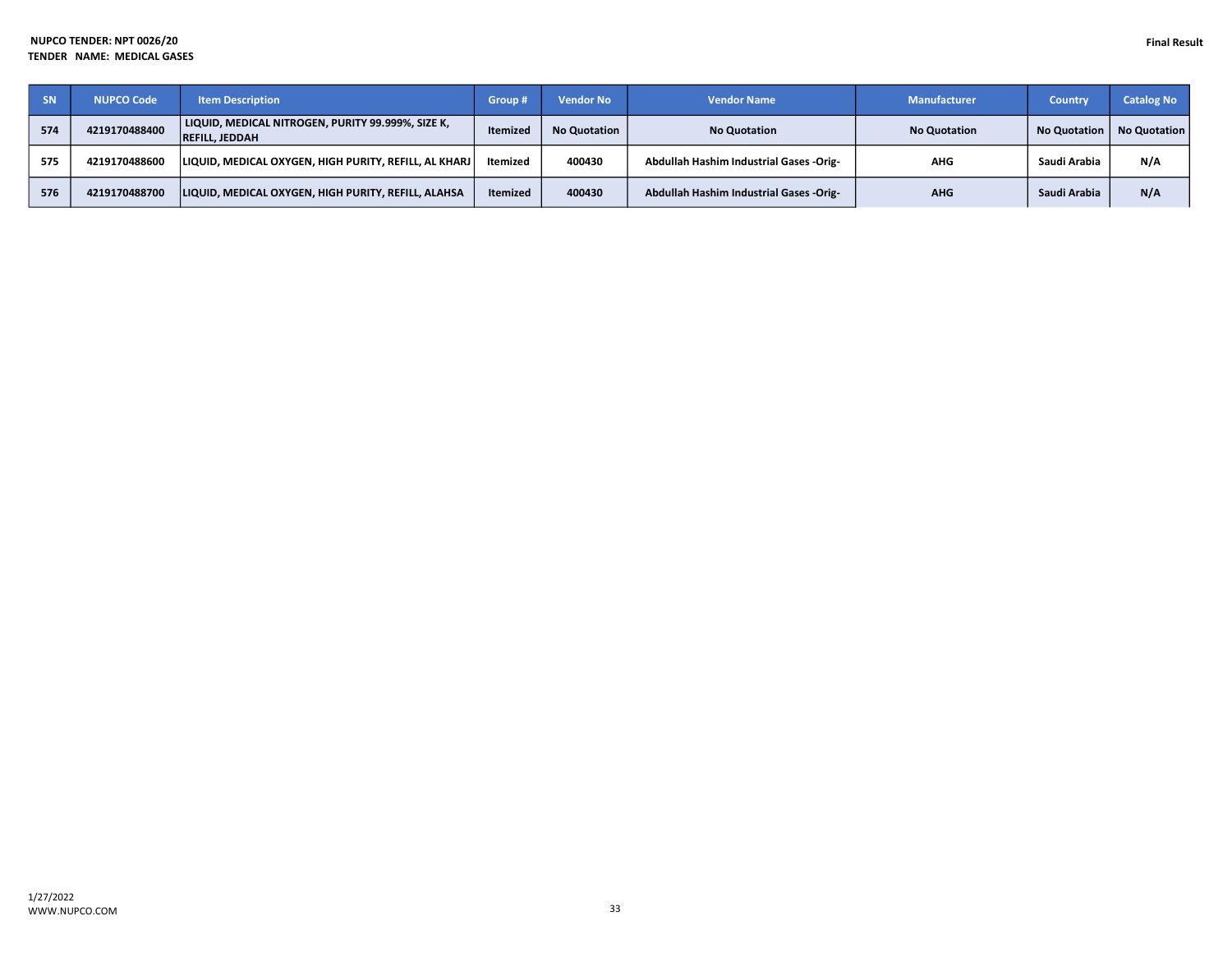**NUPCO TENDER: NPT 0026/20**
**TENDER NAME: MEDICAL GASES**

**Final Result**

| SN | NUPCO Code | Item Description | Group # | Vendor No | Vendor Name | Manufacturer | Country | Catalog No |
|---|---|---|---|---|---|---|---|---|
| 574 | 4219170488400 | LIQUID, MEDICAL NITROGEN, PURITY 99.999%, SIZE K, REFILL, JEDDAH | Itemized | No Quotation | No Quotation | No Quotation | No Quotation | No Quotation |
| 575 | 4219170488600 | LIQUID, MEDICAL OXYGEN, HIGH PURITY, REFILL, AL KHARJ | Itemized | 400430 | Abdullah Hashim Industrial Gases -Orig- | AHG | Saudi Arabia | N/A |
| 576 | 4219170488700 | LIQUID, MEDICAL OXYGEN, HIGH PURITY, REFILL, ALAHSA | Itemized | 400430 | Abdullah Hashim Industrial Gases -Orig- | AHG | Saudi Arabia | N/A |

1/27/2022
WWW.NUPCO.COM